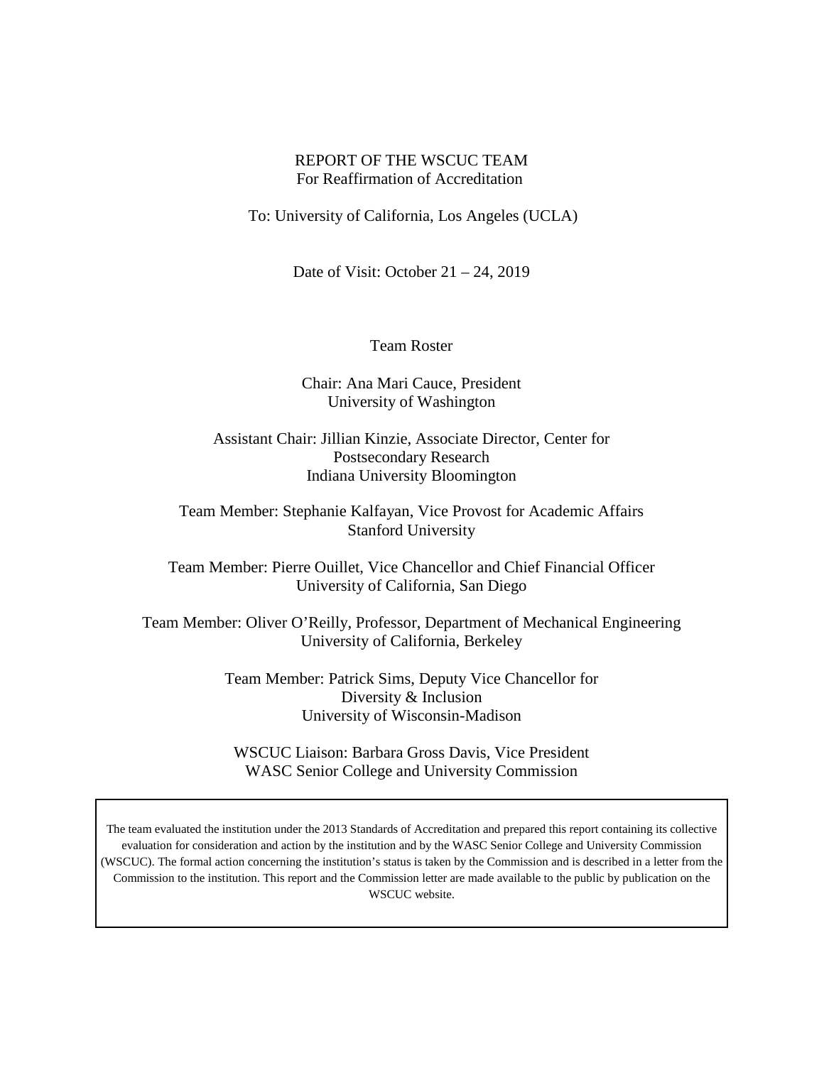# REPORT OF THE WSCUC TEAM
For Reaffirmation of Accreditation

To: University of California, Los Angeles (UCLA)

Date of Visit: October 21 – 24, 2019

## Team Roster

Chair: Ana Mari Cauce, President
University of Washington

Assistant Chair: Jillian Kinzie, Associate Director, Center for Postsecondary Research
Indiana University Bloomington

Team Member: Stephanie Kalfayan, Vice Provost for Academic Affairs
Stanford University

Team Member: Pierre Ouillet, Vice Chancellor and Chief Financial Officer
University of California, San Diego

Team Member: Oliver O'Reilly, Professor, Department of Mechanical Engineering
University of California, Berkeley

Team Member: Patrick Sims, Deputy Vice Chancellor for Diversity & Inclusion
University of Wisconsin-Madison

WSCUC Liaison: Barbara Gross Davis, Vice President
WASC Senior College and University Commission

The team evaluated the institution under the 2013 Standards of Accreditation and prepared this report containing its collective evaluation for consideration and action by the institution and by the WASC Senior College and University Commission (WSCUC). The formal action concerning the institution's status is taken by the Commission and is described in a letter from the Commission to the institution. This report and the Commission letter are made available to the public by publication on the WSCUC website.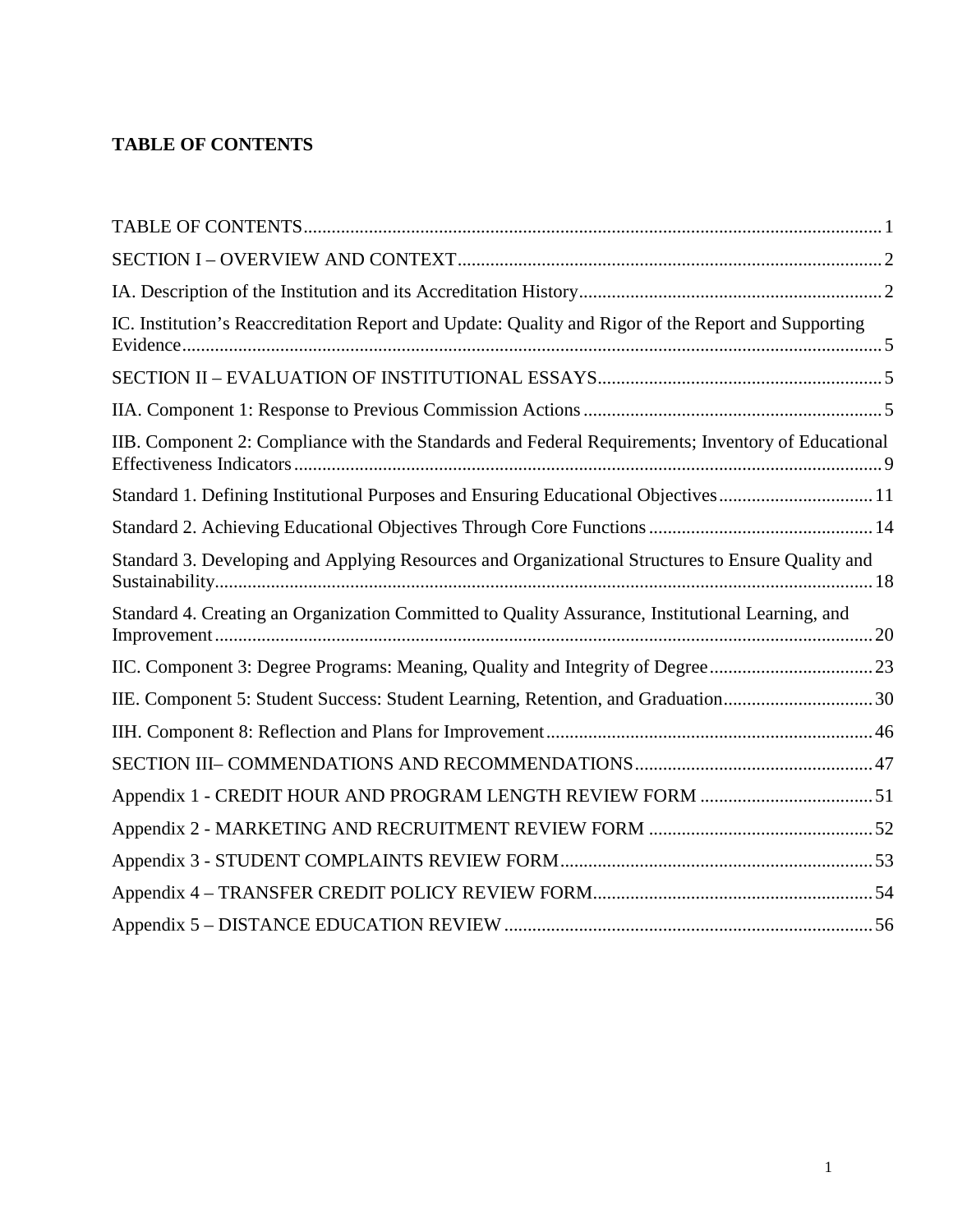**TABLE OF CONTENTS**

TABLE OF CONTENTS ........................................................................ 1
SECTION I – OVERVIEW AND CONTEXT ........................................................................ 2
IA. Description of the Institution and its Accreditation History ........................................................................ 2
IC. Institution's Reaccreditation Report and Update: Quality and Rigor of the Report and Supporting Evidence ........................................................................ 5
SECTION II – EVALUATION OF INSTITUTIONAL ESSAYS ........................................................................ 5
IIA. Component 1: Response to Previous Commission Actions ........................................................................ 5
IIB. Component 2: Compliance with the Standards and Federal Requirements; Inventory of Educational Effectiveness Indicators ........................................................................ 9
Standard 1. Defining Institutional Purposes and Ensuring Educational Objectives ........................................................................ 11
Standard 2. Achieving Educational Objectives Through Core Functions ........................................................................ 14
Standard 3. Developing and Applying Resources and Organizational Structures to Ensure Quality and Sustainability ........................................................................ 18
Standard 4. Creating an Organization Committed to Quality Assurance, Institutional Learning, and Improvement ........................................................................ 20
IIC. Component 3: Degree Programs: Meaning, Quality and Integrity of Degree ........................................................................ 23
IIE. Component 5: Student Success: Student Learning, Retention, and Graduation ........................................................................ 30
IIH. Component 8: Reflection and Plans for Improvement ........................................................................ 46
SECTION III– COMMENDATIONS AND RECOMMENDATIONS ........................................................................ 47
Appendix 1 - CREDIT HOUR AND PROGRAM LENGTH REVIEW FORM ........................................................................ 51
Appendix 2 - MARKETING AND RECRUITMENT REVIEW FORM ........................................................................ 52
Appendix 3 - STUDENT COMPLAINTS REVIEW FORM ........................................................................ 53
Appendix 4 – TRANSFER CREDIT POLICY REVIEW FORM ........................................................................ 54
Appendix 5 – DISTANCE EDUCATION REVIEW ........................................................................ 56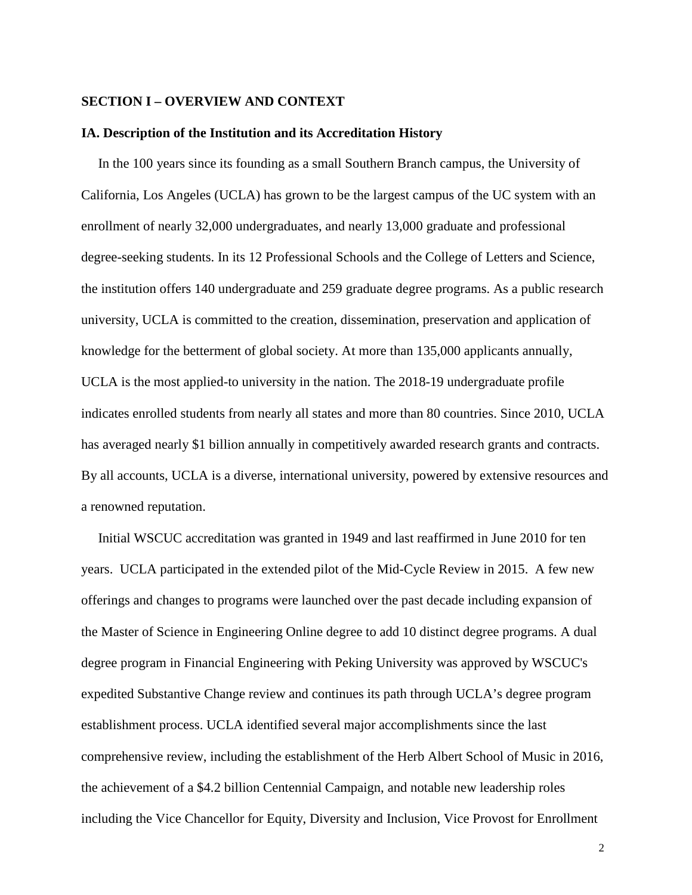## SECTION I – OVERVIEW AND CONTEXT

### IA. Description of the Institution and its Accreditation History

In the 100 years since its founding as a small Southern Branch campus, the University of California, Los Angeles (UCLA) has grown to be the largest campus of the UC system with an enrollment of nearly 32,000 undergraduates, and nearly 13,000 graduate and professional degree-seeking students. In its 12 Professional Schools and the College of Letters and Science, the institution offers 140 undergraduate and 259 graduate degree programs. As a public research university, UCLA is committed to the creation, dissemination, preservation and application of knowledge for the betterment of global society. At more than 135,000 applicants annually, UCLA is the most applied-to university in the nation. The 2018-19 undergraduate profile indicates enrolled students from nearly all states and more than 80 countries. Since 2010, UCLA has averaged nearly $1 billion annually in competitively awarded research grants and contracts. By all accounts, UCLA is a diverse, international university, powered by extensive resources and a renowned reputation.

Initial WSCUC accreditation was granted in 1949 and last reaffirmed in June 2010 for ten years. UCLA participated in the extended pilot of the Mid-Cycle Review in 2015. A few new offerings and changes to programs were launched over the past decade including expansion of the Master of Science in Engineering Online degree to add 10 distinct degree programs. A dual degree program in Financial Engineering with Peking University was approved by WSCUC's expedited Substantive Change review and continues its path through UCLA's degree program establishment process. UCLA identified several major accomplishments since the last comprehensive review, including the establishment of the Herb Albert School of Music in 2016, the achievement of a $4.2 billion Centennial Campaign, and notable new leadership roles including the Vice Chancellor for Equity, Diversity and Inclusion, Vice Provost for Enrollment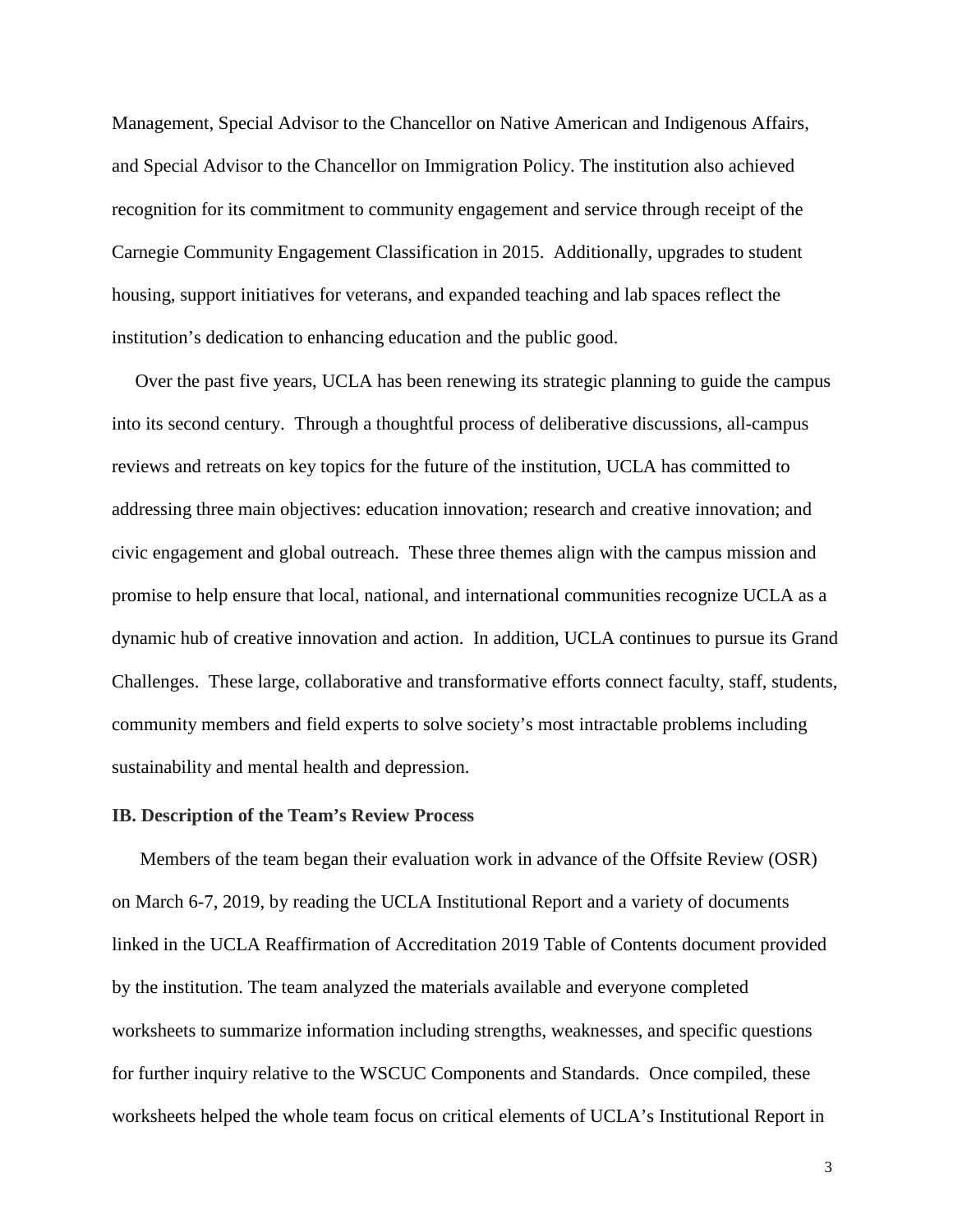Management, Special Advisor to the Chancellor on Native American and Indigenous Affairs, and Special Advisor to the Chancellor on Immigration Policy. The institution also achieved recognition for its commitment to community engagement and service through receipt of the Carnegie Community Engagement Classification in 2015. Additionally, upgrades to student housing, support initiatives for veterans, and expanded teaching and lab spaces reflect the institution's dedication to enhancing education and the public good.

Over the past five years, UCLA has been renewing its strategic planning to guide the campus into its second century. Through a thoughtful process of deliberative discussions, all-campus reviews and retreats on key topics for the future of the institution, UCLA has committed to addressing three main objectives: education innovation; research and creative innovation; and civic engagement and global outreach. These three themes align with the campus mission and promise to help ensure that local, national, and international communities recognize UCLA as a dynamic hub of creative innovation and action. In addition, UCLA continues to pursue its Grand Challenges. These large, collaborative and transformative efforts connect faculty, staff, students, community members and field experts to solve society's most intractable problems including sustainability and mental health and depression.

### IB. Description of the Team's Review Process

Members of the team began their evaluation work in advance of the Offsite Review (OSR) on March 6-7, 2019, by reading the UCLA Institutional Report and a variety of documents linked in the UCLA Reaffirmation of Accreditation 2019 Table of Contents document provided by the institution. The team analyzed the materials available and everyone completed worksheets to summarize information including strengths, weaknesses, and specific questions for further inquiry relative to the WSCUC Components and Standards. Once compiled, these worksheets helped the whole team focus on critical elements of UCLA's Institutional Report in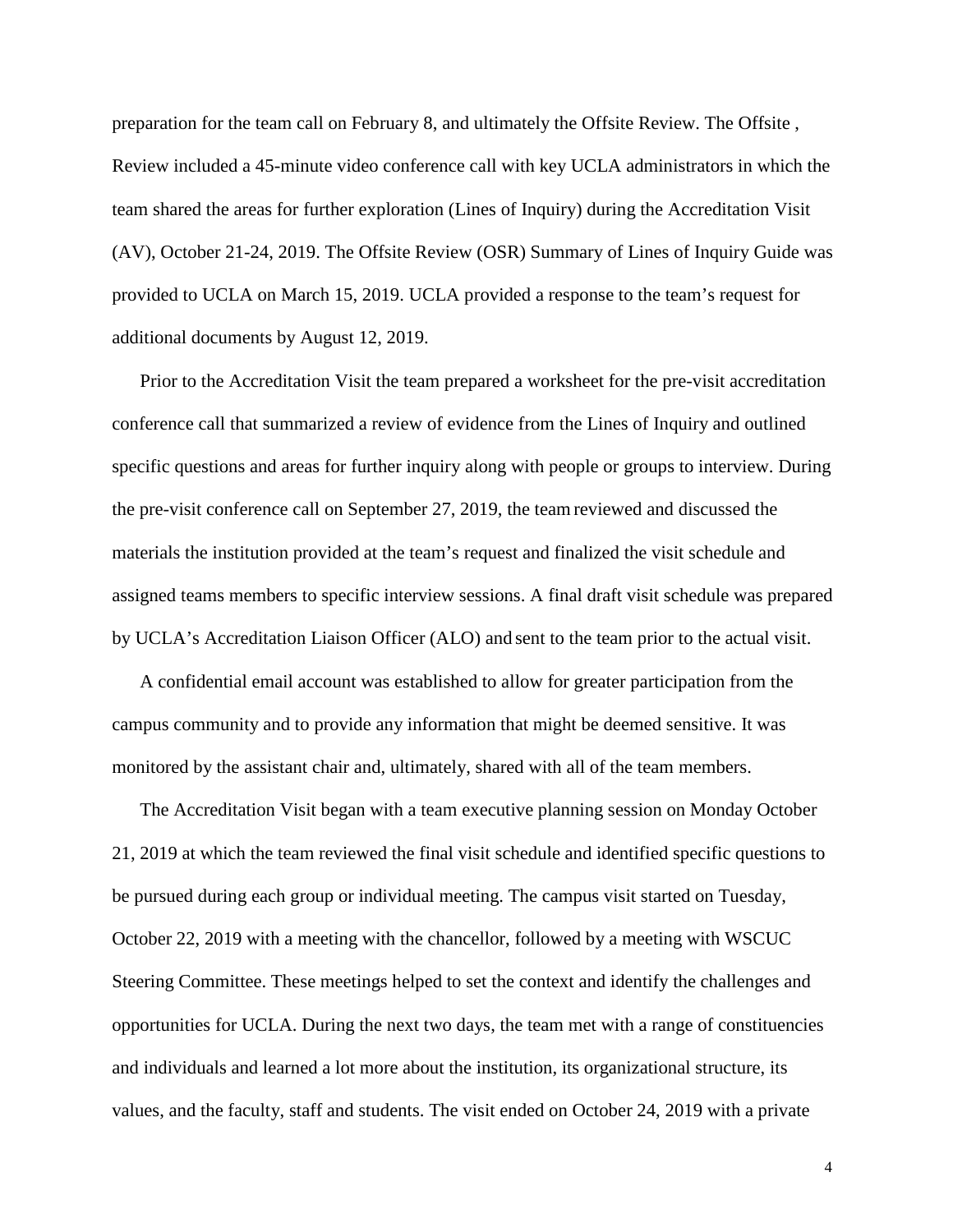preparation for the team call on February 8, and ultimately the Offsite Review. The Offsite , Review included a 45-minute video conference call with key UCLA administrators in which the team shared the areas for further exploration (Lines of Inquiry) during the Accreditation Visit (AV), October 21-24, 2019. The Offsite Review (OSR) Summary of Lines of Inquiry Guide was provided to UCLA on March 15, 2019. UCLA provided a response to the team's request for additional documents by August 12, 2019.

Prior to the Accreditation Visit the team prepared a worksheet for the pre-visit accreditation conference call that summarized a review of evidence from the Lines of Inquiry and outlined specific questions and areas for further inquiry along with people or groups to interview. During the pre-visit conference call on September 27, 2019, the team reviewed and discussed the materials the institution provided at the team's request and finalized the visit schedule and assigned teams members to specific interview sessions. A final draft visit schedule was prepared by UCLA's Accreditation Liaison Officer (ALO) and sent to the team prior to the actual visit.

A confidential email account was established to allow for greater participation from the campus community and to provide any information that might be deemed sensitive. It was monitored by the assistant chair and, ultimately, shared with all of the team members.

The Accreditation Visit began with a team executive planning session on Monday October 21, 2019 at which the team reviewed the final visit schedule and identified specific questions to be pursued during each group or individual meeting. The campus visit started on Tuesday, October 22, 2019 with a meeting with the chancellor, followed by a meeting with WSCUC Steering Committee. These meetings helped to set the context and identify the challenges and opportunities for UCLA. During the next two days, the team met with a range of constituencies and individuals and learned a lot more about the institution, its organizational structure, its values, and the faculty, staff and students. The visit ended on October 24, 2019 with a private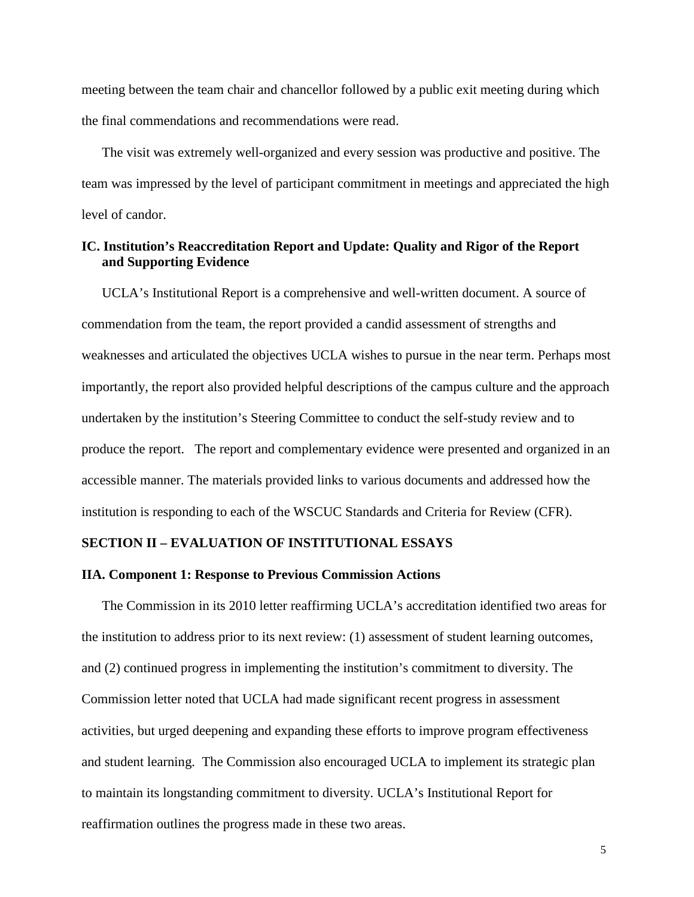meeting between the team chair and chancellor followed by a public exit meeting during which the final commendations and recommendations were read.

The visit was extremely well-organized and every session was productive and positive. The team was impressed by the level of participant commitment in meetings and appreciated the high level of candor.

### IC. Institution's Reaccreditation Report and Update: Quality and Rigor of the Report and Supporting Evidence

UCLA's Institutional Report is a comprehensive and well-written document. A source of commendation from the team, the report provided a candid assessment of strengths and weaknesses and articulated the objectives UCLA wishes to pursue in the near term. Perhaps most importantly, the report also provided helpful descriptions of the campus culture and the approach undertaken by the institution's Steering Committee to conduct the self-study review and to produce the report. The report and complementary evidence were presented and organized in an accessible manner. The materials provided links to various documents and addressed how the institution is responding to each of the WSCUC Standards and Criteria for Review (CFR).

## SECTION II – EVALUATION OF INSTITUTIONAL ESSAYS

### IIA. Component 1: Response to Previous Commission Actions

The Commission in its 2010 letter reaffirming UCLA's accreditation identified two areas for the institution to address prior to its next review: (1) assessment of student learning outcomes, and (2) continued progress in implementing the institution's commitment to diversity. The Commission letter noted that UCLA had made significant recent progress in assessment activities, but urged deepening and expanding these efforts to improve program effectiveness and student learning. The Commission also encouraged UCLA to implement its strategic plan to maintain its longstanding commitment to diversity. UCLA's Institutional Report for reaffirmation outlines the progress made in these two areas.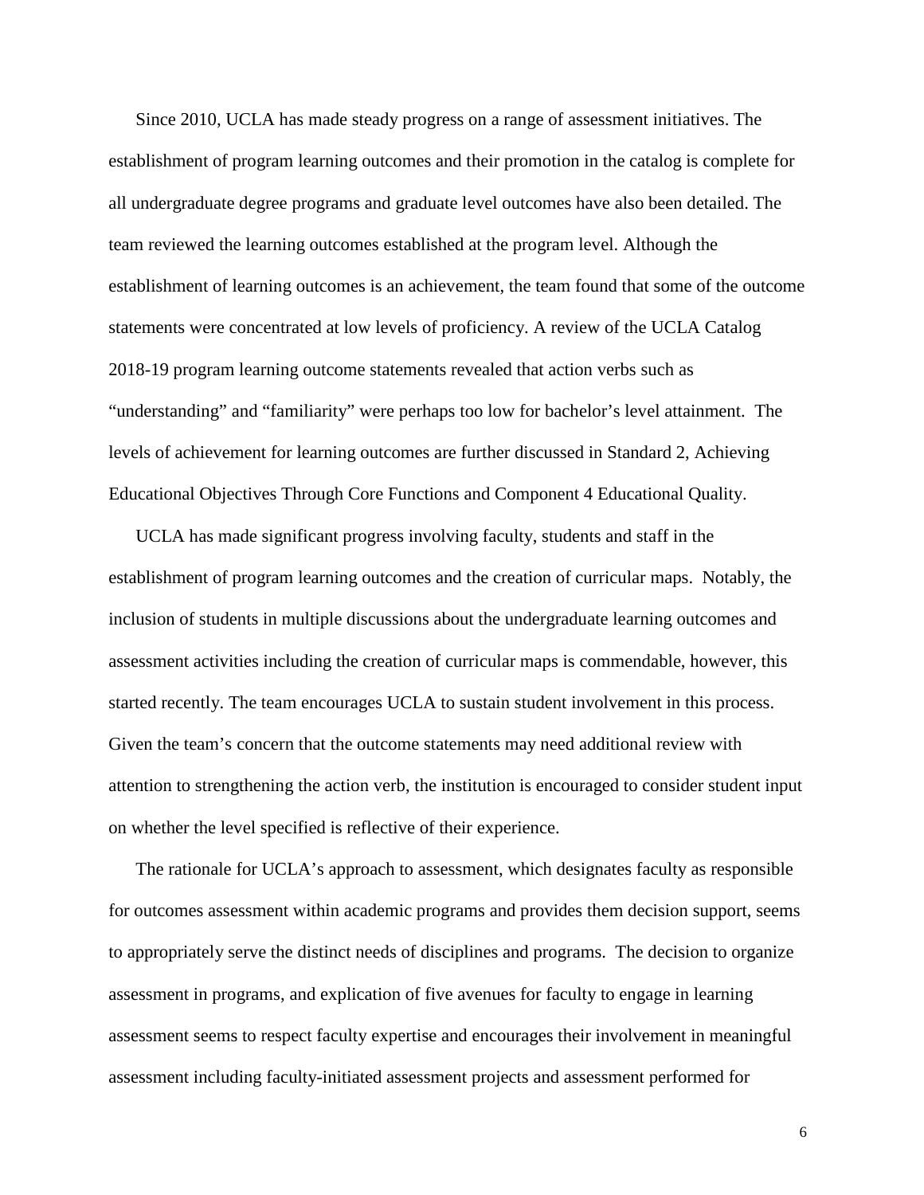Since 2010, UCLA has made steady progress on a range of assessment initiatives. The establishment of program learning outcomes and their promotion in the catalog is complete for all undergraduate degree programs and graduate level outcomes have also been detailed. The team reviewed the learning outcomes established at the program level. Although the establishment of learning outcomes is an achievement, the team found that some of the outcome statements were concentrated at low levels of proficiency. A review of the UCLA Catalog 2018-19 program learning outcome statements revealed that action verbs such as "understanding" and "familiarity" were perhaps too low for bachelor's level attainment. The levels of achievement for learning outcomes are further discussed in Standard 2, Achieving Educational Objectives Through Core Functions and Component 4 Educational Quality.

UCLA has made significant progress involving faculty, students and staff in the establishment of program learning outcomes and the creation of curricular maps. Notably, the inclusion of students in multiple discussions about the undergraduate learning outcomes and assessment activities including the creation of curricular maps is commendable, however, this started recently. The team encourages UCLA to sustain student involvement in this process. Given the team's concern that the outcome statements may need additional review with attention to strengthening the action verb, the institution is encouraged to consider student input on whether the level specified is reflective of their experience.

The rationale for UCLA's approach to assessment, which designates faculty as responsible for outcomes assessment within academic programs and provides them decision support, seems to appropriately serve the distinct needs of disciplines and programs. The decision to organize assessment in programs, and explication of five avenues for faculty to engage in learning assessment seems to respect faculty expertise and encourages their involvement in meaningful assessment including faculty-initiated assessment projects and assessment performed for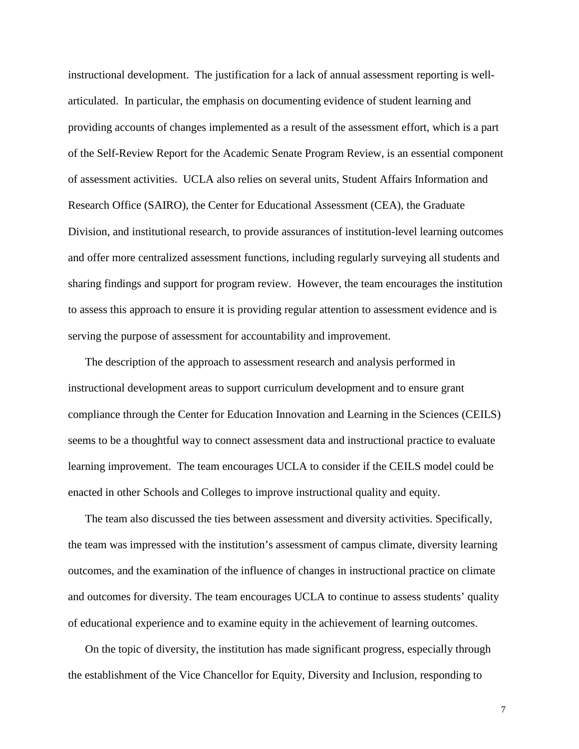instructional development. The justification for a lack of annual assessment reporting is well-articulated. In particular, the emphasis on documenting evidence of student learning and providing accounts of changes implemented as a result of the assessment effort, which is a part of the Self-Review Report for the Academic Senate Program Review, is an essential component of assessment activities. UCLA also relies on several units, Student Affairs Information and Research Office (SAIRO), the Center for Educational Assessment (CEA), the Graduate Division, and institutional research, to provide assurances of institution-level learning outcomes and offer more centralized assessment functions, including regularly surveying all students and sharing findings and support for program review. However, the team encourages the institution to assess this approach to ensure it is providing regular attention to assessment evidence and is serving the purpose of assessment for accountability and improvement.

The description of the approach to assessment research and analysis performed in instructional development areas to support curriculum development and to ensure grant compliance through the Center for Education Innovation and Learning in the Sciences (CEILS) seems to be a thoughtful way to connect assessment data and instructional practice to evaluate learning improvement. The team encourages UCLA to consider if the CEILS model could be enacted in other Schools and Colleges to improve instructional quality and equity.

The team also discussed the ties between assessment and diversity activities. Specifically, the team was impressed with the institution's assessment of campus climate, diversity learning outcomes, and the examination of the influence of changes in instructional practice on climate and outcomes for diversity. The team encourages UCLA to continue to assess students' quality of educational experience and to examine equity in the achievement of learning outcomes.

On the topic of diversity, the institution has made significant progress, especially through the establishment of the Vice Chancellor for Equity, Diversity and Inclusion, responding to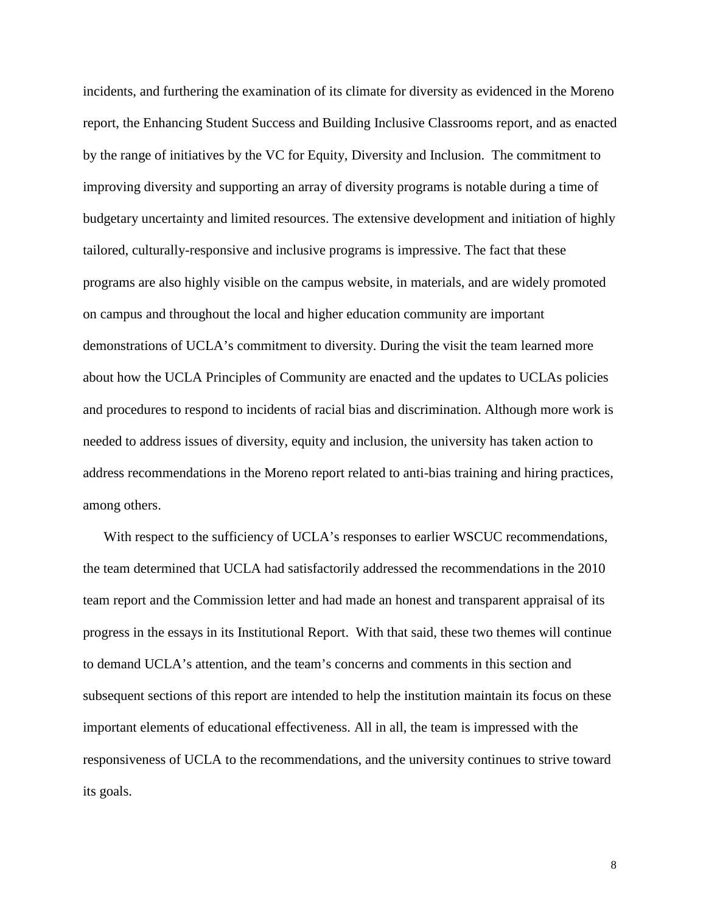incidents, and furthering the examination of its climate for diversity as evidenced in the Moreno report, the Enhancing Student Success and Building Inclusive Classrooms report, and as enacted by the range of initiatives by the VC for Equity, Diversity and Inclusion. The commitment to improving diversity and supporting an array of diversity programs is notable during a time of budgetary uncertainty and limited resources. The extensive development and initiation of highly tailored, culturally-responsive and inclusive programs is impressive. The fact that these programs are also highly visible on the campus website, in materials, and are widely promoted on campus and throughout the local and higher education community are important demonstrations of UCLA's commitment to diversity. During the visit the team learned more about how the UCLA Principles of Community are enacted and the updates to UCLAs policies and procedures to respond to incidents of racial bias and discrimination. Although more work is needed to address issues of diversity, equity and inclusion, the university has taken action to address recommendations in the Moreno report related to anti-bias training and hiring practices, among others.

With respect to the sufficiency of UCLA's responses to earlier WSCUC recommendations, the team determined that UCLA had satisfactorily addressed the recommendations in the 2010 team report and the Commission letter and had made an honest and transparent appraisal of its progress in the essays in its Institutional Report. With that said, these two themes will continue to demand UCLA's attention, and the team's concerns and comments in this section and subsequent sections of this report are intended to help the institution maintain its focus on these important elements of educational effectiveness. All in all, the team is impressed with the responsiveness of UCLA to the recommendations, and the university continues to strive toward its goals.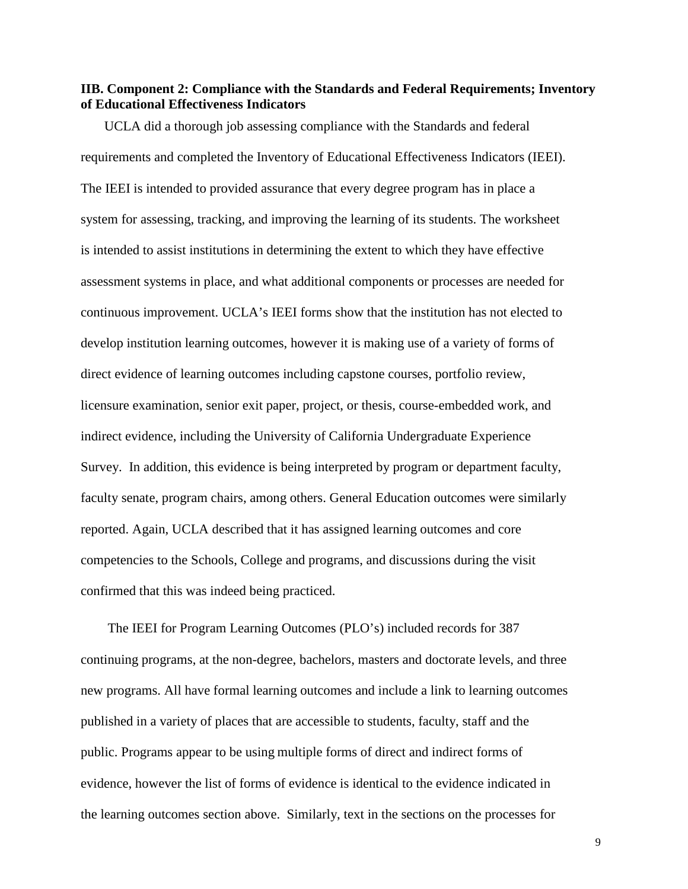**IIB. Component 2: Compliance with the Standards and Federal Requirements; Inventory of Educational Effectiveness Indicators**

UCLA did a thorough job assessing compliance with the Standards and federal requirements and completed the Inventory of Educational Effectiveness Indicators (IEEI). The IEEI is intended to provided assurance that every degree program has in place a system for assessing, tracking, and improving the learning of its students. The worksheet is intended to assist institutions in determining the extent to which they have effective assessment systems in place, and what additional components or processes are needed for continuous improvement. UCLA's IEEI forms show that the institution has not elected to develop institution learning outcomes, however it is making use of a variety of forms of direct evidence of learning outcomes including capstone courses, portfolio review, licensure examination, senior exit paper, project, or thesis, course-embedded work, and indirect evidence, including the University of California Undergraduate Experience Survey. In addition, this evidence is being interpreted by program or department faculty, faculty senate, program chairs, among others. General Education outcomes were similarly reported. Again, UCLA described that it has assigned learning outcomes and core competencies to the Schools, College and programs, and discussions during the visit confirmed that this was indeed being practiced.

The IEEI for Program Learning Outcomes (PLO's) included records for 387 continuing programs, at the non-degree, bachelors, masters and doctorate levels, and three new programs. All have formal learning outcomes and include a link to learning outcomes published in a variety of places that are accessible to students, faculty, staff and the public. Programs appear to be using multiple forms of direct and indirect forms of evidence, however the list of forms of evidence is identical to the evidence indicated in the learning outcomes section above. Similarly, text in the sections on the processes for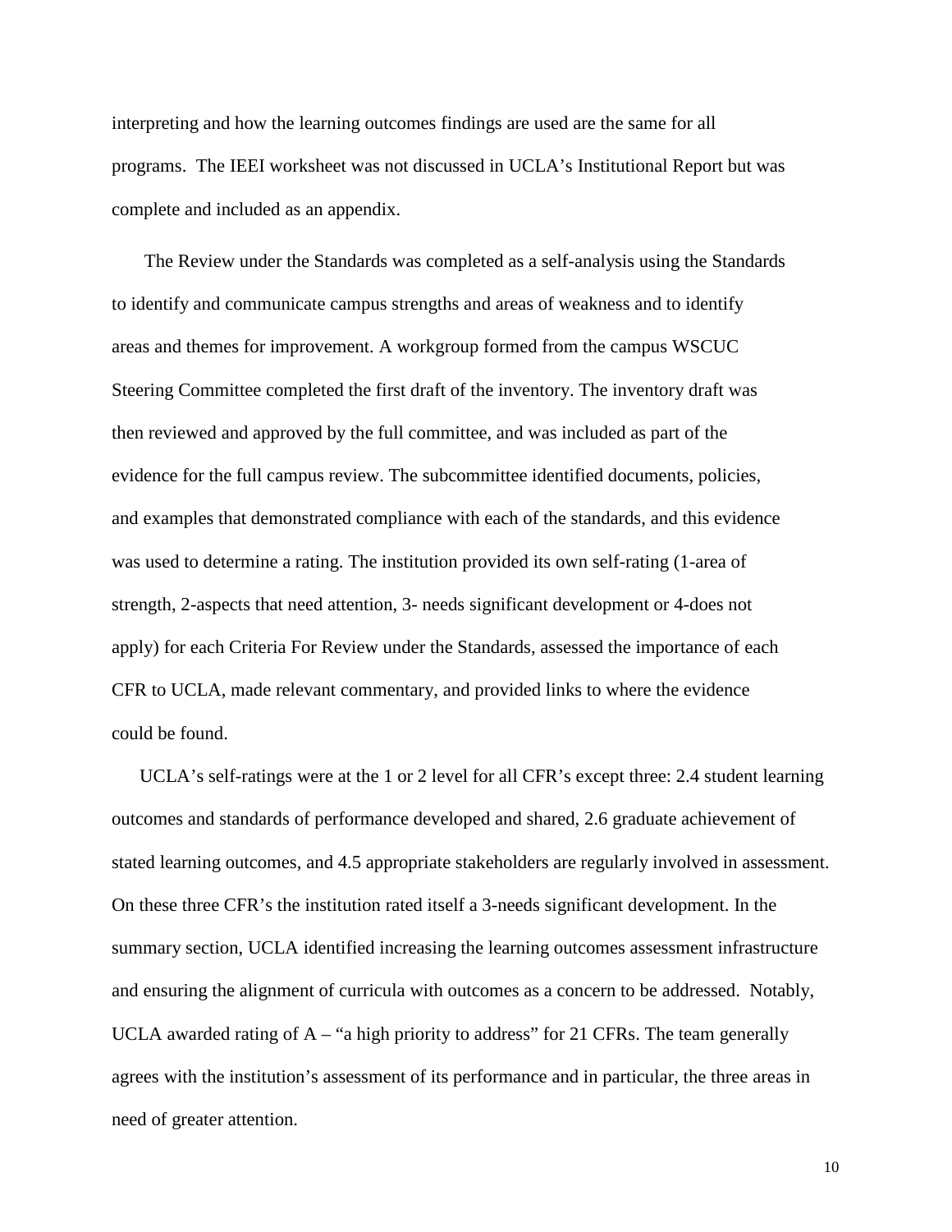interpreting and how the learning outcomes findings are used are the same for all programs. The IEEI worksheet was not discussed in UCLA's Institutional Report but was complete and included as an appendix.

The Review under the Standards was completed as a self-analysis using the Standards to identify and communicate campus strengths and areas of weakness and to identify areas and themes for improvement. A workgroup formed from the campus WSCUC Steering Committee completed the first draft of the inventory. The inventory draft was then reviewed and approved by the full committee, and was included as part of the evidence for the full campus review. The subcommittee identified documents, policies, and examples that demonstrated compliance with each of the standards, and this evidence was used to determine a rating. The institution provided its own self-rating (1-area of strength, 2-aspects that need attention, 3- needs significant development or 4-does not apply) for each Criteria For Review under the Standards, assessed the importance of each CFR to UCLA, made relevant commentary, and provided links to where the evidence could be found.

UCLA's self-ratings were at the 1 or 2 level for all CFR's except three: 2.4 student learning outcomes and standards of performance developed and shared, 2.6 graduate achievement of stated learning outcomes, and 4.5 appropriate stakeholders are regularly involved in assessment. On these three CFR's the institution rated itself a 3-needs significant development. In the summary section, UCLA identified increasing the learning outcomes assessment infrastructure and ensuring the alignment of curricula with outcomes as a concern to be addressed. Notably, UCLA awarded rating of A – "a high priority to address" for 21 CFRs. The team generally agrees with the institution's assessment of its performance and in particular, the three areas in need of greater attention.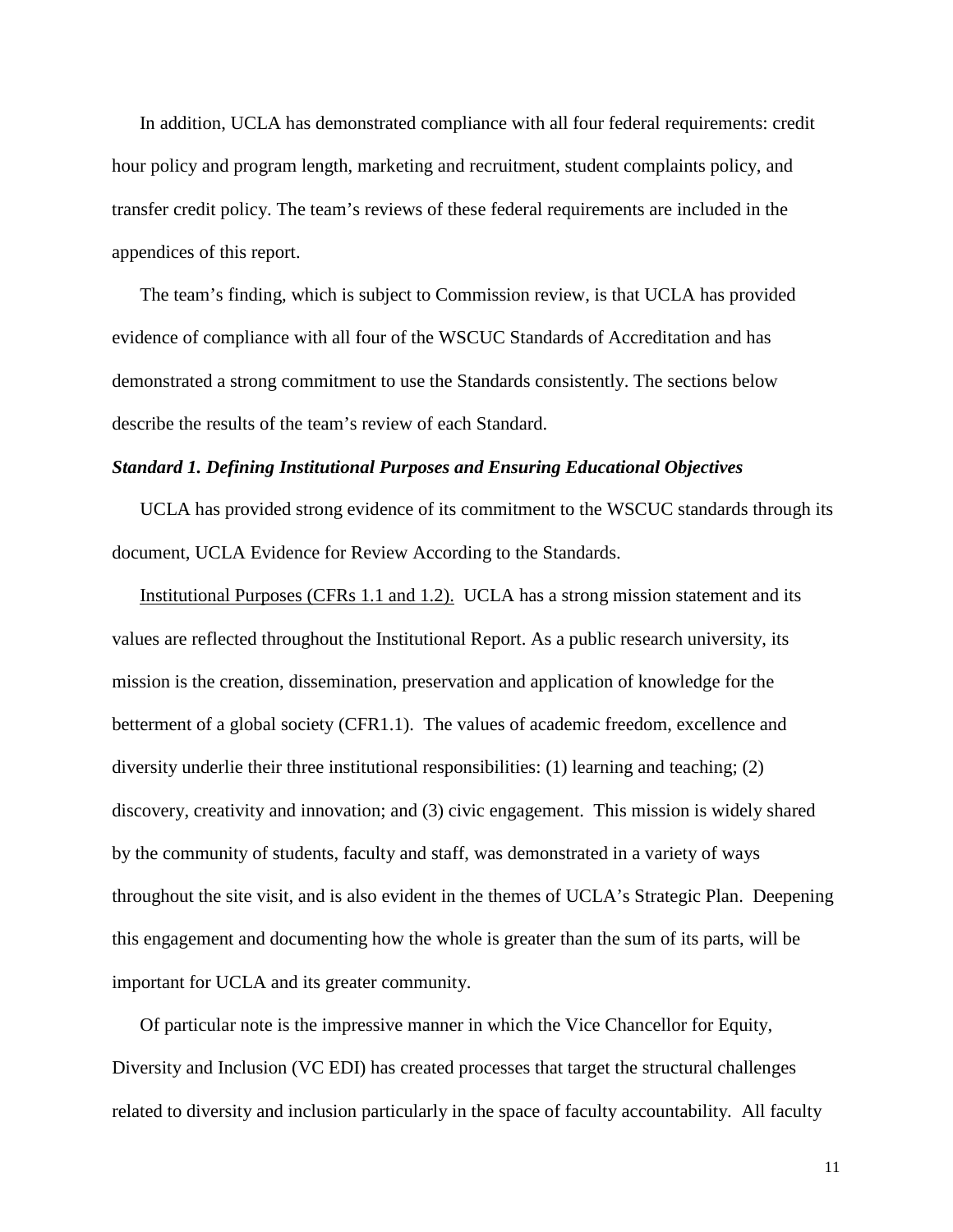In addition, UCLA has demonstrated compliance with all four federal requirements: credit hour policy and program length, marketing and recruitment, student complaints policy, and transfer credit policy. The team's reviews of these federal requirements are included in the appendices of this report.

The team's finding, which is subject to Commission review, is that UCLA has provided evidence of compliance with all four of the WSCUC Standards of Accreditation and has demonstrated a strong commitment to use the Standards consistently. The sections below describe the results of the team's review of each Standard.

***Standard 1. Defining Institutional Purposes and Ensuring Educational Objectives***

UCLA has provided strong evidence of its commitment to the WSCUC standards through its document, UCLA Evidence for Review According to the Standards.

<u>Institutional Purposes (CFRs 1.1 and 1.2).</u> UCLA has a strong mission statement and its values are reflected throughout the Institutional Report. As a public research university, its mission is the creation, dissemination, preservation and application of knowledge for the betterment of a global society (CFR1.1). The values of academic freedom, excellence and diversity underlie their three institutional responsibilities: (1) learning and teaching; (2) discovery, creativity and innovation; and (3) civic engagement. This mission is widely shared by the community of students, faculty and staff, was demonstrated in a variety of ways throughout the site visit, and is also evident in the themes of UCLA's Strategic Plan. Deepening this engagement and documenting how the whole is greater than the sum of its parts, will be important for UCLA and its greater community.

Of particular note is the impressive manner in which the Vice Chancellor for Equity, Diversity and Inclusion (VC EDI) has created processes that target the structural challenges related to diversity and inclusion particularly in the space of faculty accountability. All faculty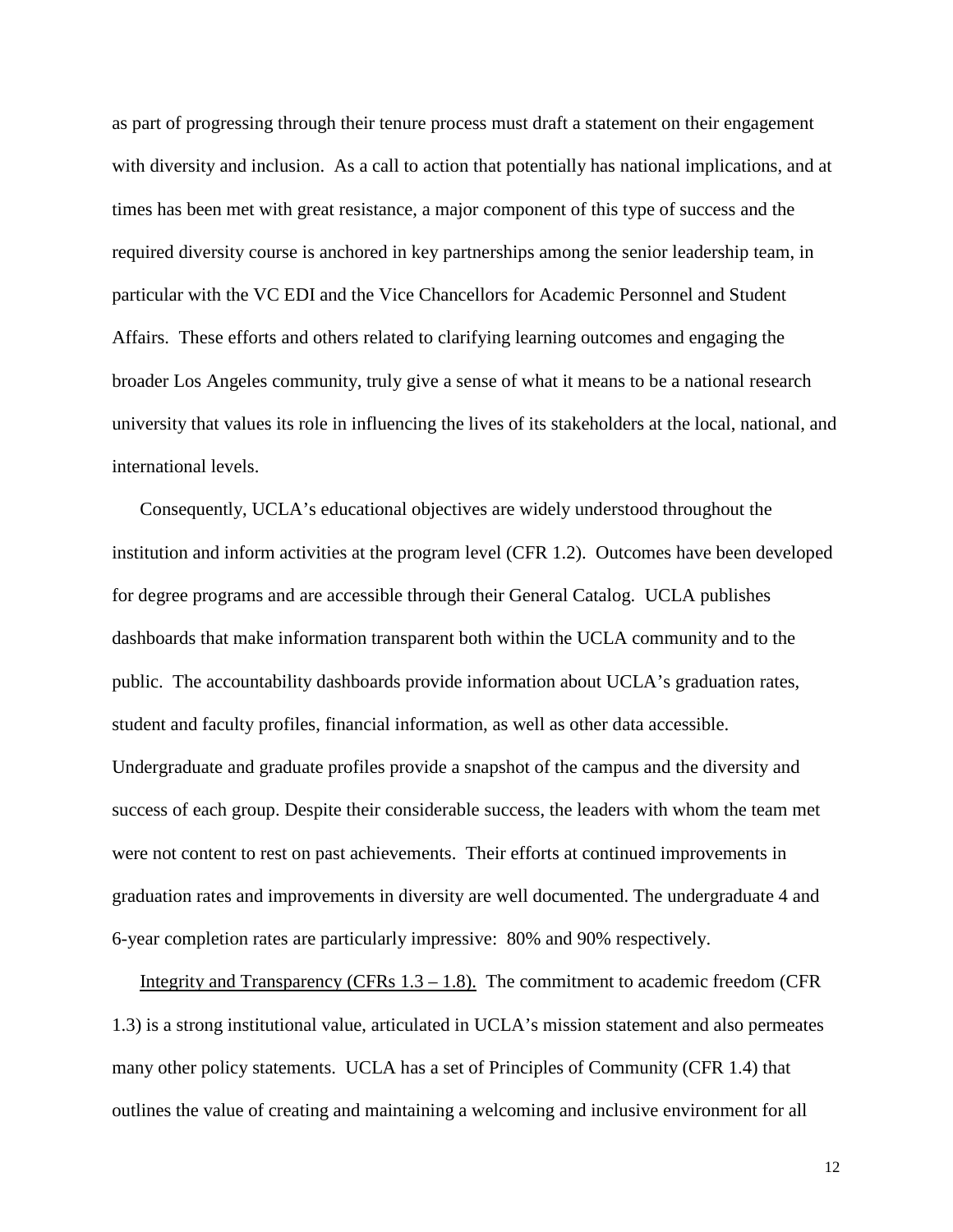as part of progressing through their tenure process must draft a statement on their engagement with diversity and inclusion. As a call to action that potentially has national implications, and at times has been met with great resistance, a major component of this type of success and the required diversity course is anchored in key partnerships among the senior leadership team, in particular with the VC EDI and the Vice Chancellors for Academic Personnel and Student Affairs. These efforts and others related to clarifying learning outcomes and engaging the broader Los Angeles community, truly give a sense of what it means to be a national research university that values its role in influencing the lives of its stakeholders at the local, national, and international levels.

Consequently, UCLA's educational objectives are widely understood throughout the institution and inform activities at the program level (CFR 1.2). Outcomes have been developed for degree programs and are accessible through their General Catalog. UCLA publishes dashboards that make information transparent both within the UCLA community and to the public. The accountability dashboards provide information about UCLA's graduation rates, student and faculty profiles, financial information, as well as other data accessible. Undergraduate and graduate profiles provide a snapshot of the campus and the diversity and success of each group. Despite their considerable success, the leaders with whom the team met were not content to rest on past achievements. Their efforts at continued improvements in graduation rates and improvements in diversity are well documented. The undergraduate 4 and 6-year completion rates are particularly impressive: 80% and 90% respectively.

<u>Integrity and Transparency (CFRs 1.3 – 1.8).</u> The commitment to academic freedom (CFR 1.3) is a strong institutional value, articulated in UCLA's mission statement and also permeates many other policy statements. UCLA has a set of Principles of Community (CFR 1.4) that outlines the value of creating and maintaining a welcoming and inclusive environment for all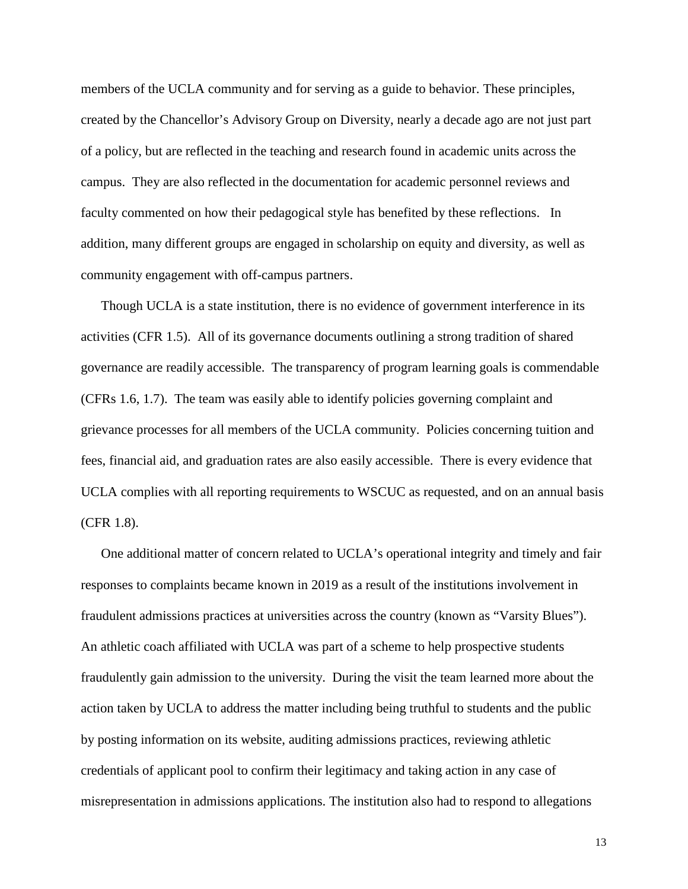members of the UCLA community and for serving as a guide to behavior. These principles, created by the Chancellor's Advisory Group on Diversity, nearly a decade ago are not just part of a policy, but are reflected in the teaching and research found in academic units across the campus. They are also reflected in the documentation for academic personnel reviews and faculty commented on how their pedagogical style has benefited by these reflections. In addition, many different groups are engaged in scholarship on equity and diversity, as well as community engagement with off-campus partners.

Though UCLA is a state institution, there is no evidence of government interference in its activities (CFR 1.5). All of its governance documents outlining a strong tradition of shared governance are readily accessible. The transparency of program learning goals is commendable (CFRs 1.6, 1.7). The team was easily able to identify policies governing complaint and grievance processes for all members of the UCLA community. Policies concerning tuition and fees, financial aid, and graduation rates are also easily accessible. There is every evidence that UCLA complies with all reporting requirements to WSCUC as requested, and on an annual basis (CFR 1.8).

One additional matter of concern related to UCLA's operational integrity and timely and fair responses to complaints became known in 2019 as a result of the institutions involvement in fraudulent admissions practices at universities across the country (known as "Varsity Blues"). An athletic coach affiliated with UCLA was part of a scheme to help prospective students fraudulently gain admission to the university. During the visit the team learned more about the action taken by UCLA to address the matter including being truthful to students and the public by posting information on its website, auditing admissions practices, reviewing athletic credentials of applicant pool to confirm their legitimacy and taking action in any case of misrepresentation in admissions applications. The institution also had to respond to allegations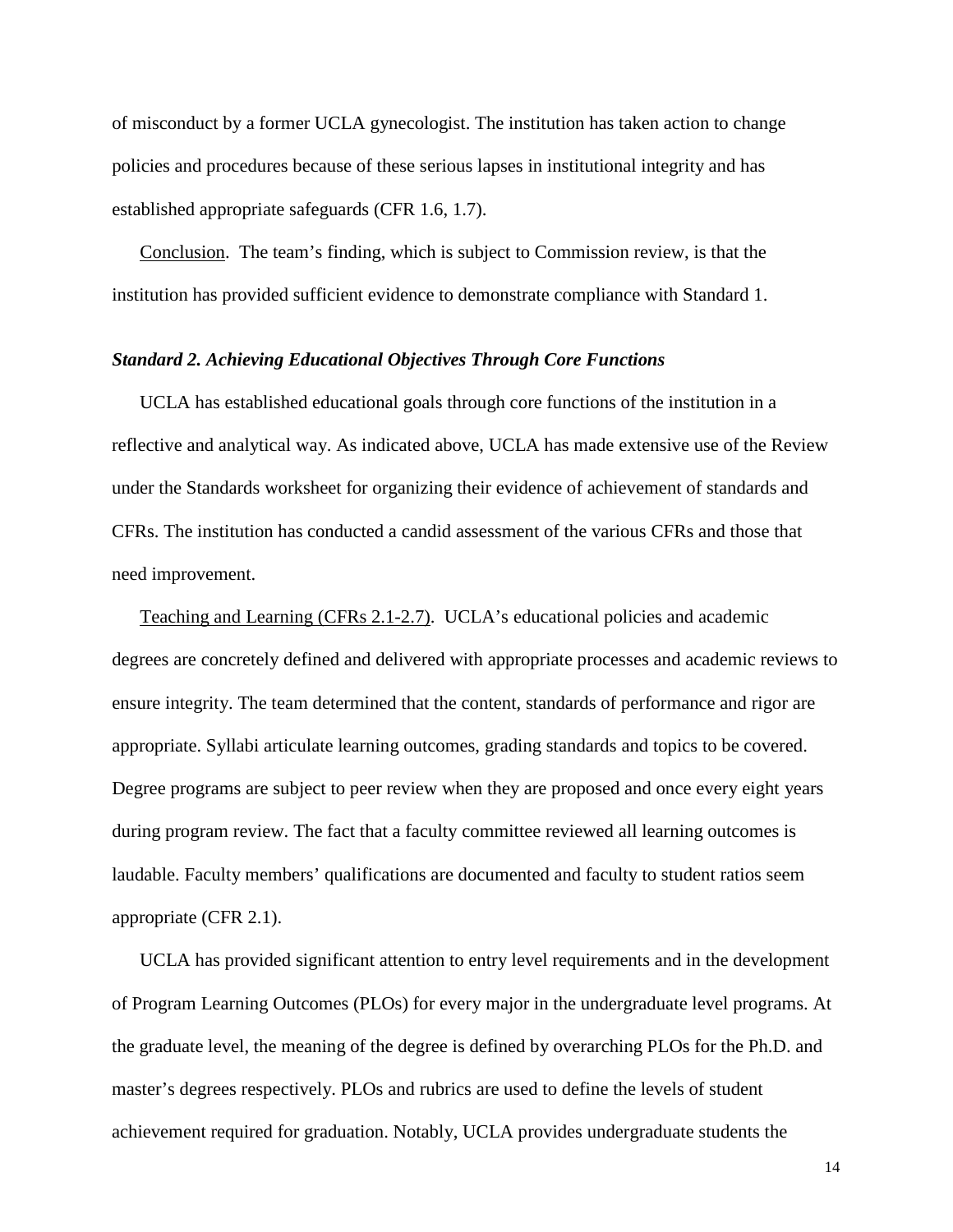of misconduct by a former UCLA gynecologist. The institution has taken action to change policies and procedures because of these serious lapses in institutional integrity and has established appropriate safeguards (CFR 1.6, 1.7).

Conclusion. The team's finding, which is subject to Commission review, is that the institution has provided sufficient evidence to demonstrate compliance with Standard 1.

***Standard 2. Achieving Educational Objectives Through Core Functions***

UCLA has established educational goals through core functions of the institution in a reflective and analytical way. As indicated above, UCLA has made extensive use of the Review under the Standards worksheet for organizing their evidence of achievement of standards and CFRs. The institution has conducted a candid assessment of the various CFRs and those that need improvement.

Teaching and Learning (CFRs 2.1-2.7). UCLA's educational policies and academic degrees are concretely defined and delivered with appropriate processes and academic reviews to ensure integrity. The team determined that the content, standards of performance and rigor are appropriate. Syllabi articulate learning outcomes, grading standards and topics to be covered. Degree programs are subject to peer review when they are proposed and once every eight years during program review. The fact that a faculty committee reviewed all learning outcomes is laudable. Faculty members' qualifications are documented and faculty to student ratios seem appropriate (CFR 2.1).

UCLA has provided significant attention to entry level requirements and in the development of Program Learning Outcomes (PLOs) for every major in the undergraduate level programs. At the graduate level, the meaning of the degree is defined by overarching PLOs for the Ph.D. and master's degrees respectively. PLOs and rubrics are used to define the levels of student achievement required for graduation. Notably, UCLA provides undergraduate students the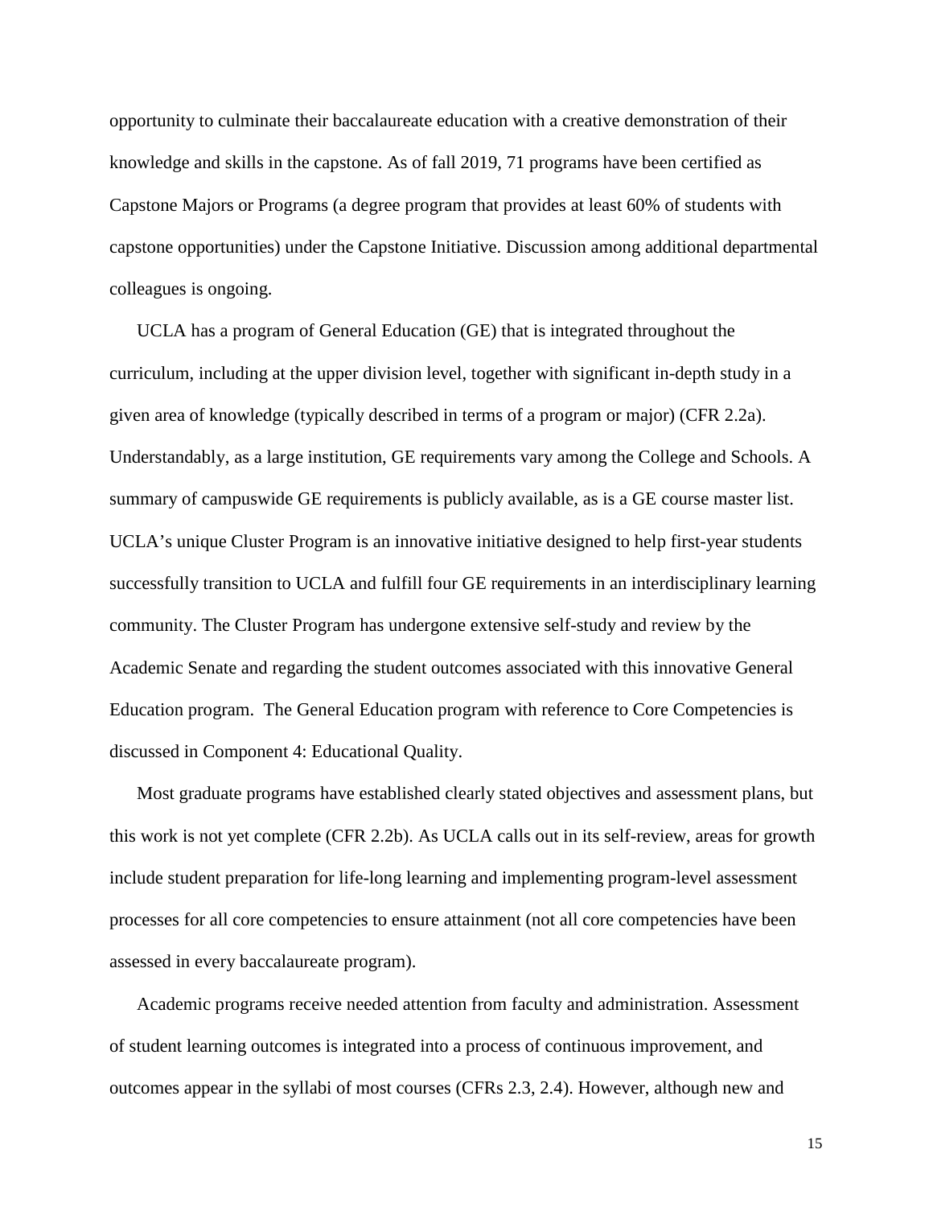opportunity to culminate their baccalaureate education with a creative demonstration of their knowledge and skills in the capstone. As of fall 2019, 71 programs have been certified as Capstone Majors or Programs (a degree program that provides at least 60% of students with capstone opportunities) under the Capstone Initiative. Discussion among additional departmental colleagues is ongoing.

UCLA has a program of General Education (GE) that is integrated throughout the curriculum, including at the upper division level, together with significant in-depth study in a given area of knowledge (typically described in terms of a program or major) (CFR 2.2a). Understandably, as a large institution, GE requirements vary among the College and Schools. A summary of campuswide GE requirements is publicly available, as is a GE course master list. UCLA's unique Cluster Program is an innovative initiative designed to help first-year students successfully transition to UCLA and fulfill four GE requirements in an interdisciplinary learning community. The Cluster Program has undergone extensive self-study and review by the Academic Senate and regarding the student outcomes associated with this innovative General Education program. The General Education program with reference to Core Competencies is discussed in Component 4: Educational Quality.

Most graduate programs have established clearly stated objectives and assessment plans, but this work is not yet complete (CFR 2.2b). As UCLA calls out in its self-review, areas for growth include student preparation for life-long learning and implementing program-level assessment processes for all core competencies to ensure attainment (not all core competencies have been assessed in every baccalaureate program).

Academic programs receive needed attention from faculty and administration. Assessment of student learning outcomes is integrated into a process of continuous improvement, and outcomes appear in the syllabi of most courses (CFRs 2.3, 2.4). However, although new and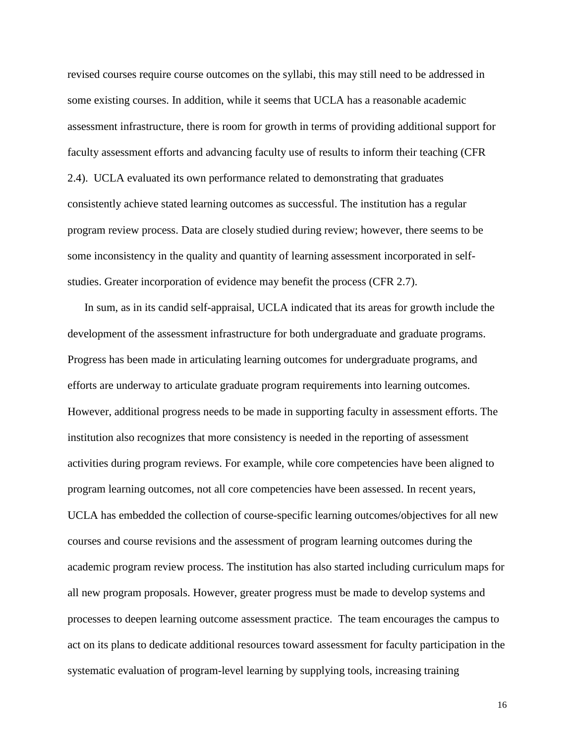revised courses require course outcomes on the syllabi, this may still need to be addressed in some existing courses. In addition, while it seems that UCLA has a reasonable academic assessment infrastructure, there is room for growth in terms of providing additional support for faculty assessment efforts and advancing faculty use of results to inform their teaching (CFR 2.4). UCLA evaluated its own performance related to demonstrating that graduates consistently achieve stated learning outcomes as successful. The institution has a regular program review process. Data are closely studied during review; however, there seems to be some inconsistency in the quality and quantity of learning assessment incorporated in self-studies. Greater incorporation of evidence may benefit the process (CFR 2.7).

In sum, as in its candid self-appraisal, UCLA indicated that its areas for growth include the development of the assessment infrastructure for both undergraduate and graduate programs. Progress has been made in articulating learning outcomes for undergraduate programs, and efforts are underway to articulate graduate program requirements into learning outcomes. However, additional progress needs to be made in supporting faculty in assessment efforts. The institution also recognizes that more consistency is needed in the reporting of assessment activities during program reviews. For example, while core competencies have been aligned to program learning outcomes, not all core competencies have been assessed. In recent years, UCLA has embedded the collection of course-specific learning outcomes/objectives for all new courses and course revisions and the assessment of program learning outcomes during the academic program review process. The institution has also started including curriculum maps for all new program proposals. However, greater progress must be made to develop systems and processes to deepen learning outcome assessment practice. The team encourages the campus to act on its plans to dedicate additional resources toward assessment for faculty participation in the systematic evaluation of program-level learning by supplying tools, increasing training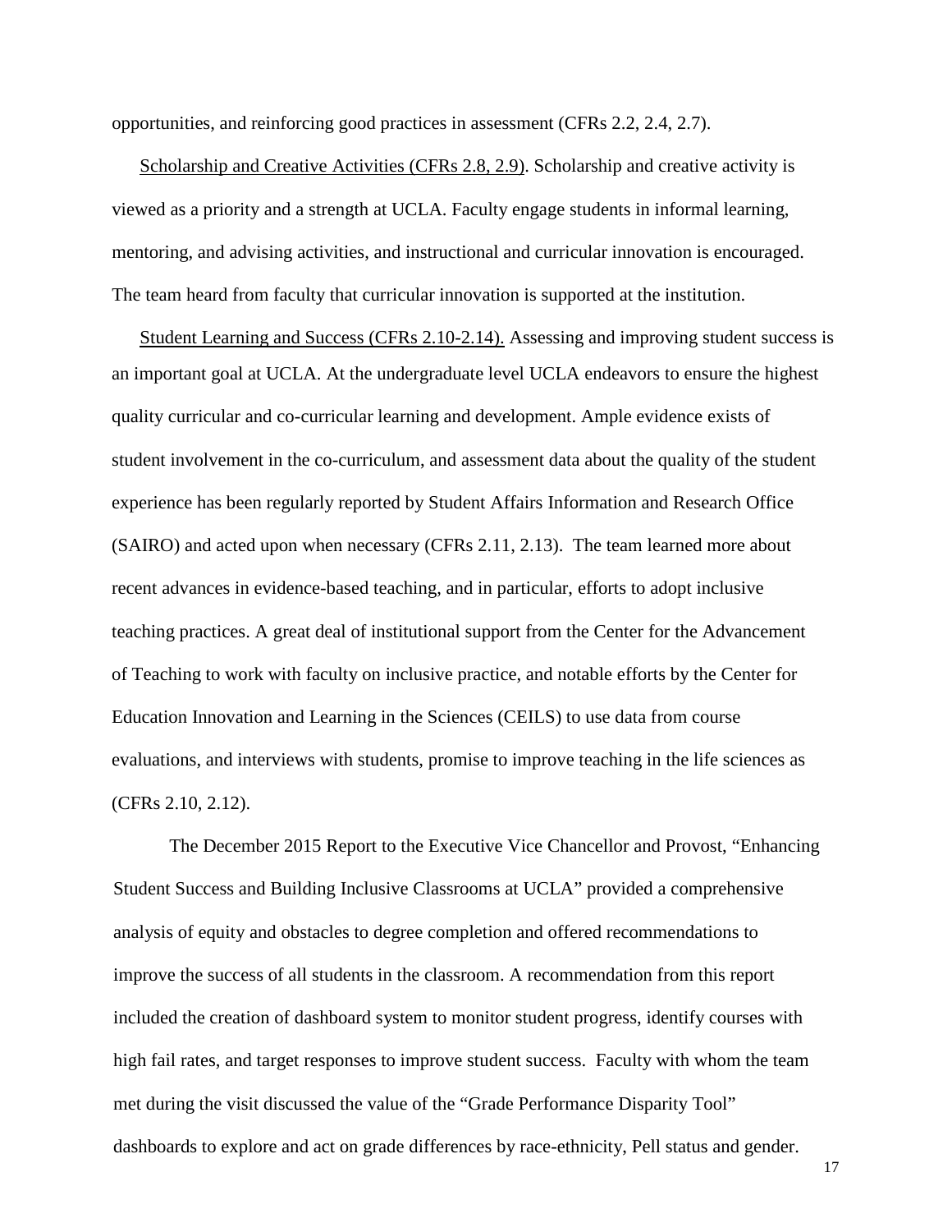opportunities, and reinforcing good practices in assessment (CFRs 2.2, 2.4, 2.7).

Scholarship and Creative Activities (CFRs 2.8, 2.9). Scholarship and creative activity is viewed as a priority and a strength at UCLA. Faculty engage students in informal learning, mentoring, and advising activities, and instructional and curricular innovation is encouraged. The team heard from faculty that curricular innovation is supported at the institution.

Student Learning and Success (CFRs 2.10-2.14). Assessing and improving student success is an important goal at UCLA. At the undergraduate level UCLA endeavors to ensure the highest quality curricular and co-curricular learning and development. Ample evidence exists of student involvement in the co-curriculum, and assessment data about the quality of the student experience has been regularly reported by Student Affairs Information and Research Office (SAIRO) and acted upon when necessary (CFRs 2.11, 2.13). The team learned more about recent advances in evidence-based teaching, and in particular, efforts to adopt inclusive teaching practices. A great deal of institutional support from the Center for the Advancement of Teaching to work with faculty on inclusive practice, and notable efforts by the Center for Education Innovation and Learning in the Sciences (CEILS) to use data from course evaluations, and interviews with students, promise to improve teaching in the life sciences as (CFRs 2.10, 2.12).

The December 2015 Report to the Executive Vice Chancellor and Provost, "Enhancing Student Success and Building Inclusive Classrooms at UCLA" provided a comprehensive analysis of equity and obstacles to degree completion and offered recommendations to improve the success of all students in the classroom. A recommendation from this report included the creation of dashboard system to monitor student progress, identify courses with high fail rates, and target responses to improve student success. Faculty with whom the team met during the visit discussed the value of the "Grade Performance Disparity Tool" dashboards to explore and act on grade differences by race-ethnicity, Pell status and gender.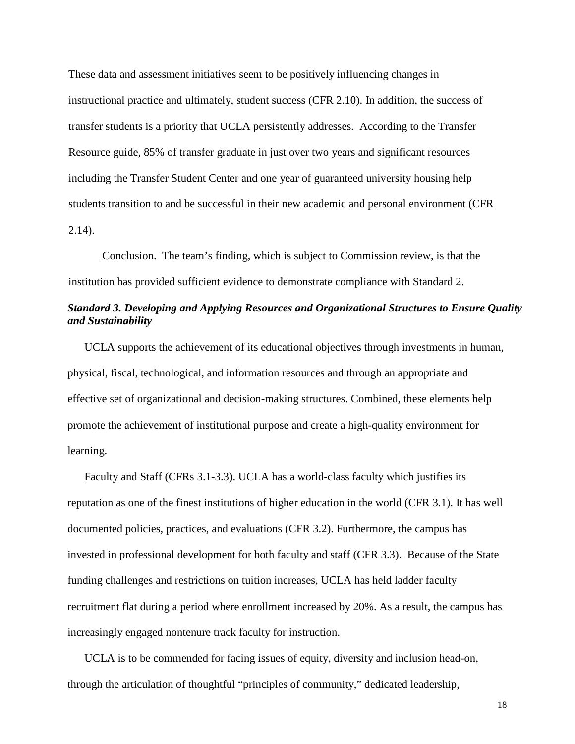These data and assessment initiatives seem to be positively influencing changes in instructional practice and ultimately, student success (CFR 2.10). In addition, the success of transfer students is a priority that UCLA persistently addresses. According to the Transfer Resource guide, 85% of transfer graduate in just over two years and significant resources including the Transfer Student Center and one year of guaranteed university housing help students transition to and be successful in their new academic and personal environment (CFR 2.14).

Conclusion. The team's finding, which is subject to Commission review, is that the institution has provided sufficient evidence to demonstrate compliance with Standard 2.

### *Standard 3. Developing and Applying Resources and Organizational Structures to Ensure Quality and Sustainability*

UCLA supports the achievement of its educational objectives through investments in human, physical, fiscal, technological, and information resources and through an appropriate and effective set of organizational and decision-making structures. Combined, these elements help promote the achievement of institutional purpose and create a high-quality environment for learning.

Faculty and Staff (CFRs 3.1-3.3). UCLA has a world-class faculty which justifies its reputation as one of the finest institutions of higher education in the world (CFR 3.1). It has well documented policies, practices, and evaluations (CFR 3.2). Furthermore, the campus has invested in professional development for both faculty and staff (CFR 3.3). Because of the State funding challenges and restrictions on tuition increases, UCLA has held ladder faculty recruitment flat during a period where enrollment increased by 20%. As a result, the campus has increasingly engaged nontenure track faculty for instruction.

UCLA is to be commended for facing issues of equity, diversity and inclusion head-on, through the articulation of thoughtful "principles of community," dedicated leadership,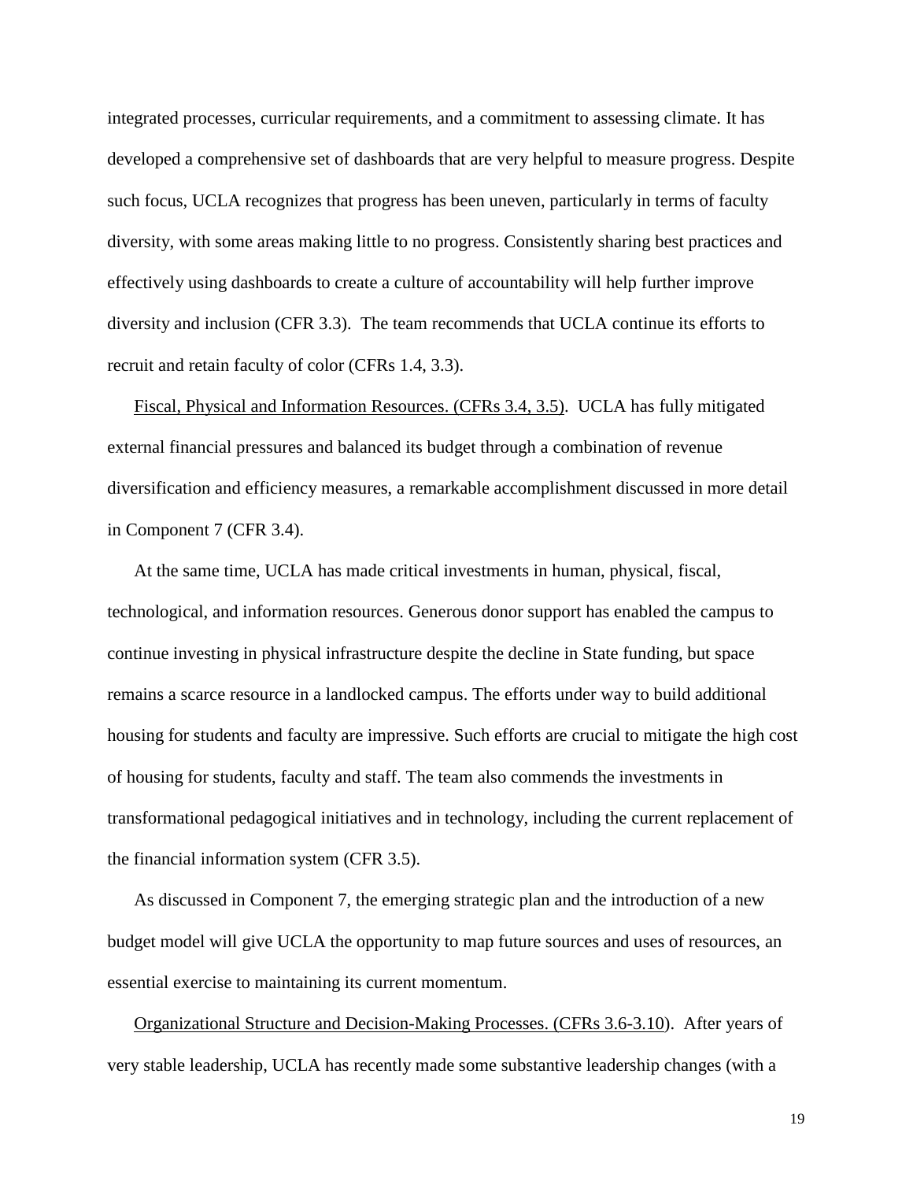integrated processes, curricular requirements, and a commitment to assessing climate. It has developed a comprehensive set of dashboards that are very helpful to measure progress. Despite such focus, UCLA recognizes that progress has been uneven, particularly in terms of faculty diversity, with some areas making little to no progress. Consistently sharing best practices and effectively using dashboards to create a culture of accountability will help further improve diversity and inclusion (CFR 3.3). The team recommends that UCLA continue its efforts to recruit and retain faculty of color (CFRs 1.4, 3.3).

<u>Fiscal, Physical and Information Resources. (CFRs 3.4, 3.5)</u>. UCLA has fully mitigated external financial pressures and balanced its budget through a combination of revenue diversification and efficiency measures, a remarkable accomplishment discussed in more detail in Component 7 (CFR 3.4).

At the same time, UCLA has made critical investments in human, physical, fiscal, technological, and information resources. Generous donor support has enabled the campus to continue investing in physical infrastructure despite the decline in State funding, but space remains a scarce resource in a landlocked campus. The efforts under way to build additional housing for students and faculty are impressive. Such efforts are crucial to mitigate the high cost of housing for students, faculty and staff. The team also commends the investments in transformational pedagogical initiatives and in technology, including the current replacement of the financial information system (CFR 3.5).

As discussed in Component 7, the emerging strategic plan and the introduction of a new budget model will give UCLA the opportunity to map future sources and uses of resources, an essential exercise to maintaining its current momentum.

<u>Organizational Structure and Decision-Making Processes. (CFRs 3.6-3.10</u>). After years of very stable leadership, UCLA has recently made some substantive leadership changes (with a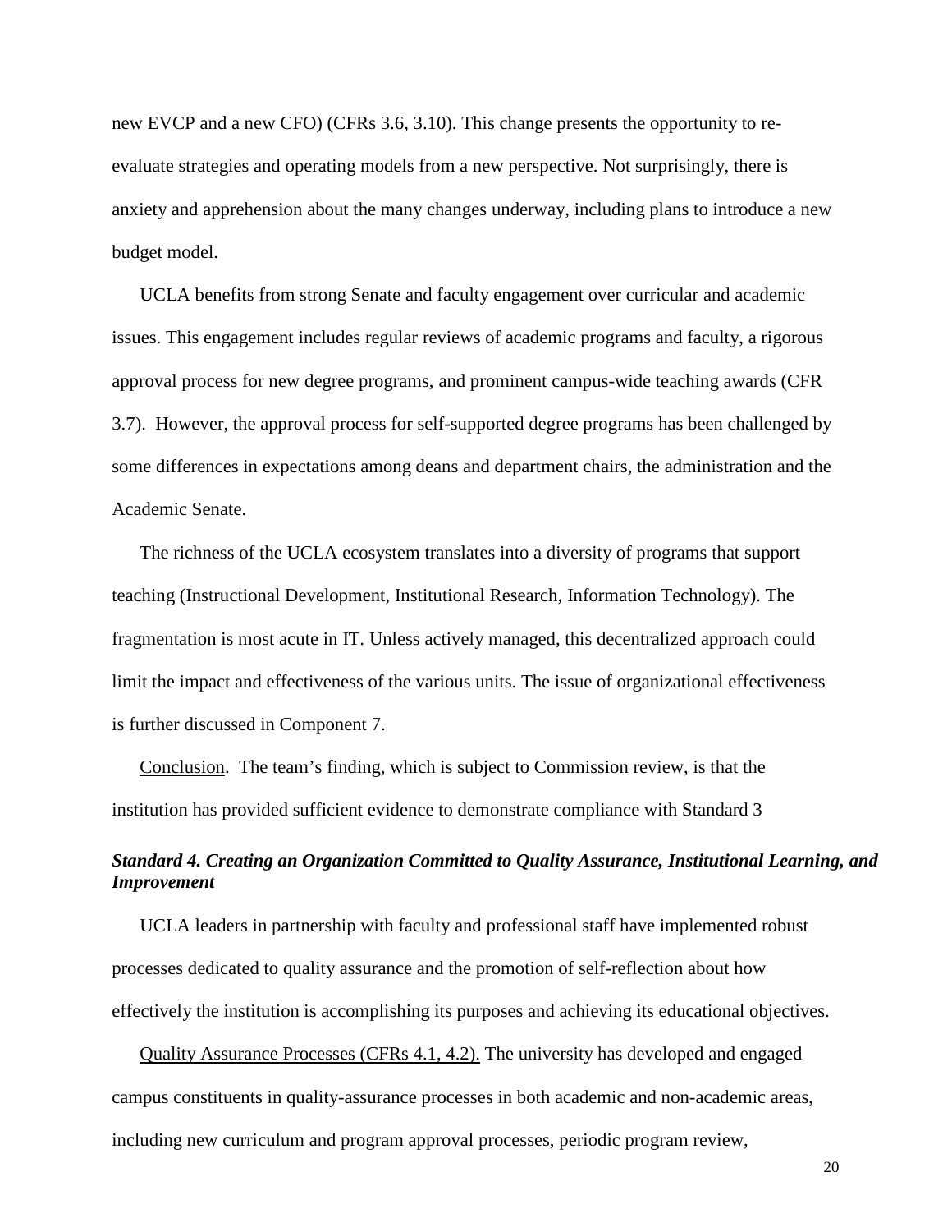new EVCP and a new CFO) (CFRs 3.6, 3.10). This change presents the opportunity to re-evaluate strategies and operating models from a new perspective. Not surprisingly, there is anxiety and apprehension about the many changes underway, including plans to introduce a new budget model.

UCLA benefits from strong Senate and faculty engagement over curricular and academic issues. This engagement includes regular reviews of academic programs and faculty, a rigorous approval process for new degree programs, and prominent campus-wide teaching awards (CFR 3.7). However, the approval process for self-supported degree programs has been challenged by some differences in expectations among deans and department chairs, the administration and the Academic Senate.

The richness of the UCLA ecosystem translates into a diversity of programs that support teaching (Instructional Development, Institutional Research, Information Technology). The fragmentation is most acute in IT. Unless actively managed, this decentralized approach could limit the impact and effectiveness of the various units. The issue of organizational effectiveness is further discussed in Component 7.

<u>Conclusion</u>. The team's finding, which is subject to Commission review, is that the institution has provided sufficient evidence to demonstrate compliance with Standard 3

### *Standard 4. Creating an Organization Committed to Quality Assurance, Institutional Learning, and Improvement*

UCLA leaders in partnership with faculty and professional staff have implemented robust processes dedicated to quality assurance and the promotion of self-reflection about how effectively the institution is accomplishing its purposes and achieving its educational objectives.

<u>Quality Assurance Processes (CFRs 4.1, 4.2).</u> The university has developed and engaged campus constituents in quality-assurance processes in both academic and non-academic areas, including new curriculum and program approval processes, periodic program review,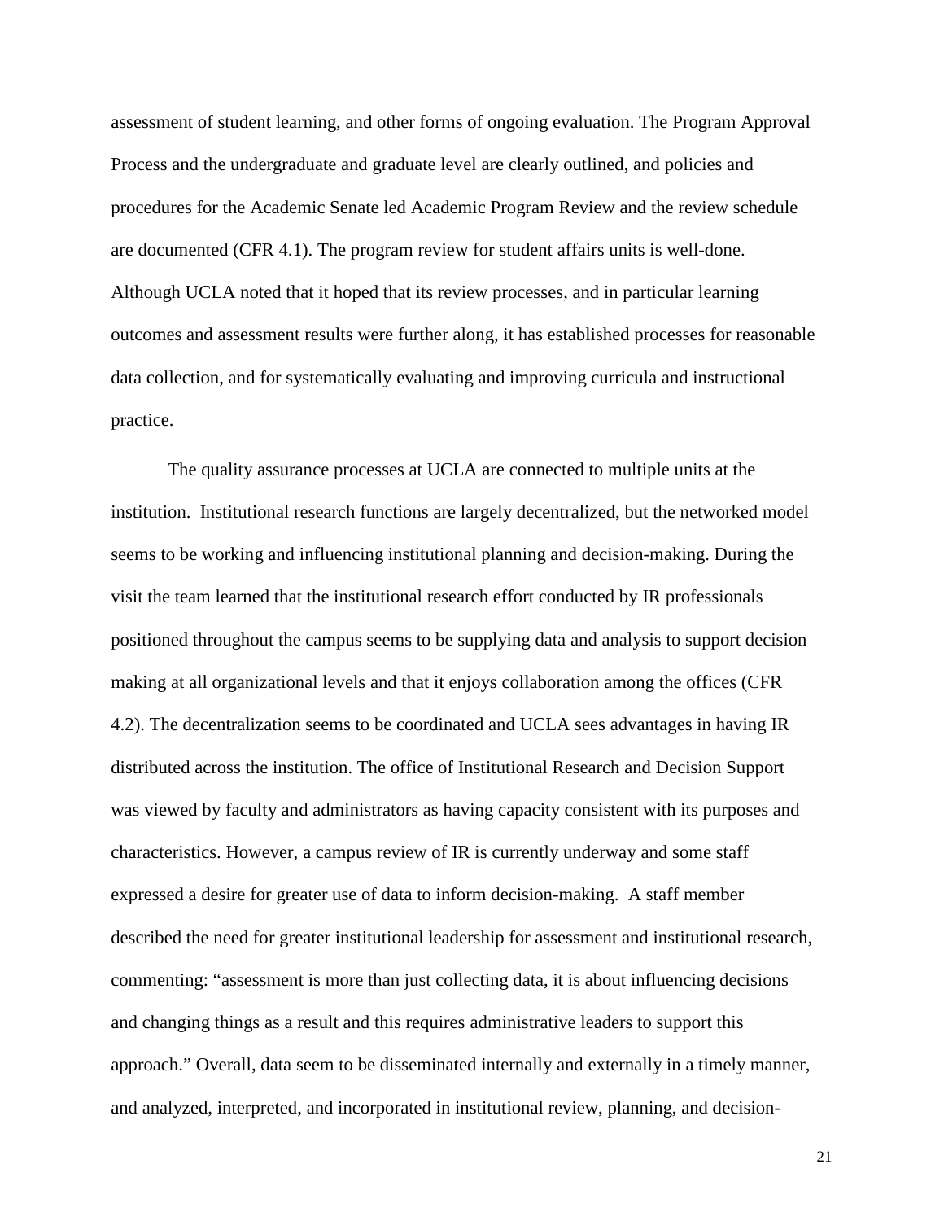assessment of student learning, and other forms of ongoing evaluation. The Program Approval Process and the undergraduate and graduate level are clearly outlined, and policies and procedures for the Academic Senate led Academic Program Review and the review schedule are documented (CFR 4.1). The program review for student affairs units is well-done. Although UCLA noted that it hoped that its review processes, and in particular learning outcomes and assessment results were further along, it has established processes for reasonable data collection, and for systematically evaluating and improving curricula and instructional practice.

The quality assurance processes at UCLA are connected to multiple units at the institution. Institutional research functions are largely decentralized, but the networked model seems to be working and influencing institutional planning and decision-making. During the visit the team learned that the institutional research effort conducted by IR professionals positioned throughout the campus seems to be supplying data and analysis to support decision making at all organizational levels and that it enjoys collaboration among the offices (CFR 4.2). The decentralization seems to be coordinated and UCLA sees advantages in having IR distributed across the institution. The office of Institutional Research and Decision Support was viewed by faculty and administrators as having capacity consistent with its purposes and characteristics. However, a campus review of IR is currently underway and some staff expressed a desire for greater use of data to inform decision-making. A staff member described the need for greater institutional leadership for assessment and institutional research, commenting: "assessment is more than just collecting data, it is about influencing decisions and changing things as a result and this requires administrative leaders to support this approach." Overall, data seem to be disseminated internally and externally in a timely manner, and analyzed, interpreted, and incorporated in institutional review, planning, and decision-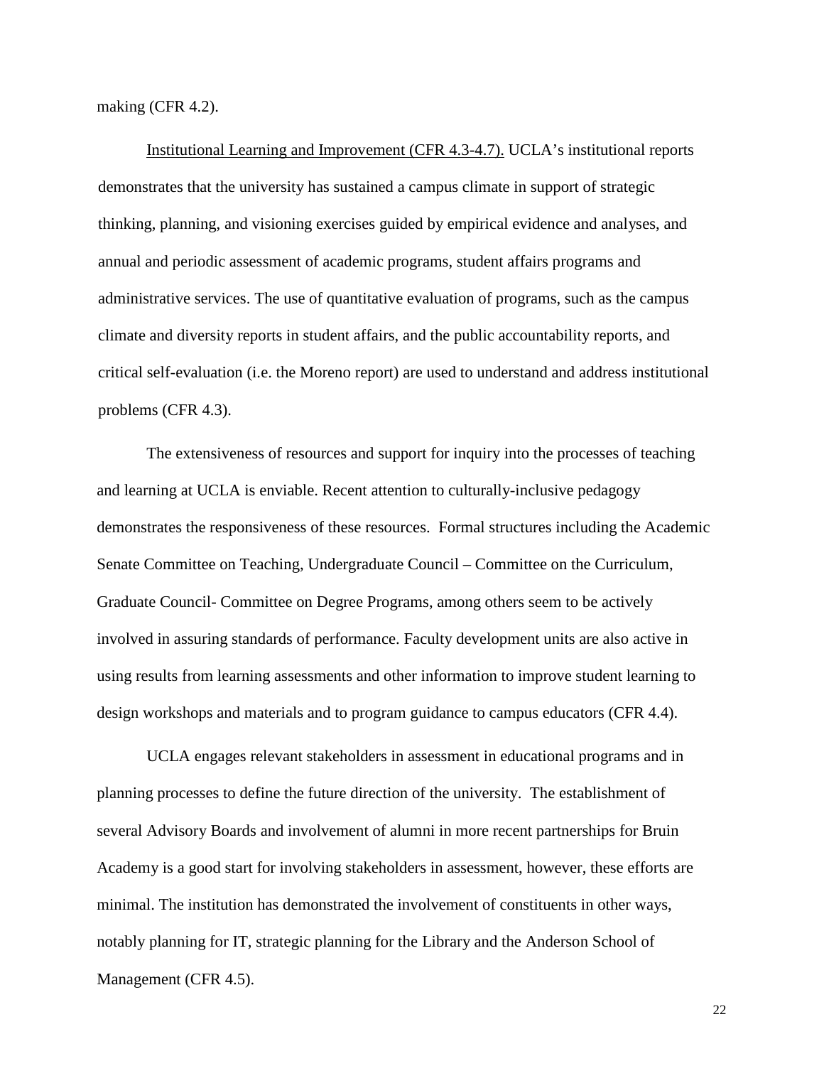making (CFR 4.2).

Institutional Learning and Improvement (CFR 4.3-4.7). UCLA's institutional reports demonstrates that the university has sustained a campus climate in support of strategic thinking, planning, and visioning exercises guided by empirical evidence and analyses, and annual and periodic assessment of academic programs, student affairs programs and administrative services. The use of quantitative evaluation of programs, such as the campus climate and diversity reports in student affairs, and the public accountability reports, and critical self-evaluation (i.e. the Moreno report) are used to understand and address institutional problems (CFR 4.3).

The extensiveness of resources and support for inquiry into the processes of teaching and learning at UCLA is enviable. Recent attention to culturally-inclusive pedagogy demonstrates the responsiveness of these resources. Formal structures including the Academic Senate Committee on Teaching, Undergraduate Council – Committee on the Curriculum, Graduate Council- Committee on Degree Programs, among others seem to be actively involved in assuring standards of performance. Faculty development units are also active in using results from learning assessments and other information to improve student learning to design workshops and materials and to program guidance to campus educators (CFR 4.4).

UCLA engages relevant stakeholders in assessment in educational programs and in planning processes to define the future direction of the university. The establishment of several Advisory Boards and involvement of alumni in more recent partnerships for Bruin Academy is a good start for involving stakeholders in assessment, however, these efforts are minimal. The institution has demonstrated the involvement of constituents in other ways, notably planning for IT, strategic planning for the Library and the Anderson School of Management (CFR 4.5).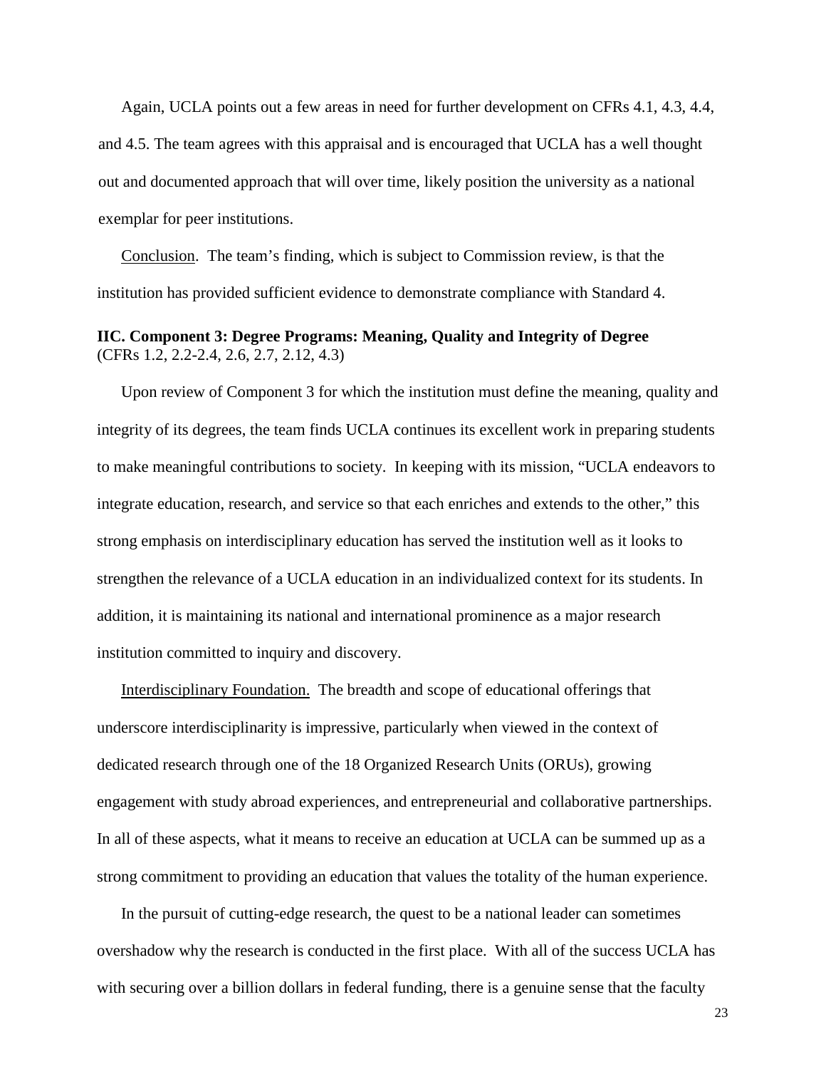Again, UCLA points out a few areas in need for further development on CFRs 4.1, 4.3, 4.4, and 4.5. The team agrees with this appraisal and is encouraged that UCLA has a well thought out and documented approach that will over time, likely position the university as a national exemplar for peer institutions.

Conclusion. The team's finding, which is subject to Commission review, is that the institution has provided sufficient evidence to demonstrate compliance with Standard 4.

**IIC. Component 3: Degree Programs: Meaning, Quality and Integrity of Degree**
(CFRs 1.2, 2.2-2.4, 2.6, 2.7, 2.12, 4.3)

Upon review of Component 3 for which the institution must define the meaning, quality and integrity of its degrees, the team finds UCLA continues its excellent work in preparing students to make meaningful contributions to society. In keeping with its mission, "UCLA endeavors to integrate education, research, and service so that each enriches and extends to the other," this strong emphasis on interdisciplinary education has served the institution well as it looks to strengthen the relevance of a UCLA education in an individualized context for its students. In addition, it is maintaining its national and international prominence as a major research institution committed to inquiry and discovery.

Interdisciplinary Foundation. The breadth and scope of educational offerings that underscore interdisciplinarity is impressive, particularly when viewed in the context of dedicated research through one of the 18 Organized Research Units (ORUs), growing engagement with study abroad experiences, and entrepreneurial and collaborative partnerships. In all of these aspects, what it means to receive an education at UCLA can be summed up as a strong commitment to providing an education that values the totality of the human experience.

In the pursuit of cutting-edge research, the quest to be a national leader can sometimes overshadow why the research is conducted in the first place. With all of the success UCLA has with securing over a billion dollars in federal funding, there is a genuine sense that the faculty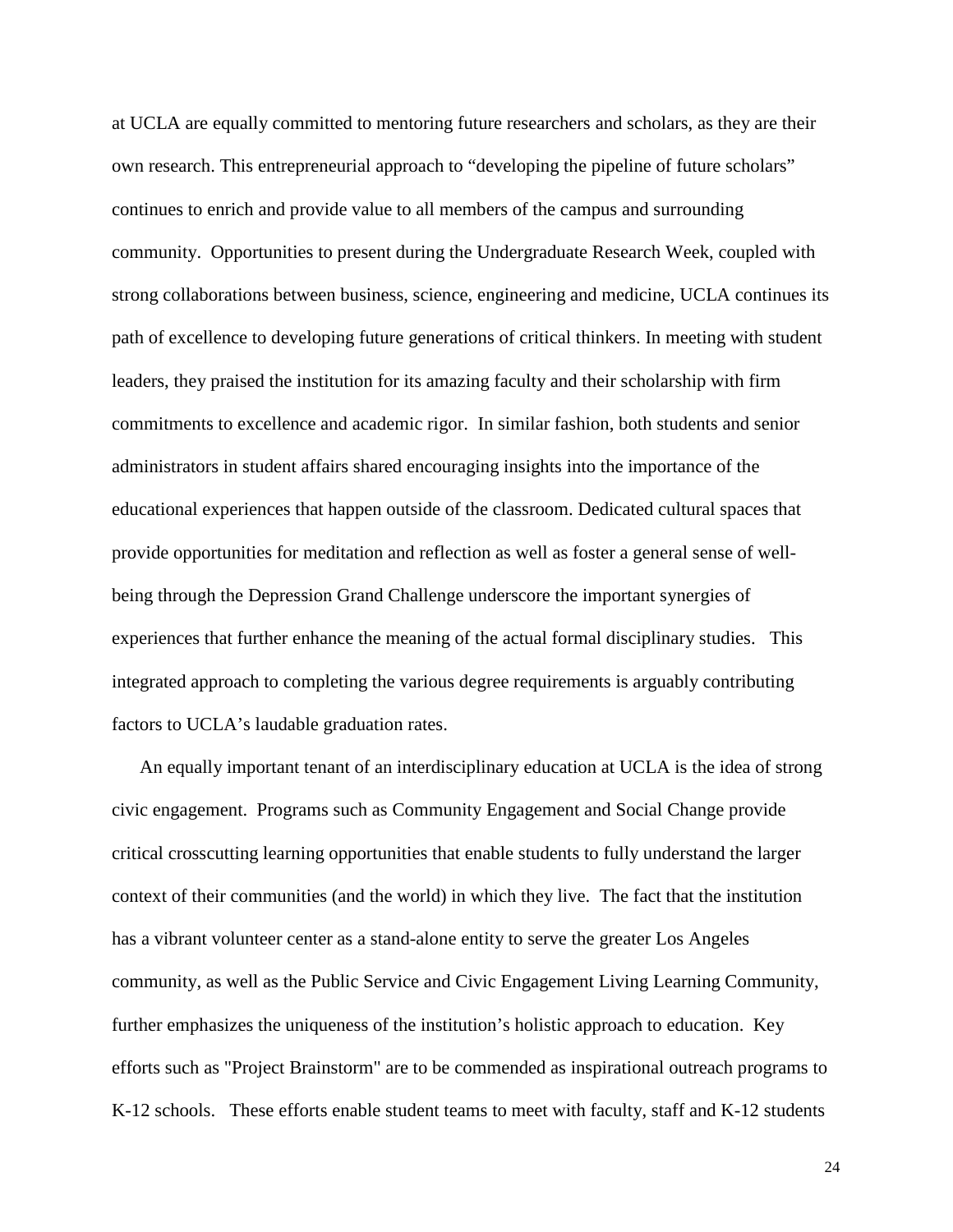at UCLA are equally committed to mentoring future researchers and scholars, as they are their own research. This entrepreneurial approach to "developing the pipeline of future scholars" continues to enrich and provide value to all members of the campus and surrounding community. Opportunities to present during the Undergraduate Research Week, coupled with strong collaborations between business, science, engineering and medicine, UCLA continues its path of excellence to developing future generations of critical thinkers. In meeting with student leaders, they praised the institution for its amazing faculty and their scholarship with firm commitments to excellence and academic rigor. In similar fashion, both students and senior administrators in student affairs shared encouraging insights into the importance of the educational experiences that happen outside of the classroom. Dedicated cultural spaces that provide opportunities for meditation and reflection as well as foster a general sense of well-being through the Depression Grand Challenge underscore the important synergies of experiences that further enhance the meaning of the actual formal disciplinary studies. This integrated approach to completing the various degree requirements is arguably contributing factors to UCLA's laudable graduation rates.

An equally important tenant of an interdisciplinary education at UCLA is the idea of strong civic engagement. Programs such as Community Engagement and Social Change provide critical crosscutting learning opportunities that enable students to fully understand the larger context of their communities (and the world) in which they live. The fact that the institution has a vibrant volunteer center as a stand-alone entity to serve the greater Los Angeles community, as well as the Public Service and Civic Engagement Living Learning Community, further emphasizes the uniqueness of the institution's holistic approach to education. Key efforts such as "Project Brainstorm" are to be commended as inspirational outreach programs to K-12 schools. These efforts enable student teams to meet with faculty, staff and K-12 students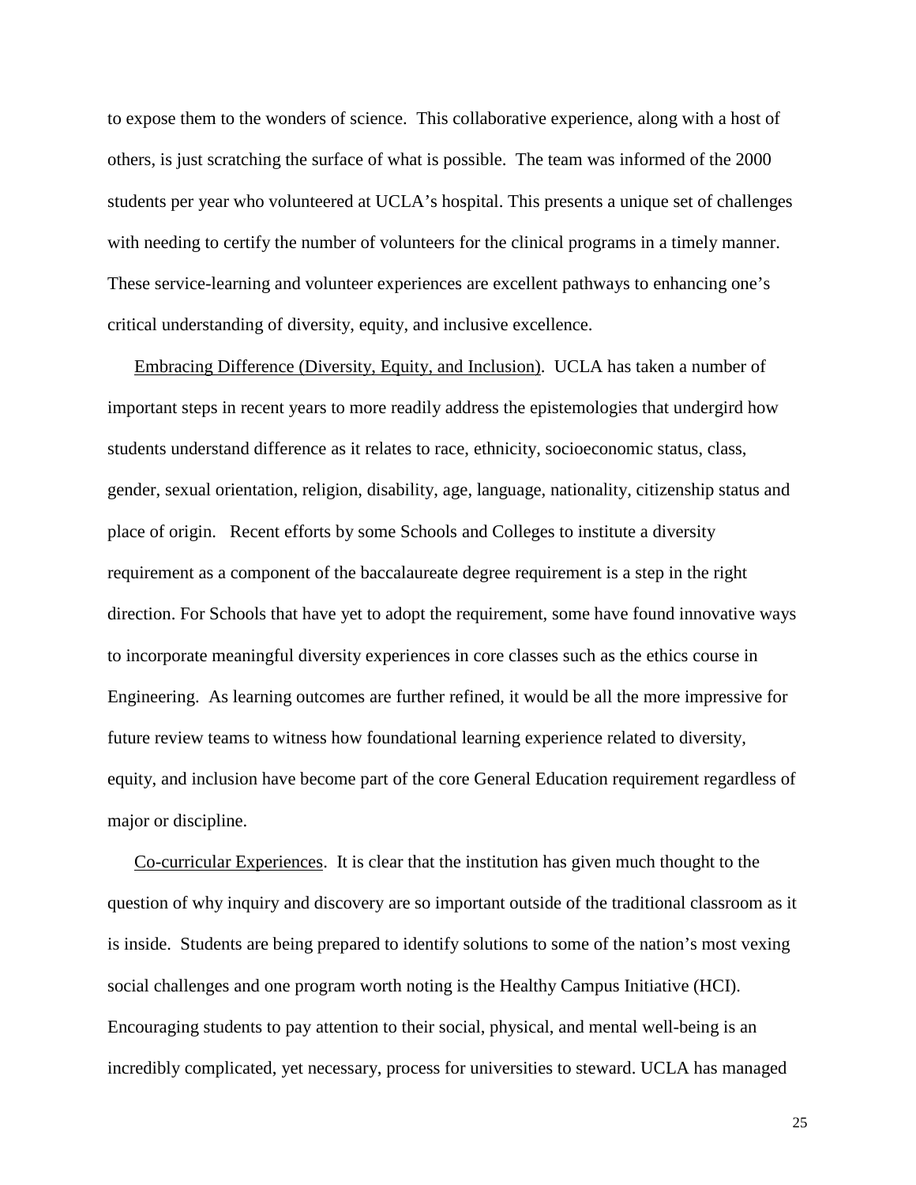to expose them to the wonders of science. This collaborative experience, along with a host of others, is just scratching the surface of what is possible. The team was informed of the 2000 students per year who volunteered at UCLA's hospital. This presents a unique set of challenges with needing to certify the number of volunteers for the clinical programs in a timely manner. These service-learning and volunteer experiences are excellent pathways to enhancing one's critical understanding of diversity, equity, and inclusive excellence.

<u>Embracing Difference (Diversity, Equity, and Inclusion)</u>. UCLA has taken a number of important steps in recent years to more readily address the epistemologies that undergird how students understand difference as it relates to race, ethnicity, socioeconomic status, class, gender, sexual orientation, religion, disability, age, language, nationality, citizenship status and place of origin. Recent efforts by some Schools and Colleges to institute a diversity requirement as a component of the baccalaureate degree requirement is a step in the right direction. For Schools that have yet to adopt the requirement, some have found innovative ways to incorporate meaningful diversity experiences in core classes such as the ethics course in Engineering. As learning outcomes are further refined, it would be all the more impressive for future review teams to witness how foundational learning experience related to diversity, equity, and inclusion have become part of the core General Education requirement regardless of major or discipline.

<u>Co-curricular Experiences</u>. It is clear that the institution has given much thought to the question of why inquiry and discovery are so important outside of the traditional classroom as it is inside. Students are being prepared to identify solutions to some of the nation's most vexing social challenges and one program worth noting is the Healthy Campus Initiative (HCI). Encouraging students to pay attention to their social, physical, and mental well-being is an incredibly complicated, yet necessary, process for universities to steward. UCLA has managed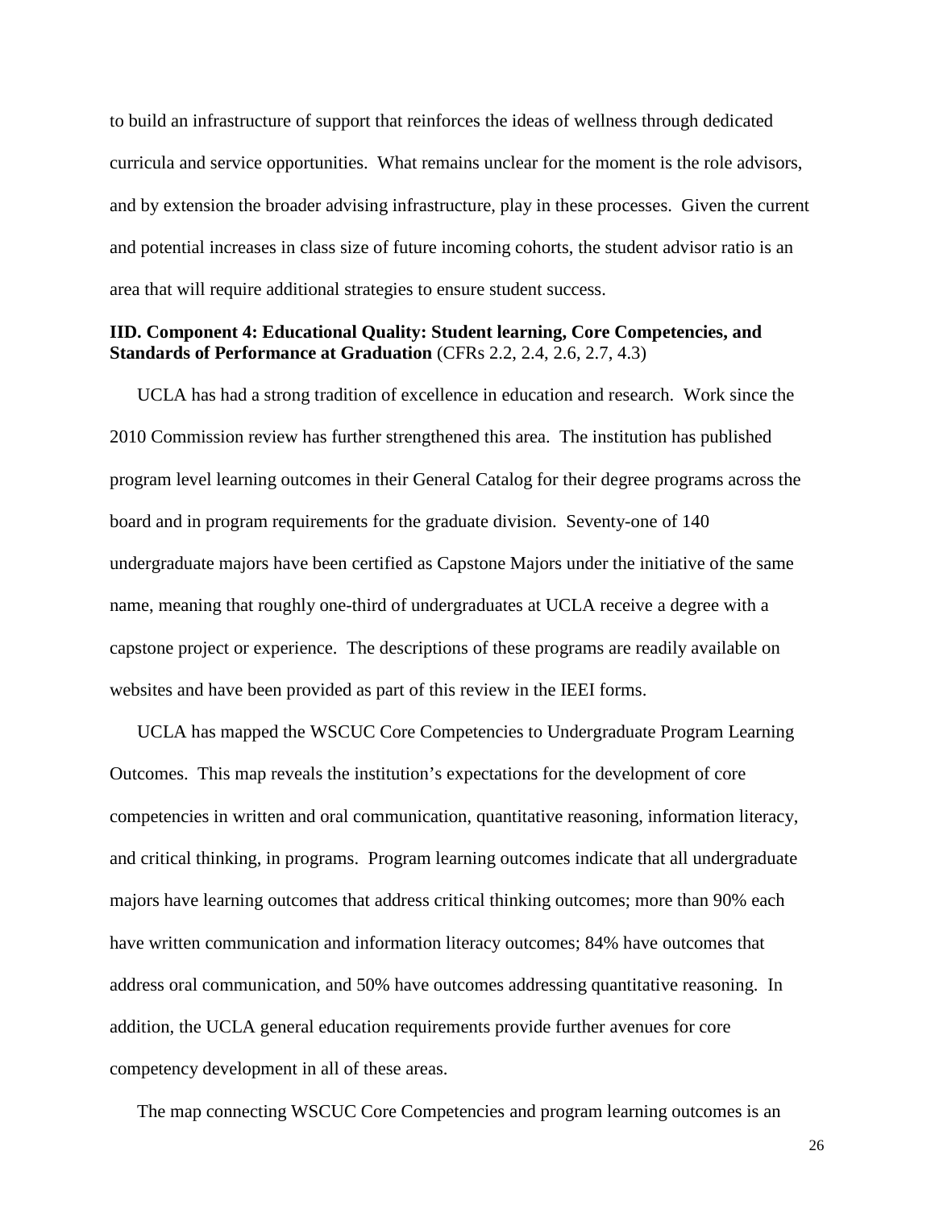to build an infrastructure of support that reinforces the ideas of wellness through dedicated curricula and service opportunities. What remains unclear for the moment is the role advisors, and by extension the broader advising infrastructure, play in these processes. Given the current and potential increases in class size of future incoming cohorts, the student advisor ratio is an area that will require additional strategies to ensure student success.

### IID. Component 4: Educational Quality: Student learning, Core Competencies, and Standards of Performance at Graduation (CFRs 2.2, 2.4, 2.6, 2.7, 4.3)

UCLA has had a strong tradition of excellence in education and research. Work since the 2010 Commission review has further strengthened this area. The institution has published program level learning outcomes in their General Catalog for their degree programs across the board and in program requirements for the graduate division. Seventy-one of 140 undergraduate majors have been certified as Capstone Majors under the initiative of the same name, meaning that roughly one-third of undergraduates at UCLA receive a degree with a capstone project or experience. The descriptions of these programs are readily available on websites and have been provided as part of this review in the IEEI forms.

UCLA has mapped the WSCUC Core Competencies to Undergraduate Program Learning Outcomes. This map reveals the institution's expectations for the development of core competencies in written and oral communication, quantitative reasoning, information literacy, and critical thinking, in programs. Program learning outcomes indicate that all undergraduate majors have learning outcomes that address critical thinking outcomes; more than 90% each have written communication and information literacy outcomes; 84% have outcomes that address oral communication, and 50% have outcomes addressing quantitative reasoning. In addition, the UCLA general education requirements provide further avenues for core competency development in all of these areas.

The map connecting WSCUC Core Competencies and program learning outcomes is an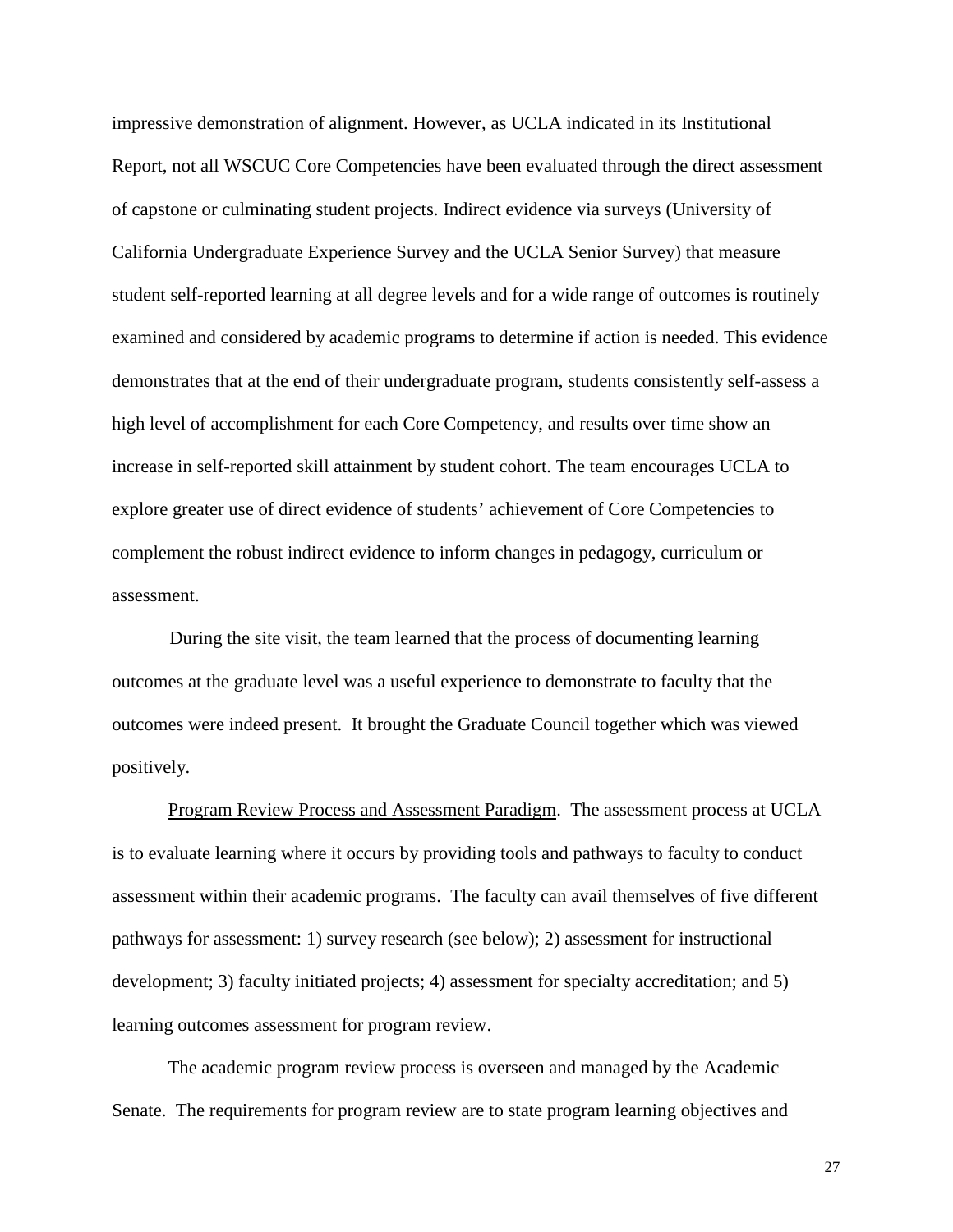impressive demonstration of alignment. However, as UCLA indicated in its Institutional Report, not all WSCUC Core Competencies have been evaluated through the direct assessment of capstone or culminating student projects. Indirect evidence via surveys (University of California Undergraduate Experience Survey and the UCLA Senior Survey) that measure student self-reported learning at all degree levels and for a wide range of outcomes is routinely examined and considered by academic programs to determine if action is needed. This evidence demonstrates that at the end of their undergraduate program, students consistently self-assess a high level of accomplishment for each Core Competency, and results over time show an increase in self-reported skill attainment by student cohort. The team encourages UCLA to explore greater use of direct evidence of students' achievement of Core Competencies to complement the robust indirect evidence to inform changes in pedagogy, curriculum or assessment.

During the site visit, the team learned that the process of documenting learning outcomes at the graduate level was a useful experience to demonstrate to faculty that the outcomes were indeed present. It brought the Graduate Council together which was viewed positively.

<u>Program Review Process and Assessment Paradigm</u>. The assessment process at UCLA is to evaluate learning where it occurs by providing tools and pathways to faculty to conduct assessment within their academic programs. The faculty can avail themselves of five different pathways for assessment: 1) survey research (see below); 2) assessment for instructional development; 3) faculty initiated projects; 4) assessment for specialty accreditation; and 5) learning outcomes assessment for program review.

The academic program review process is overseen and managed by the Academic Senate. The requirements for program review are to state program learning objectives and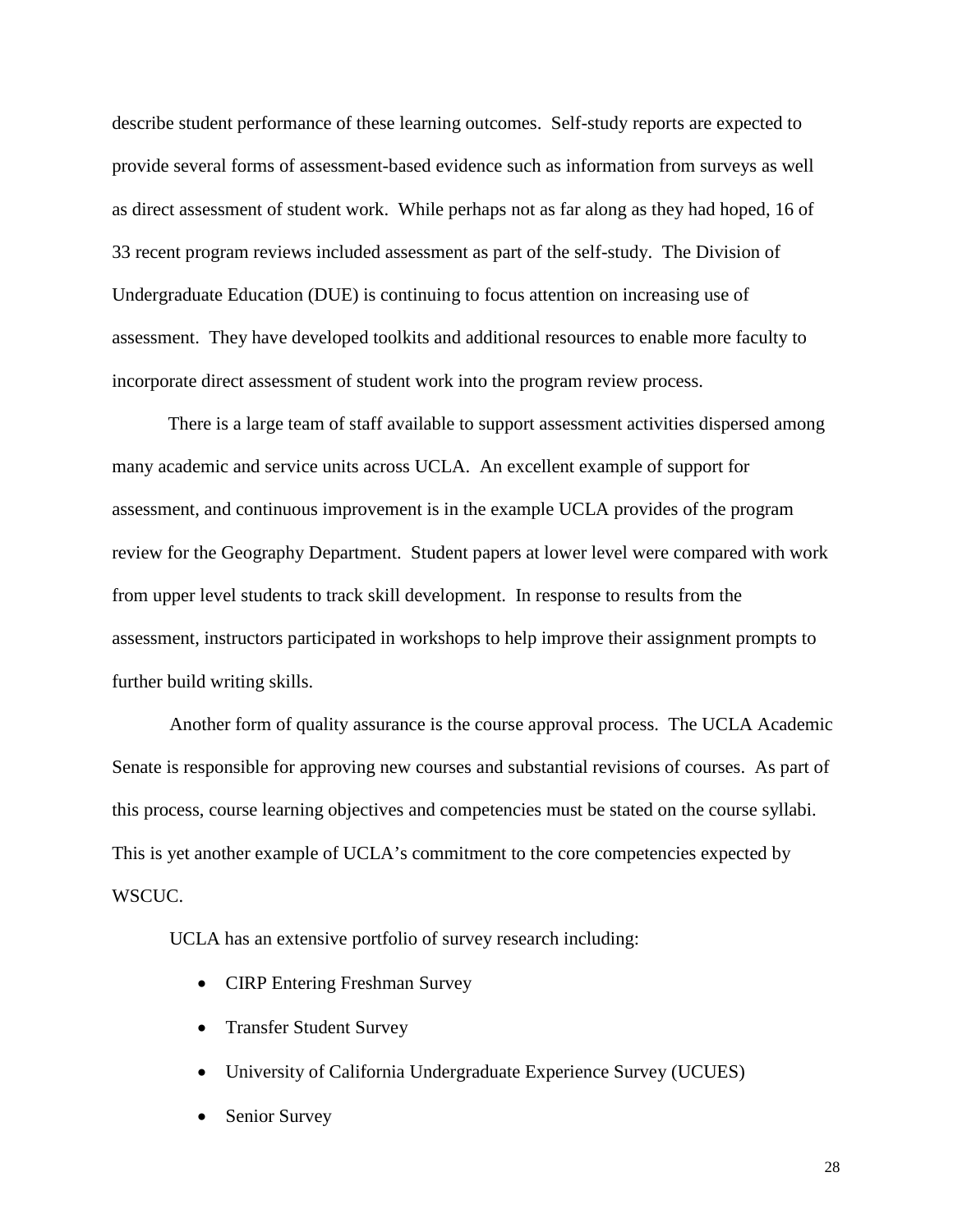describe student performance of these learning outcomes. Self-study reports are expected to provide several forms of assessment-based evidence such as information from surveys as well as direct assessment of student work. While perhaps not as far along as they had hoped, 16 of 33 recent program reviews included assessment as part of the self-study. The Division of Undergraduate Education (DUE) is continuing to focus attention on increasing use of assessment. They have developed toolkits and additional resources to enable more faculty to incorporate direct assessment of student work into the program review process.

There is a large team of staff available to support assessment activities dispersed among many academic and service units across UCLA. An excellent example of support for assessment, and continuous improvement is in the example UCLA provides of the program review for the Geography Department. Student papers at lower level were compared with work from upper level students to track skill development. In response to results from the assessment, instructors participated in workshops to help improve their assignment prompts to further build writing skills.

Another form of quality assurance is the course approval process. The UCLA Academic Senate is responsible for approving new courses and substantial revisions of courses. As part of this process, course learning objectives and competencies must be stated on the course syllabi. This is yet another example of UCLA's commitment to the core competencies expected by WSCUC.

UCLA has an extensive portfolio of survey research including:

- CIRP Entering Freshman Survey
- Transfer Student Survey
- University of California Undergraduate Experience Survey (UCUES)
- Senior Survey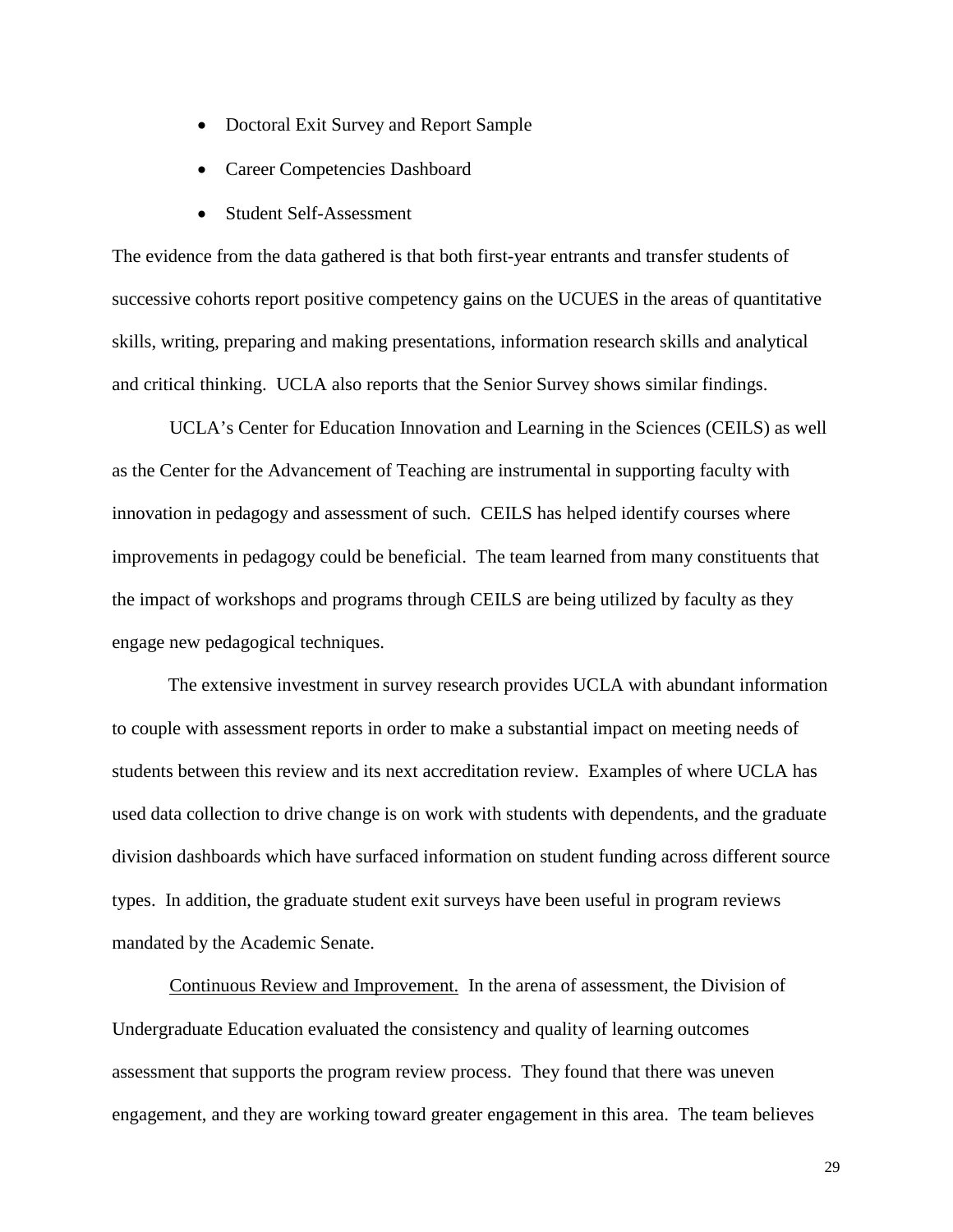- Doctoral Exit Survey and Report Sample
- Career Competencies Dashboard
- Student Self-Assessment

The evidence from the data gathered is that both first-year entrants and transfer students of successive cohorts report positive competency gains on the UCUES in the areas of quantitative skills, writing, preparing and making presentations, information research skills and analytical and critical thinking. UCLA also reports that the Senior Survey shows similar findings.

UCLA's Center for Education Innovation and Learning in the Sciences (CEILS) as well as the Center for the Advancement of Teaching are instrumental in supporting faculty with innovation in pedagogy and assessment of such. CEILS has helped identify courses where improvements in pedagogy could be beneficial. The team learned from many constituents that the impact of workshops and programs through CEILS are being utilized by faculty as they engage new pedagogical techniques.

The extensive investment in survey research provides UCLA with abundant information to couple with assessment reports in order to make a substantial impact on meeting needs of students between this review and its next accreditation review. Examples of where UCLA has used data collection to drive change is on work with students with dependents, and the graduate division dashboards which have surfaced information on student funding across different source types. In addition, the graduate student exit surveys have been useful in program reviews mandated by the Academic Senate.

<u>Continuous Review and Improvement.</u> In the arena of assessment, the Division of Undergraduate Education evaluated the consistency and quality of learning outcomes assessment that supports the program review process. They found that there was uneven engagement, and they are working toward greater engagement in this area. The team believes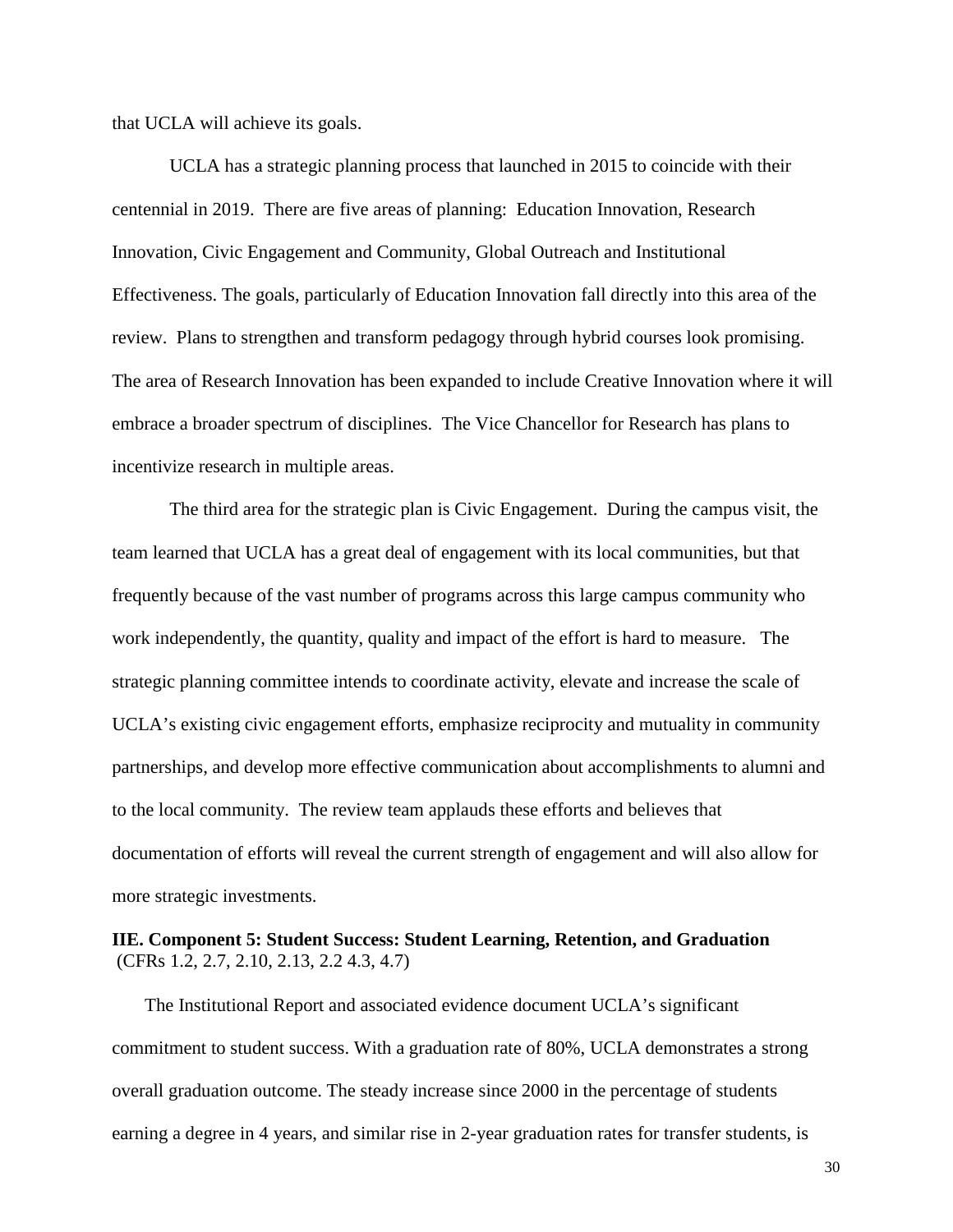that UCLA will achieve its goals.

UCLA has a strategic planning process that launched in 2015 to coincide with their centennial in 2019. There are five areas of planning: Education Innovation, Research Innovation, Civic Engagement and Community, Global Outreach and Institutional Effectiveness. The goals, particularly of Education Innovation fall directly into this area of the review. Plans to strengthen and transform pedagogy through hybrid courses look promising. The area of Research Innovation has been expanded to include Creative Innovation where it will embrace a broader spectrum of disciplines. The Vice Chancellor for Research has plans to incentivize research in multiple areas.

The third area for the strategic plan is Civic Engagement. During the campus visit, the team learned that UCLA has a great deal of engagement with its local communities, but that frequently because of the vast number of programs across this large campus community who work independently, the quantity, quality and impact of the effort is hard to measure. The strategic planning committee intends to coordinate activity, elevate and increase the scale of UCLA's existing civic engagement efforts, emphasize reciprocity and mutuality in community partnerships, and develop more effective communication about accomplishments to alumni and to the local community. The review team applauds these efforts and believes that documentation of efforts will reveal the current strength of engagement and will also allow for more strategic investments.

**IIE. Component 5: Student Success: Student Learning, Retention, and Graduation** (CFRs 1.2, 2.7, 2.10, 2.13, 2.2 4.3, 4.7)

The Institutional Report and associated evidence document UCLA's significant commitment to student success. With a graduation rate of 80%, UCLA demonstrates a strong overall graduation outcome. The steady increase since 2000 in the percentage of students earning a degree in 4 years, and similar rise in 2-year graduation rates for transfer students, is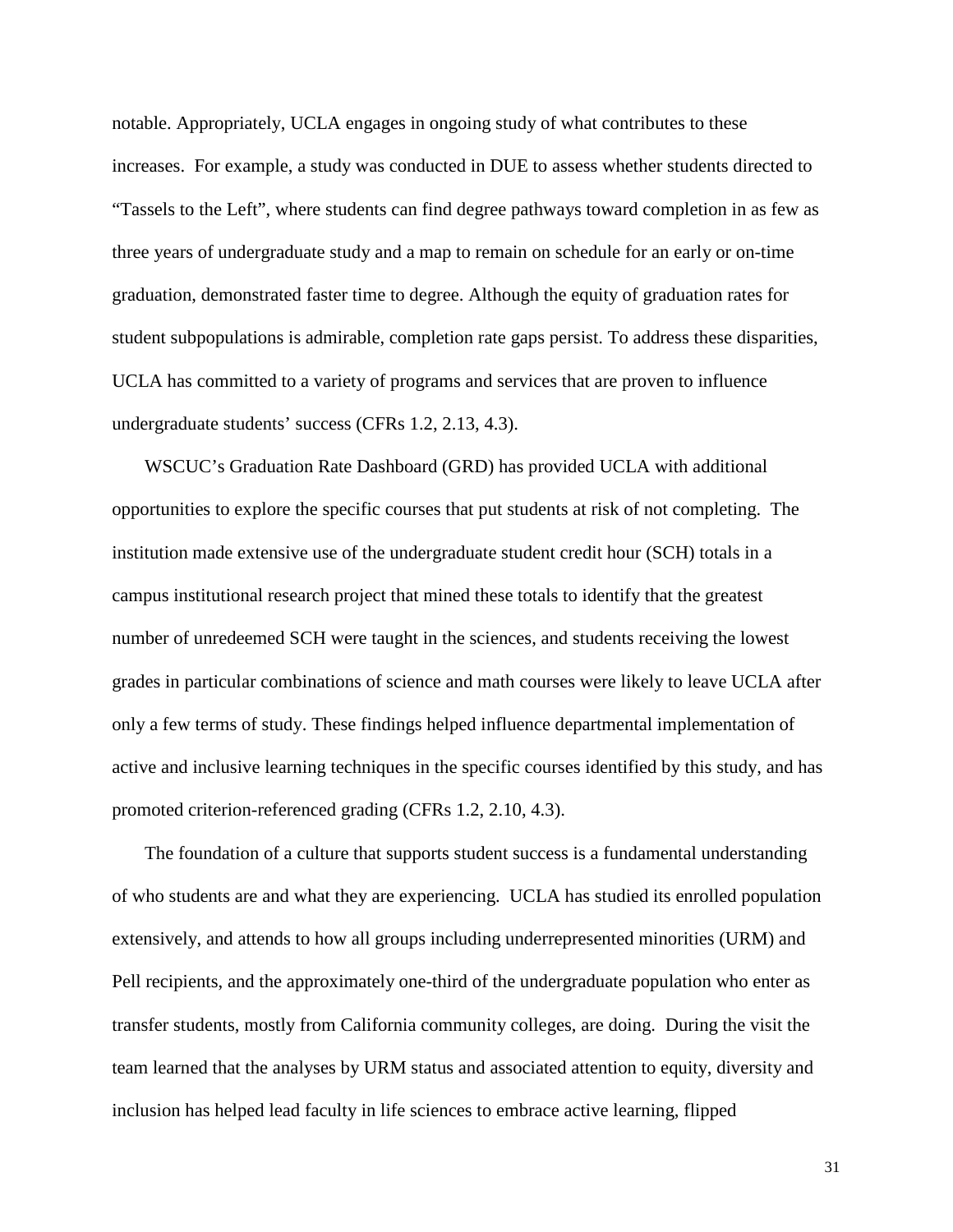notable. Appropriately, UCLA engages in ongoing study of what contributes to these increases. For example, a study was conducted in DUE to assess whether students directed to "Tassels to the Left", where students can find degree pathways toward completion in as few as three years of undergraduate study and a map to remain on schedule for an early or on-time graduation, demonstrated faster time to degree. Although the equity of graduation rates for student subpopulations is admirable, completion rate gaps persist. To address these disparities, UCLA has committed to a variety of programs and services that are proven to influence undergraduate students' success (CFRs 1.2, 2.13, 4.3).

WSCUC's Graduation Rate Dashboard (GRD) has provided UCLA with additional opportunities to explore the specific courses that put students at risk of not completing. The institution made extensive use of the undergraduate student credit hour (SCH) totals in a campus institutional research project that mined these totals to identify that the greatest number of unredeemed SCH were taught in the sciences, and students receiving the lowest grades in particular combinations of science and math courses were likely to leave UCLA after only a few terms of study. These findings helped influence departmental implementation of active and inclusive learning techniques in the specific courses identified by this study, and has promoted criterion-referenced grading (CFRs 1.2, 2.10, 4.3).

The foundation of a culture that supports student success is a fundamental understanding of who students are and what they are experiencing. UCLA has studied its enrolled population extensively, and attends to how all groups including underrepresented minorities (URM) and Pell recipients, and the approximately one-third of the undergraduate population who enter as transfer students, mostly from California community colleges, are doing. During the visit the team learned that the analyses by URM status and associated attention to equity, diversity and inclusion has helped lead faculty in life sciences to embrace active learning, flipped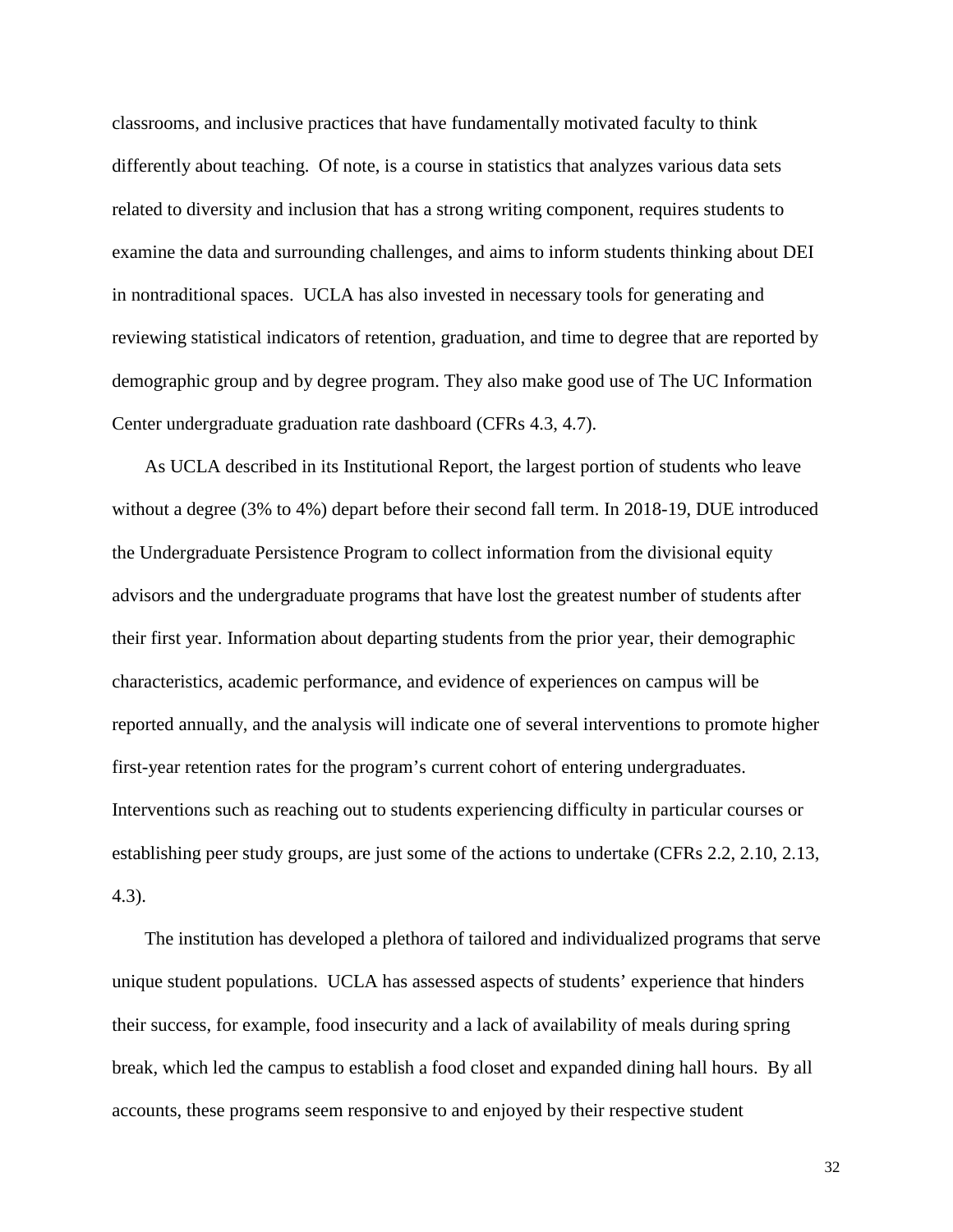classrooms, and inclusive practices that have fundamentally motivated faculty to think differently about teaching. Of note, is a course in statistics that analyzes various data sets related to diversity and inclusion that has a strong writing component, requires students to examine the data and surrounding challenges, and aims to inform students thinking about DEI in nontraditional spaces. UCLA has also invested in necessary tools for generating and reviewing statistical indicators of retention, graduation, and time to degree that are reported by demographic group and by degree program. They also make good use of The UC Information Center undergraduate graduation rate dashboard (CFRs 4.3, 4.7).

As UCLA described in its Institutional Report, the largest portion of students who leave without a degree (3% to 4%) depart before their second fall term. In 2018-19, DUE introduced the Undergraduate Persistence Program to collect information from the divisional equity advisors and the undergraduate programs that have lost the greatest number of students after their first year. Information about departing students from the prior year, their demographic characteristics, academic performance, and evidence of experiences on campus will be reported annually, and the analysis will indicate one of several interventions to promote higher first-year retention rates for the program's current cohort of entering undergraduates. Interventions such as reaching out to students experiencing difficulty in particular courses or establishing peer study groups, are just some of the actions to undertake (CFRs 2.2, 2.10, 2.13, 4.3).

The institution has developed a plethora of tailored and individualized programs that serve unique student populations. UCLA has assessed aspects of students' experience that hinders their success, for example, food insecurity and a lack of availability of meals during spring break, which led the campus to establish a food closet and expanded dining hall hours. By all accounts, these programs seem responsive to and enjoyed by their respective student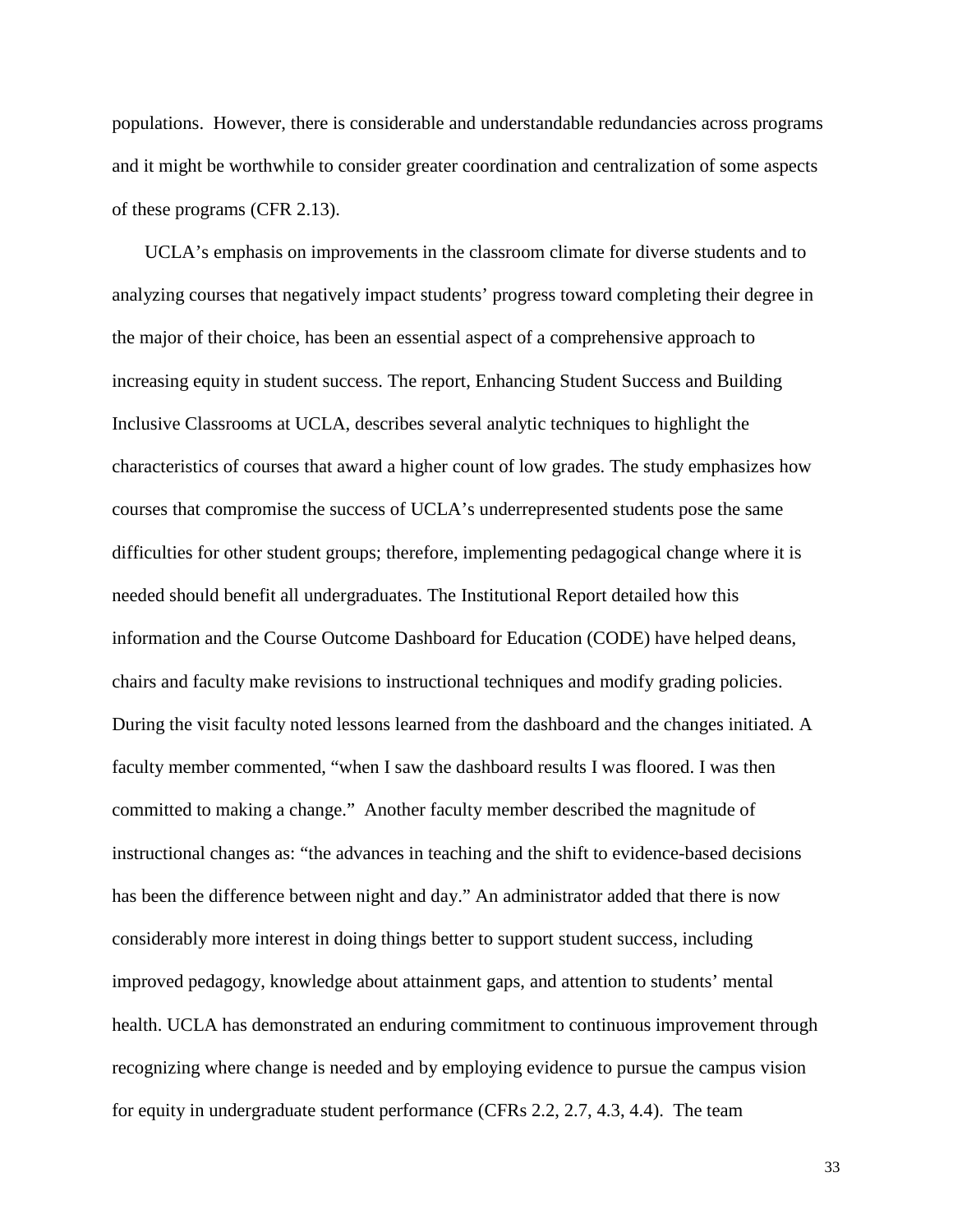populations. However, there is considerable and understandable redundancies across programs and it might be worthwhile to consider greater coordination and centralization of some aspects of these programs (CFR 2.13).

UCLA's emphasis on improvements in the classroom climate for diverse students and to analyzing courses that negatively impact students' progress toward completing their degree in the major of their choice, has been an essential aspect of a comprehensive approach to increasing equity in student success. The report, Enhancing Student Success and Building Inclusive Classrooms at UCLA, describes several analytic techniques to highlight the characteristics of courses that award a higher count of low grades. The study emphasizes how courses that compromise the success of UCLA's underrepresented students pose the same difficulties for other student groups; therefore, implementing pedagogical change where it is needed should benefit all undergraduates. The Institutional Report detailed how this information and the Course Outcome Dashboard for Education (CODE) have helped deans, chairs and faculty make revisions to instructional techniques and modify grading policies. During the visit faculty noted lessons learned from the dashboard and the changes initiated. A faculty member commented, "when I saw the dashboard results I was floored. I was then committed to making a change." Another faculty member described the magnitude of instructional changes as: "the advances in teaching and the shift to evidence-based decisions has been the difference between night and day." An administrator added that there is now considerably more interest in doing things better to support student success, including improved pedagogy, knowledge about attainment gaps, and attention to students' mental health. UCLA has demonstrated an enduring commitment to continuous improvement through recognizing where change is needed and by employing evidence to pursue the campus vision for equity in undergraduate student performance (CFRs 2.2, 2.7, 4.3, 4.4). The team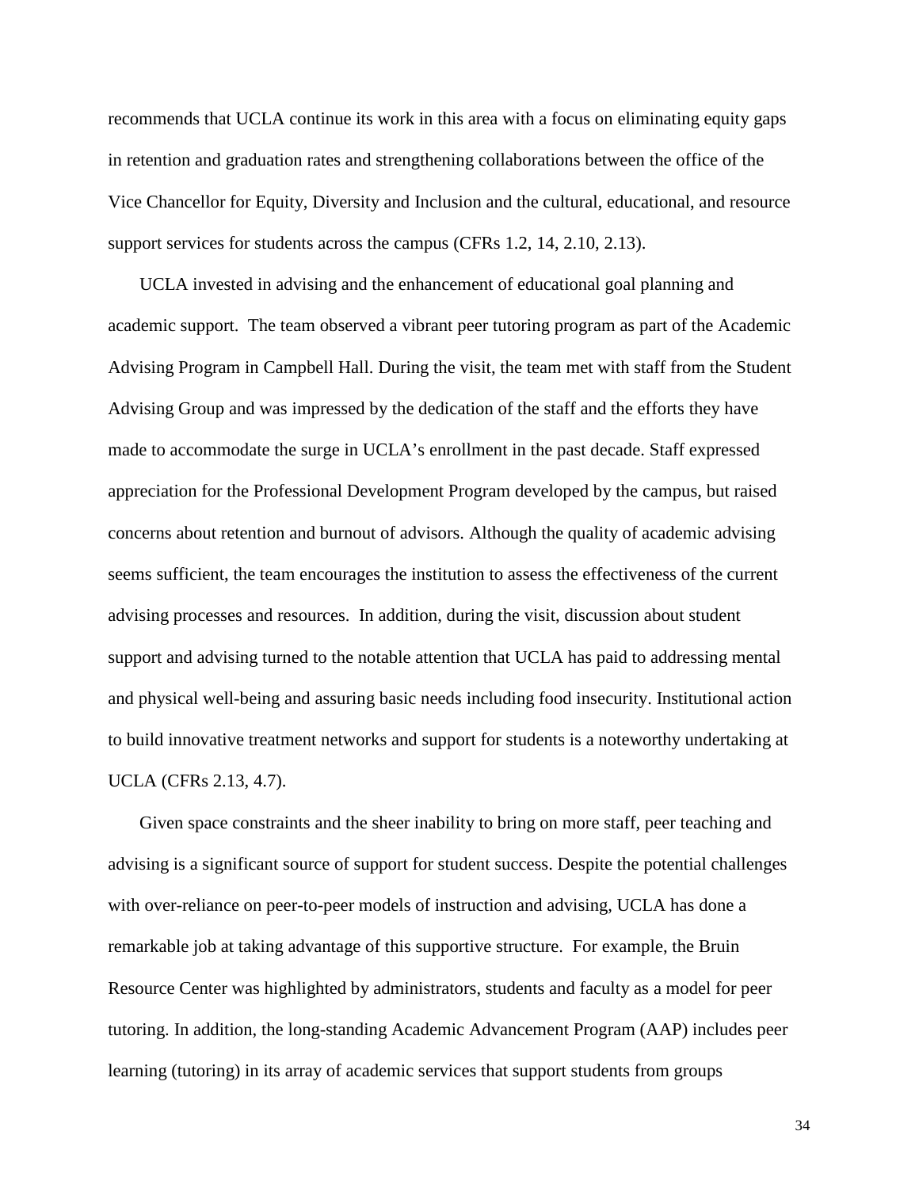recommends that UCLA continue its work in this area with a focus on eliminating equity gaps in retention and graduation rates and strengthening collaborations between the office of the Vice Chancellor for Equity, Diversity and Inclusion and the cultural, educational, and resource support services for students across the campus (CFRs 1.2, 14, 2.10, 2.13).

UCLA invested in advising and the enhancement of educational goal planning and academic support. The team observed a vibrant peer tutoring program as part of the Academic Advising Program in Campbell Hall. During the visit, the team met with staff from the Student Advising Group and was impressed by the dedication of the staff and the efforts they have made to accommodate the surge in UCLA's enrollment in the past decade. Staff expressed appreciation for the Professional Development Program developed by the campus, but raised concerns about retention and burnout of advisors. Although the quality of academic advising seems sufficient, the team encourages the institution to assess the effectiveness of the current advising processes and resources. In addition, during the visit, discussion about student support and advising turned to the notable attention that UCLA has paid to addressing mental and physical well-being and assuring basic needs including food insecurity. Institutional action to build innovative treatment networks and support for students is a noteworthy undertaking at UCLA (CFRs 2.13, 4.7).

Given space constraints and the sheer inability to bring on more staff, peer teaching and advising is a significant source of support for student success. Despite the potential challenges with over-reliance on peer-to-peer models of instruction and advising, UCLA has done a remarkable job at taking advantage of this supportive structure. For example, the Bruin Resource Center was highlighted by administrators, students and faculty as a model for peer tutoring. In addition, the long-standing Academic Advancement Program (AAP) includes peer learning (tutoring) in its array of academic services that support students from groups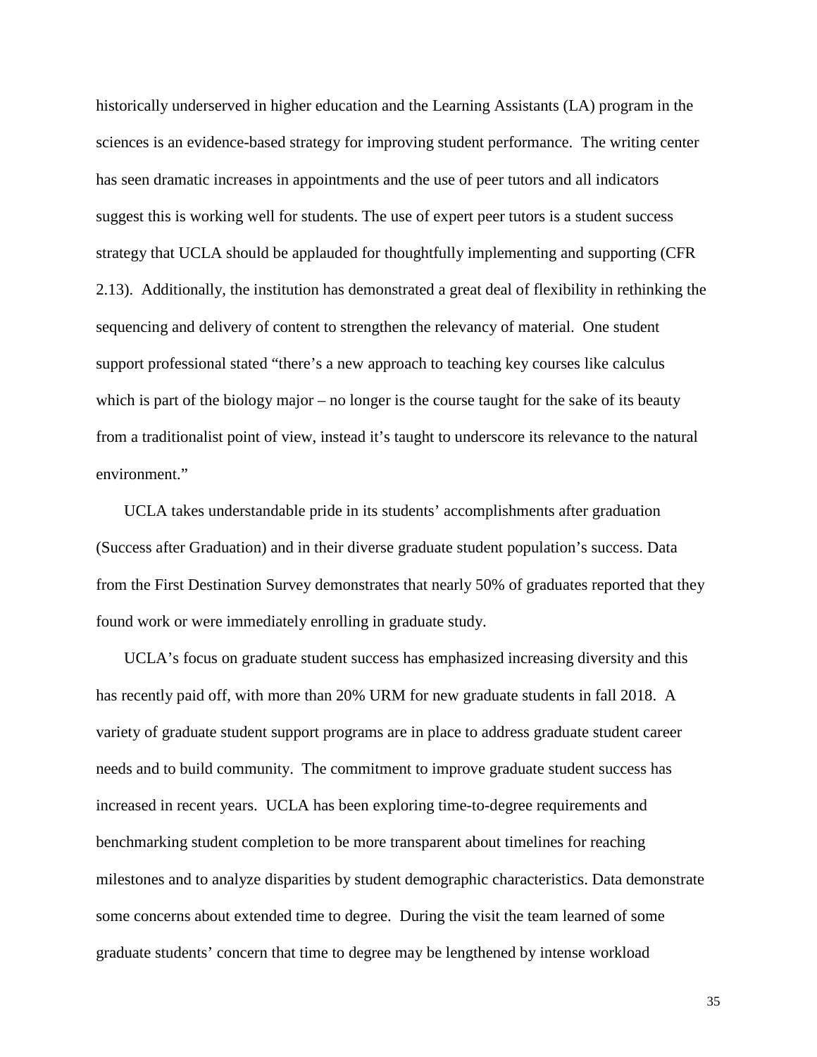historically underserved in higher education and the Learning Assistants (LA) program in the sciences is an evidence-based strategy for improving student performance. The writing center has seen dramatic increases in appointments and the use of peer tutors and all indicators suggest this is working well for students. The use of expert peer tutors is a student success strategy that UCLA should be applauded for thoughtfully implementing and supporting (CFR 2.13). Additionally, the institution has demonstrated a great deal of flexibility in rethinking the sequencing and delivery of content to strengthen the relevancy of material. One student support professional stated "there's a new approach to teaching key courses like calculus which is part of the biology major – no longer is the course taught for the sake of its beauty from a traditionalist point of view, instead it's taught to underscore its relevance to the natural environment."

UCLA takes understandable pride in its students' accomplishments after graduation (Success after Graduation) and in their diverse graduate student population's success. Data from the First Destination Survey demonstrates that nearly 50% of graduates reported that they found work or were immediately enrolling in graduate study.

UCLA's focus on graduate student success has emphasized increasing diversity and this has recently paid off, with more than 20% URM for new graduate students in fall 2018. A variety of graduate student support programs are in place to address graduate student career needs and to build community. The commitment to improve graduate student success has increased in recent years. UCLA has been exploring time-to-degree requirements and benchmarking student completion to be more transparent about timelines for reaching milestones and to analyze disparities by student demographic characteristics. Data demonstrate some concerns about extended time to degree. During the visit the team learned of some graduate students' concern that time to degree may be lengthened by intense workload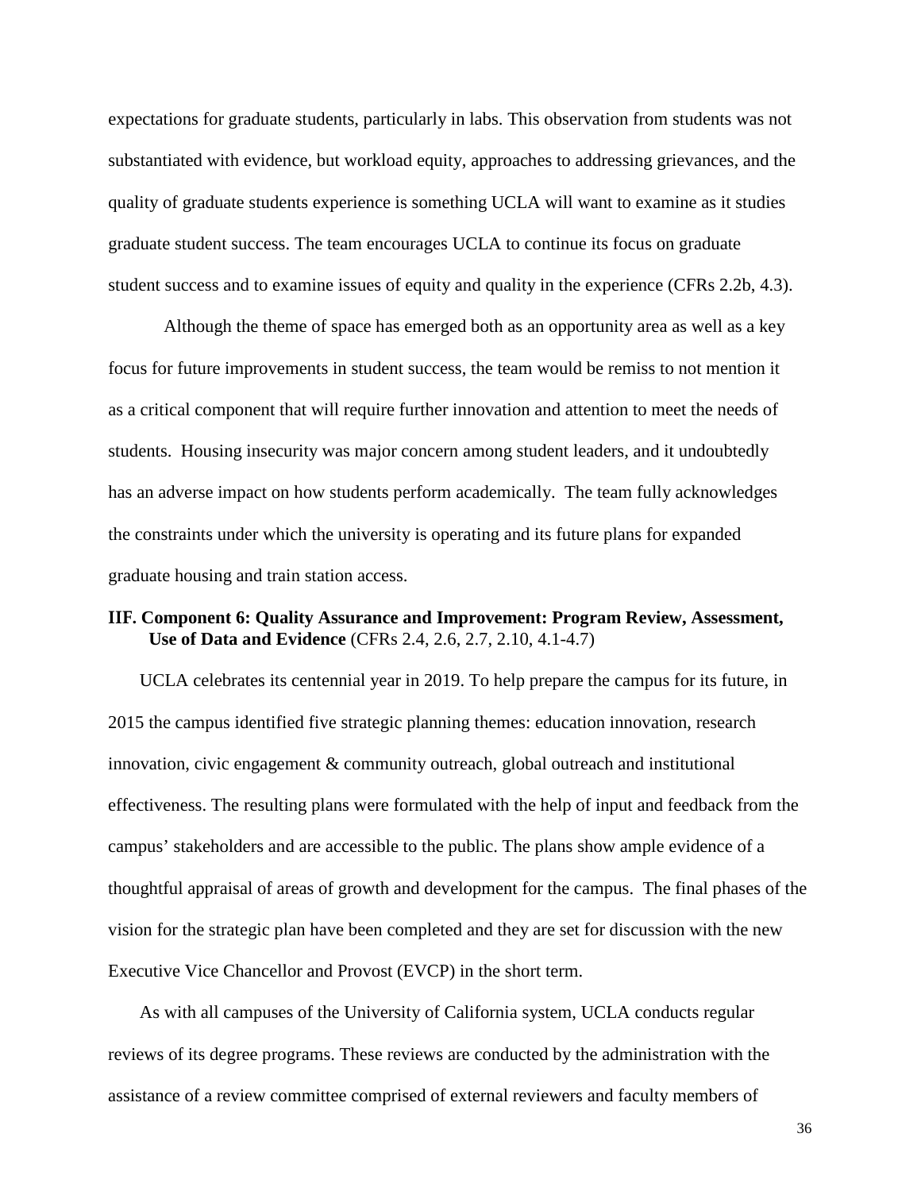expectations for graduate students, particularly in labs. This observation from students was not substantiated with evidence, but workload equity, approaches to addressing grievances, and the quality of graduate students experience is something UCLA will want to examine as it studies graduate student success. The team encourages UCLA to continue its focus on graduate student success and to examine issues of equity and quality in the experience (CFRs 2.2b, 4.3).

Although the theme of space has emerged both as an opportunity area as well as a key focus for future improvements in student success, the team would be remiss to not mention it as a critical component that will require further innovation and attention to meet the needs of students. Housing insecurity was major concern among student leaders, and it undoubtedly has an adverse impact on how students perform academically. The team fully acknowledges the constraints under which the university is operating and its future plans for expanded graduate housing and train station access.

### IIF. Component 6: Quality Assurance and Improvement: Program Review, Assessment, Use of Data and Evidence (CFRs 2.4, 2.6, 2.7, 2.10, 4.1-4.7)

UCLA celebrates its centennial year in 2019. To help prepare the campus for its future, in 2015 the campus identified five strategic planning themes: education innovation, research innovation, civic engagement & community outreach, global outreach and institutional effectiveness. The resulting plans were formulated with the help of input and feedback from the campus' stakeholders and are accessible to the public. The plans show ample evidence of a thoughtful appraisal of areas of growth and development for the campus. The final phases of the vision for the strategic plan have been completed and they are set for discussion with the new Executive Vice Chancellor and Provost (EVCP) in the short term.

As with all campuses of the University of California system, UCLA conducts regular reviews of its degree programs. These reviews are conducted by the administration with the assistance of a review committee comprised of external reviewers and faculty members of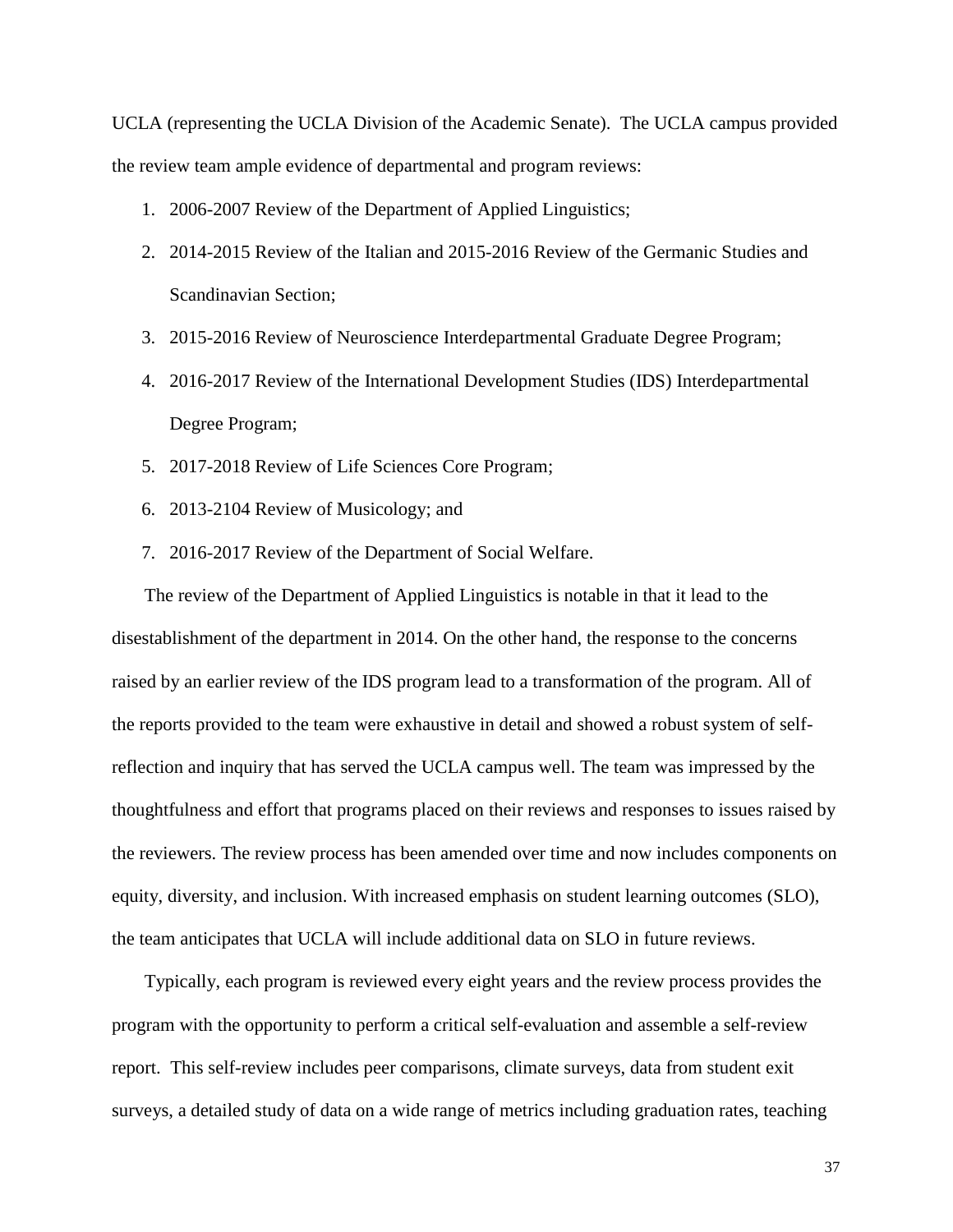UCLA (representing the UCLA Division of the Academic Senate). The UCLA campus provided the review team ample evidence of departmental and program reviews:

1. 2006-2007 Review of the Department of Applied Linguistics;
2. 2014-2015 Review of the Italian and 2015-2016 Review of the Germanic Studies and Scandinavian Section;
3. 2015-2016 Review of Neuroscience Interdepartmental Graduate Degree Program;
4. 2016-2017 Review of the International Development Studies (IDS) Interdepartmental Degree Program;
5. 2017-2018 Review of Life Sciences Core Program;
6. 2013-2104 Review of Musicology; and
7. 2016-2017 Review of the Department of Social Welfare.

The review of the Department of Applied Linguistics is notable in that it lead to the disestablishment of the department in 2014. On the other hand, the response to the concerns raised by an earlier review of the IDS program lead to a transformation of the program. All of the reports provided to the team were exhaustive in detail and showed a robust system of self-reflection and inquiry that has served the UCLA campus well. The team was impressed by the thoughtfulness and effort that programs placed on their reviews and responses to issues raised by the reviewers. The review process has been amended over time and now includes components on equity, diversity, and inclusion. With increased emphasis on student learning outcomes (SLO), the team anticipates that UCLA will include additional data on SLO in future reviews.

Typically, each program is reviewed every eight years and the review process provides the program with the opportunity to perform a critical self-evaluation and assemble a self-review report. This self-review includes peer comparisons, climate surveys, data from student exit surveys, a detailed study of data on a wide range of metrics including graduation rates, teaching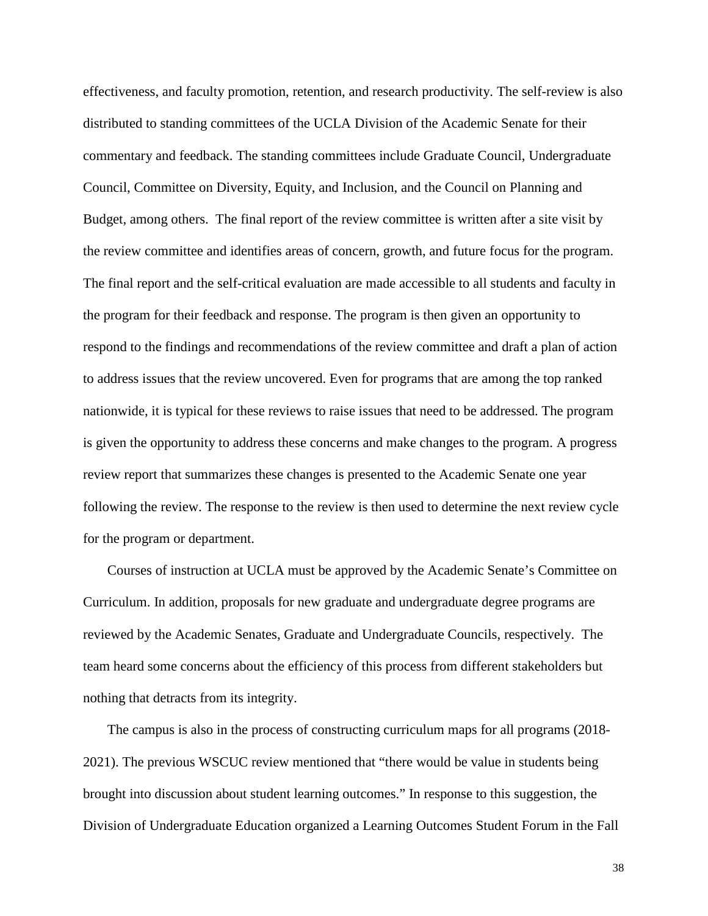effectiveness, and faculty promotion, retention, and research productivity. The self-review is also distributed to standing committees of the UCLA Division of the Academic Senate for their commentary and feedback. The standing committees include Graduate Council, Undergraduate Council, Committee on Diversity, Equity, and Inclusion, and the Council on Planning and Budget, among others. The final report of the review committee is written after a site visit by the review committee and identifies areas of concern, growth, and future focus for the program. The final report and the self-critical evaluation are made accessible to all students and faculty in the program for their feedback and response. The program is then given an opportunity to respond to the findings and recommendations of the review committee and draft a plan of action to address issues that the review uncovered. Even for programs that are among the top ranked nationwide, it is typical for these reviews to raise issues that need to be addressed. The program is given the opportunity to address these concerns and make changes to the program. A progress review report that summarizes these changes is presented to the Academic Senate one year following the review. The response to the review is then used to determine the next review cycle for the program or department.

Courses of instruction at UCLA must be approved by the Academic Senate's Committee on Curriculum. In addition, proposals for new graduate and undergraduate degree programs are reviewed by the Academic Senates, Graduate and Undergraduate Councils, respectively. The team heard some concerns about the efficiency of this process from different stakeholders but nothing that detracts from its integrity.

The campus is also in the process of constructing curriculum maps for all programs (2018-2021). The previous WSCUC review mentioned that "there would be value in students being brought into discussion about student learning outcomes." In response to this suggestion, the Division of Undergraduate Education organized a Learning Outcomes Student Forum in the Fall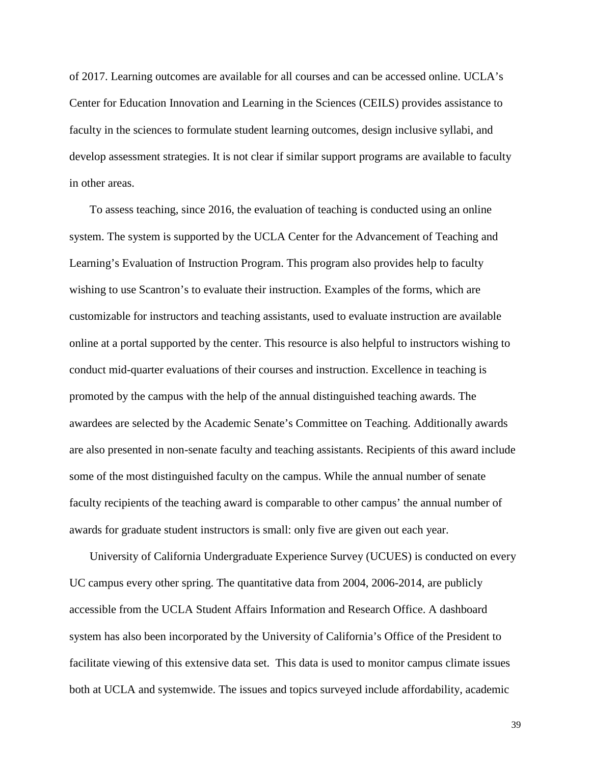of 2017. Learning outcomes are available for all courses and can be accessed online. UCLA's Center for Education Innovation and Learning in the Sciences (CEILS) provides assistance to faculty in the sciences to formulate student learning outcomes, design inclusive syllabi, and develop assessment strategies. It is not clear if similar support programs are available to faculty in other areas.

To assess teaching, since 2016, the evaluation of teaching is conducted using an online system. The system is supported by the UCLA Center for the Advancement of Teaching and Learning's Evaluation of Instruction Program. This program also provides help to faculty wishing to use Scantron's to evaluate their instruction. Examples of the forms, which are customizable for instructors and teaching assistants, used to evaluate instruction are available online at a portal supported by the center. This resource is also helpful to instructors wishing to conduct mid-quarter evaluations of their courses and instruction. Excellence in teaching is promoted by the campus with the help of the annual distinguished teaching awards. The awardees are selected by the Academic Senate's Committee on Teaching. Additionally awards are also presented in non-senate faculty and teaching assistants. Recipients of this award include some of the most distinguished faculty on the campus. While the annual number of senate faculty recipients of the teaching award is comparable to other campus' the annual number of awards for graduate student instructors is small: only five are given out each year.

University of California Undergraduate Experience Survey (UCUES) is conducted on every UC campus every other spring. The quantitative data from 2004, 2006-2014, are publicly accessible from the UCLA Student Affairs Information and Research Office. A dashboard system has also been incorporated by the University of California's Office of the President to facilitate viewing of this extensive data set. This data is used to monitor campus climate issues both at UCLA and systemwide. The issues and topics surveyed include affordability, academic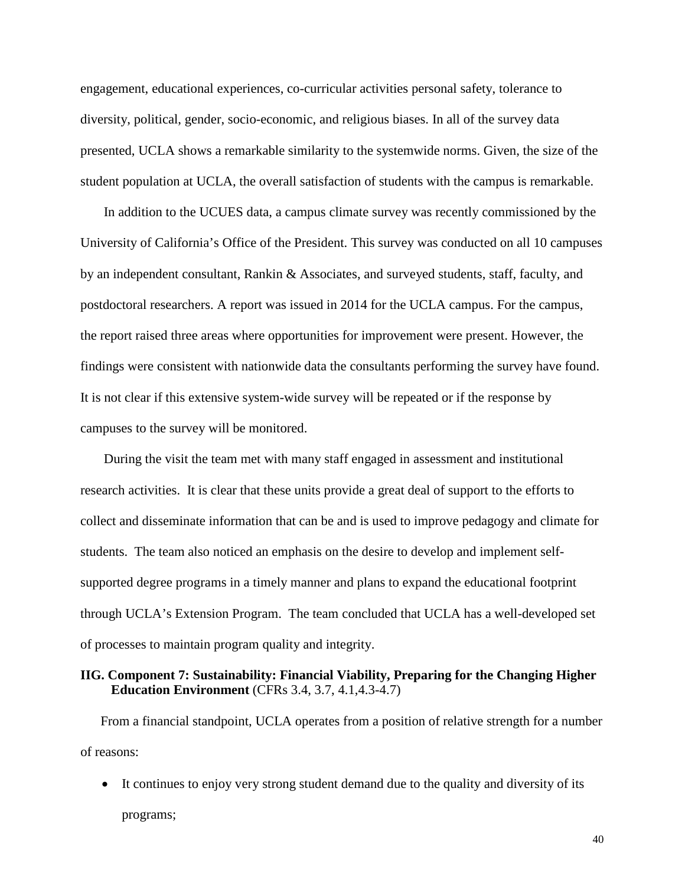engagement, educational experiences, co-curricular activities personal safety, tolerance to diversity, political, gender, socio-economic, and religious biases. In all of the survey data presented, UCLA shows a remarkable similarity to the systemwide norms. Given, the size of the student population at UCLA, the overall satisfaction of students with the campus is remarkable.

In addition to the UCUES data, a campus climate survey was recently commissioned by the University of California's Office of the President. This survey was conducted on all 10 campuses by an independent consultant, Rankin & Associates, and surveyed students, staff, faculty, and postdoctoral researchers. A report was issued in 2014 for the UCLA campus. For the campus, the report raised three areas where opportunities for improvement were present. However, the findings were consistent with nationwide data the consultants performing the survey have found. It is not clear if this extensive system-wide survey will be repeated or if the response by campuses to the survey will be monitored.

During the visit the team met with many staff engaged in assessment and institutional research activities. It is clear that these units provide a great deal of support to the efforts to collect and disseminate information that can be and is used to improve pedagogy and climate for students. The team also noticed an emphasis on the desire to develop and implement self-supported degree programs in a timely manner and plans to expand the educational footprint through UCLA's Extension Program. The team concluded that UCLA has a well-developed set of processes to maintain program quality and integrity.

### IIG. Component 7: Sustainability: Financial Viability, Preparing for the Changing Higher Education Environment (CFRs 3.4, 3.7, 4.1,4.3-4.7)

From a financial standpoint, UCLA operates from a position of relative strength for a number of reasons:

- It continues to enjoy very strong student demand due to the quality and diversity of its programs;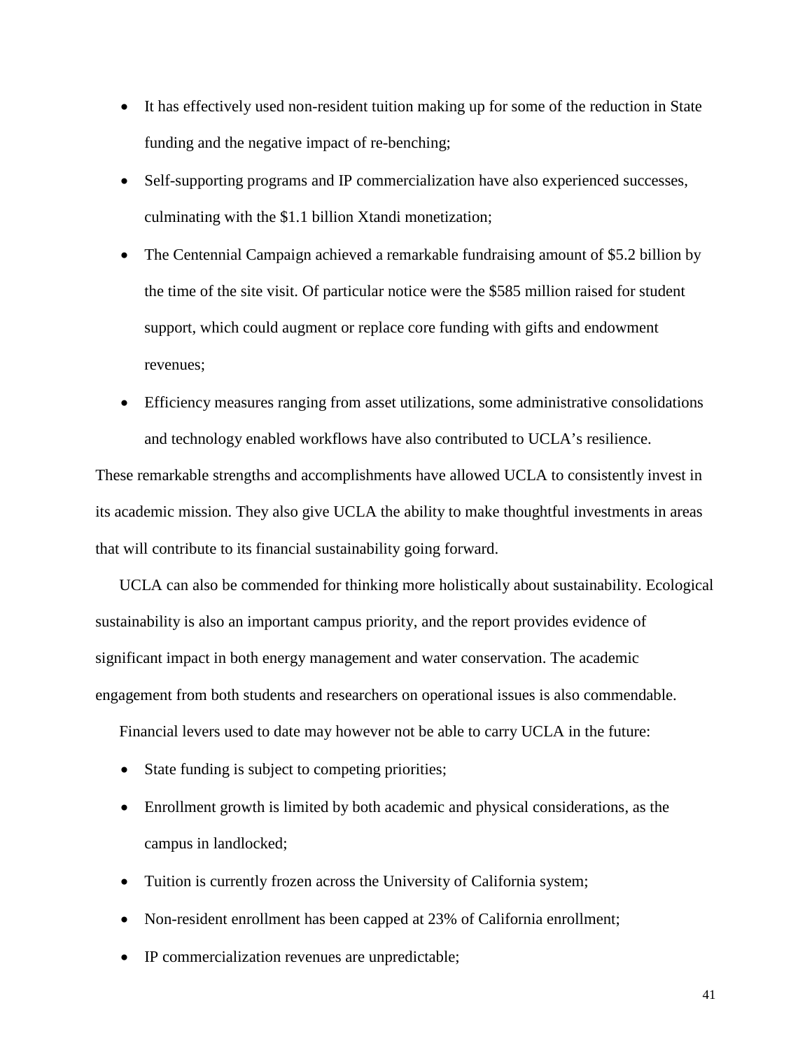- It has effectively used non-resident tuition making up for some of the reduction in State funding and the negative impact of re-benching;
- Self-supporting programs and IP commercialization have also experienced successes, culminating with the $1.1 billion Xtandi monetization;
- The Centennial Campaign achieved a remarkable fundraising amount of $5.2 billion by the time of the site visit. Of particular notice were the $585 million raised for student support, which could augment or replace core funding with gifts and endowment revenues;
- Efficiency measures ranging from asset utilizations, some administrative consolidations and technology enabled workflows have also contributed to UCLA's resilience.

These remarkable strengths and accomplishments have allowed UCLA to consistently invest in its academic mission. They also give UCLA the ability to make thoughtful investments in areas that will contribute to its financial sustainability going forward.

UCLA can also be commended for thinking more holistically about sustainability. Ecological sustainability is also an important campus priority, and the report provides evidence of significant impact in both energy management and water conservation. The academic engagement from both students and researchers on operational issues is also commendable.

Financial levers used to date may however not be able to carry UCLA in the future:

- State funding is subject to competing priorities;
- Enrollment growth is limited by both academic and physical considerations, as the campus in landlocked;
- Tuition is currently frozen across the University of California system;
- Non-resident enrollment has been capped at 23% of California enrollment;
- IP commercialization revenues are unpredictable;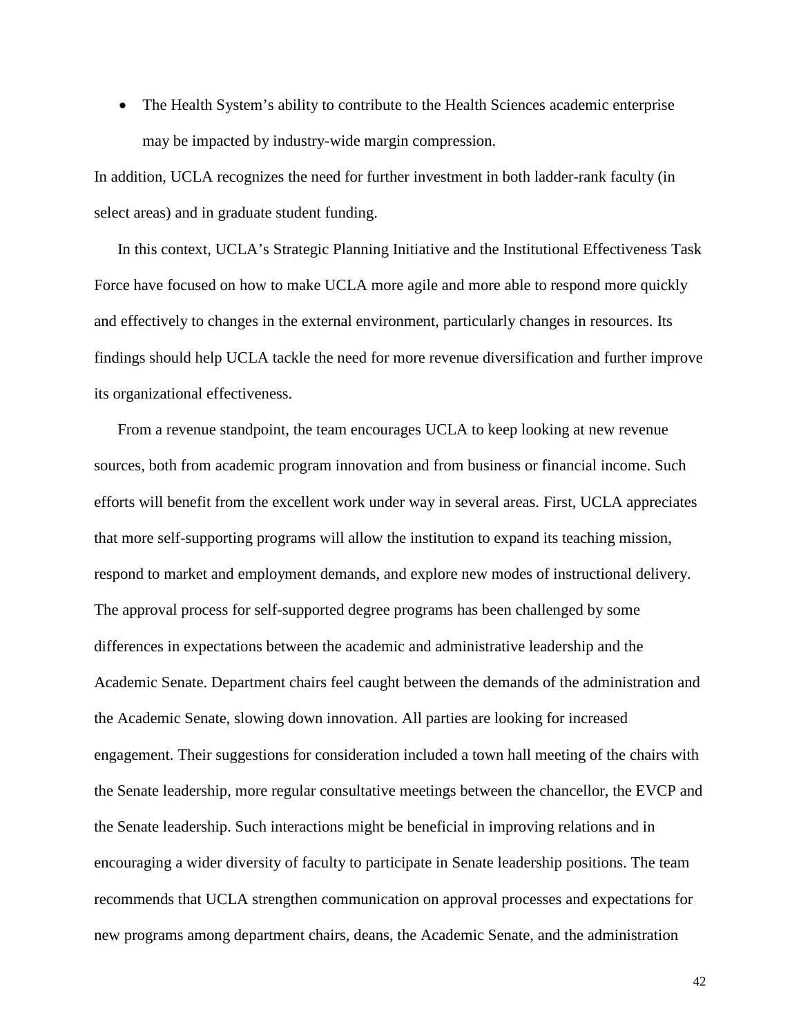- The Health System's ability to contribute to the Health Sciences academic enterprise may be impacted by industry-wide margin compression.

In addition, UCLA recognizes the need for further investment in both ladder-rank faculty (in select areas) and in graduate student funding.

In this context, UCLA's Strategic Planning Initiative and the Institutional Effectiveness Task Force have focused on how to make UCLA more agile and more able to respond more quickly and effectively to changes in the external environment, particularly changes in resources. Its findings should help UCLA tackle the need for more revenue diversification and further improve its organizational effectiveness.

From a revenue standpoint, the team encourages UCLA to keep looking at new revenue sources, both from academic program innovation and from business or financial income. Such efforts will benefit from the excellent work under way in several areas. First, UCLA appreciates that more self-supporting programs will allow the institution to expand its teaching mission, respond to market and employment demands, and explore new modes of instructional delivery. The approval process for self-supported degree programs has been challenged by some differences in expectations between the academic and administrative leadership and the Academic Senate. Department chairs feel caught between the demands of the administration and the Academic Senate, slowing down innovation. All parties are looking for increased engagement. Their suggestions for consideration included a town hall meeting of the chairs with the Senate leadership, more regular consultative meetings between the chancellor, the EVCP and the Senate leadership. Such interactions might be beneficial in improving relations and in encouraging a wider diversity of faculty to participate in Senate leadership positions. The team recommends that UCLA strengthen communication on approval processes and expectations for new programs among department chairs, deans, the Academic Senate, and the administration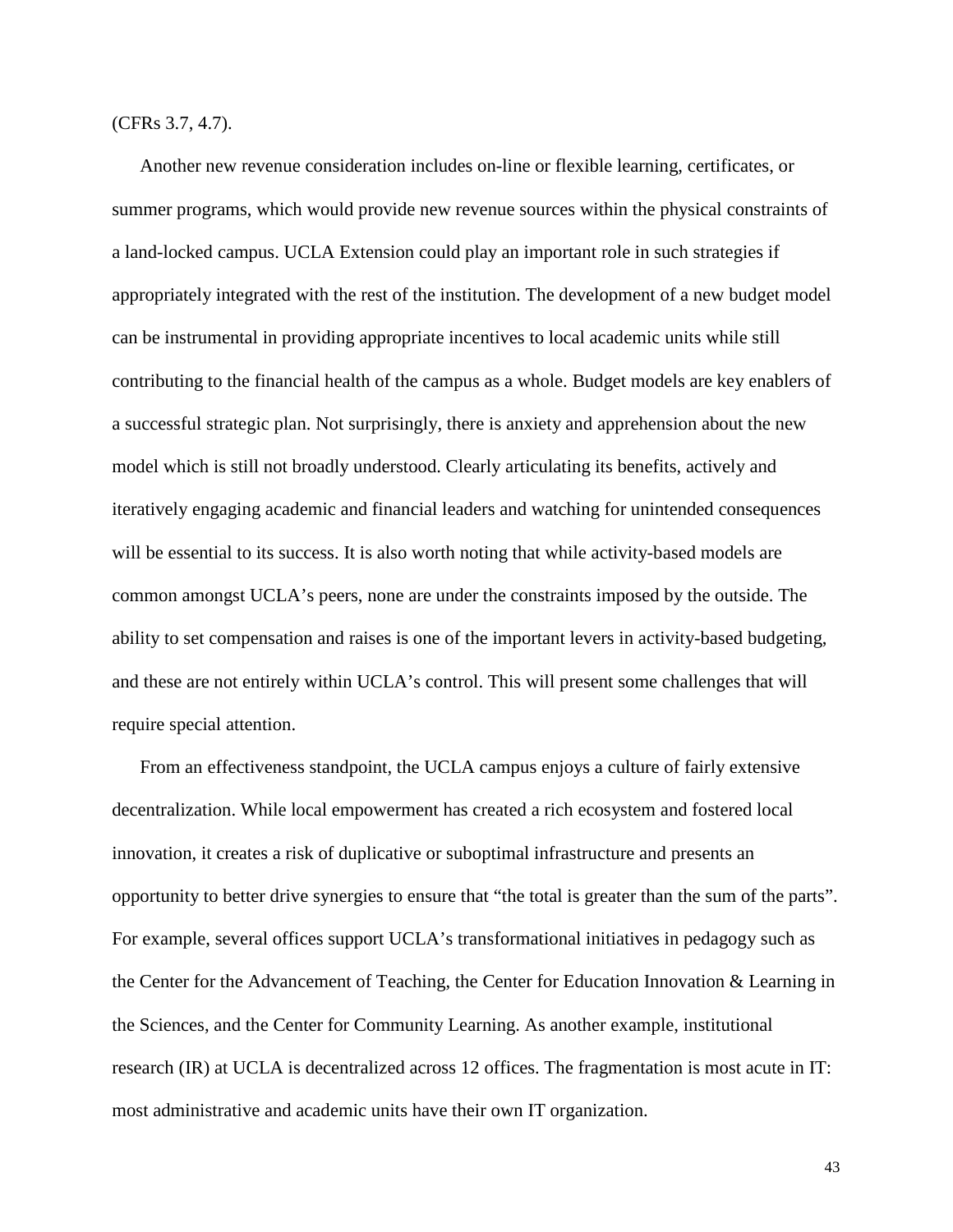(CFRs 3.7, 4.7).

Another new revenue consideration includes on-line or flexible learning, certificates, or summer programs, which would provide new revenue sources within the physical constraints of a land-locked campus. UCLA Extension could play an important role in such strategies if appropriately integrated with the rest of the institution. The development of a new budget model can be instrumental in providing appropriate incentives to local academic units while still contributing to the financial health of the campus as a whole. Budget models are key enablers of a successful strategic plan. Not surprisingly, there is anxiety and apprehension about the new model which is still not broadly understood. Clearly articulating its benefits, actively and iteratively engaging academic and financial leaders and watching for unintended consequences will be essential to its success. It is also worth noting that while activity-based models are common amongst UCLA's peers, none are under the constraints imposed by the outside. The ability to set compensation and raises is one of the important levers in activity-based budgeting, and these are not entirely within UCLA's control. This will present some challenges that will require special attention.

From an effectiveness standpoint, the UCLA campus enjoys a culture of fairly extensive decentralization. While local empowerment has created a rich ecosystem and fostered local innovation, it creates a risk of duplicative or suboptimal infrastructure and presents an opportunity to better drive synergies to ensure that "the total is greater than the sum of the parts". For example, several offices support UCLA's transformational initiatives in pedagogy such as the Center for the Advancement of Teaching, the Center for Education Innovation & Learning in the Sciences, and the Center for Community Learning. As another example, institutional research (IR) at UCLA is decentralized across 12 offices. The fragmentation is most acute in IT: most administrative and academic units have their own IT organization.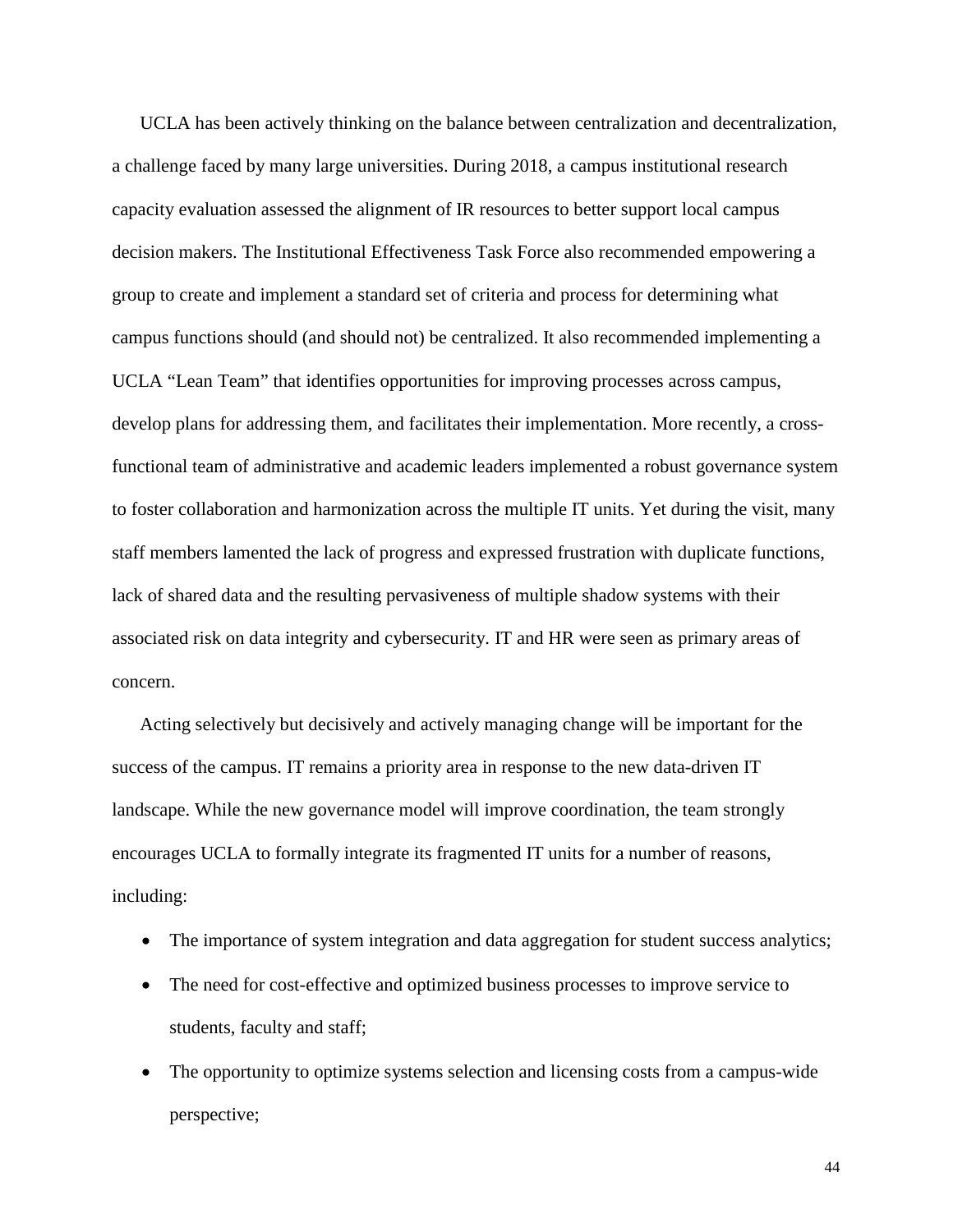UCLA has been actively thinking on the balance between centralization and decentralization, a challenge faced by many large universities. During 2018, a campus institutional research capacity evaluation assessed the alignment of IR resources to better support local campus decision makers. The Institutional Effectiveness Task Force also recommended empowering a group to create and implement a standard set of criteria and process for determining what campus functions should (and should not) be centralized. It also recommended implementing a UCLA "Lean Team" that identifies opportunities for improving processes across campus, develop plans for addressing them, and facilitates their implementation. More recently, a cross-functional team of administrative and academic leaders implemented a robust governance system to foster collaboration and harmonization across the multiple IT units. Yet during the visit, many staff members lamented the lack of progress and expressed frustration with duplicate functions, lack of shared data and the resulting pervasiveness of multiple shadow systems with their associated risk on data integrity and cybersecurity. IT and HR were seen as primary areas of concern.

Acting selectively but decisively and actively managing change will be important for the success of the campus. IT remains a priority area in response to the new data-driven IT landscape. While the new governance model will improve coordination, the team strongly encourages UCLA to formally integrate its fragmented IT units for a number of reasons, including:

- The importance of system integration and data aggregation for student success analytics;
- The need for cost-effective and optimized business processes to improve service to students, faculty and staff;
- The opportunity to optimize systems selection and licensing costs from a campus-wide perspective;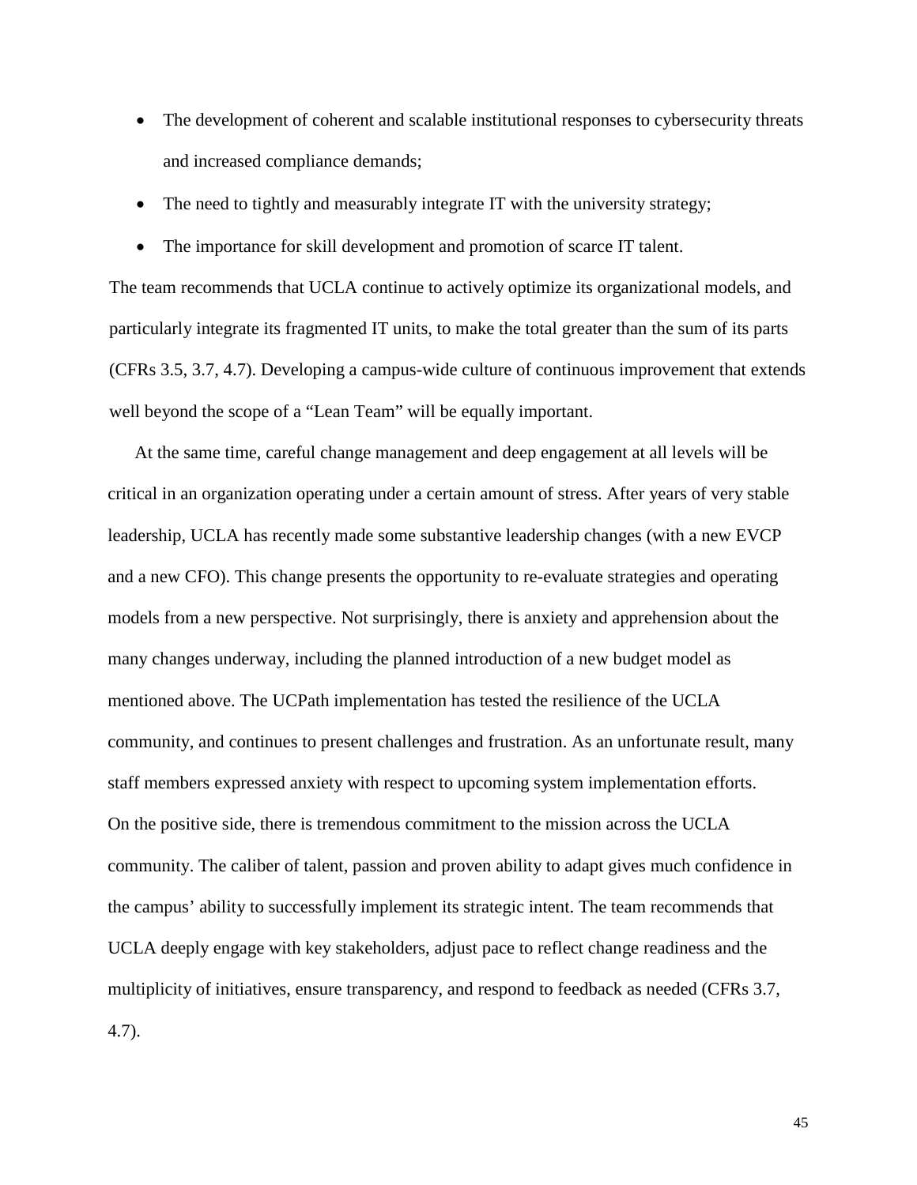- The development of coherent and scalable institutional responses to cybersecurity threats and increased compliance demands;
- The need to tightly and measurably integrate IT with the university strategy;
- The importance for skill development and promotion of scarce IT talent.

The team recommends that UCLA continue to actively optimize its organizational models, and particularly integrate its fragmented IT units, to make the total greater than the sum of its parts (CFRs 3.5, 3.7, 4.7). Developing a campus-wide culture of continuous improvement that extends well beyond the scope of a "Lean Team" will be equally important.

At the same time, careful change management and deep engagement at all levels will be critical in an organization operating under a certain amount of stress. After years of very stable leadership, UCLA has recently made some substantive leadership changes (with a new EVCP and a new CFO). This change presents the opportunity to re-evaluate strategies and operating models from a new perspective. Not surprisingly, there is anxiety and apprehension about the many changes underway, including the planned introduction of a new budget model as mentioned above. The UCPath implementation has tested the resilience of the UCLA community, and continues to present challenges and frustration. As an unfortunate result, many staff members expressed anxiety with respect to upcoming system implementation efforts. On the positive side, there is tremendous commitment to the mission across the UCLA community. The caliber of talent, passion and proven ability to adapt gives much confidence in the campus' ability to successfully implement its strategic intent. The team recommends that UCLA deeply engage with key stakeholders, adjust pace to reflect change readiness and the multiplicity of initiatives, ensure transparency, and respond to feedback as needed (CFRs 3.7, 4.7).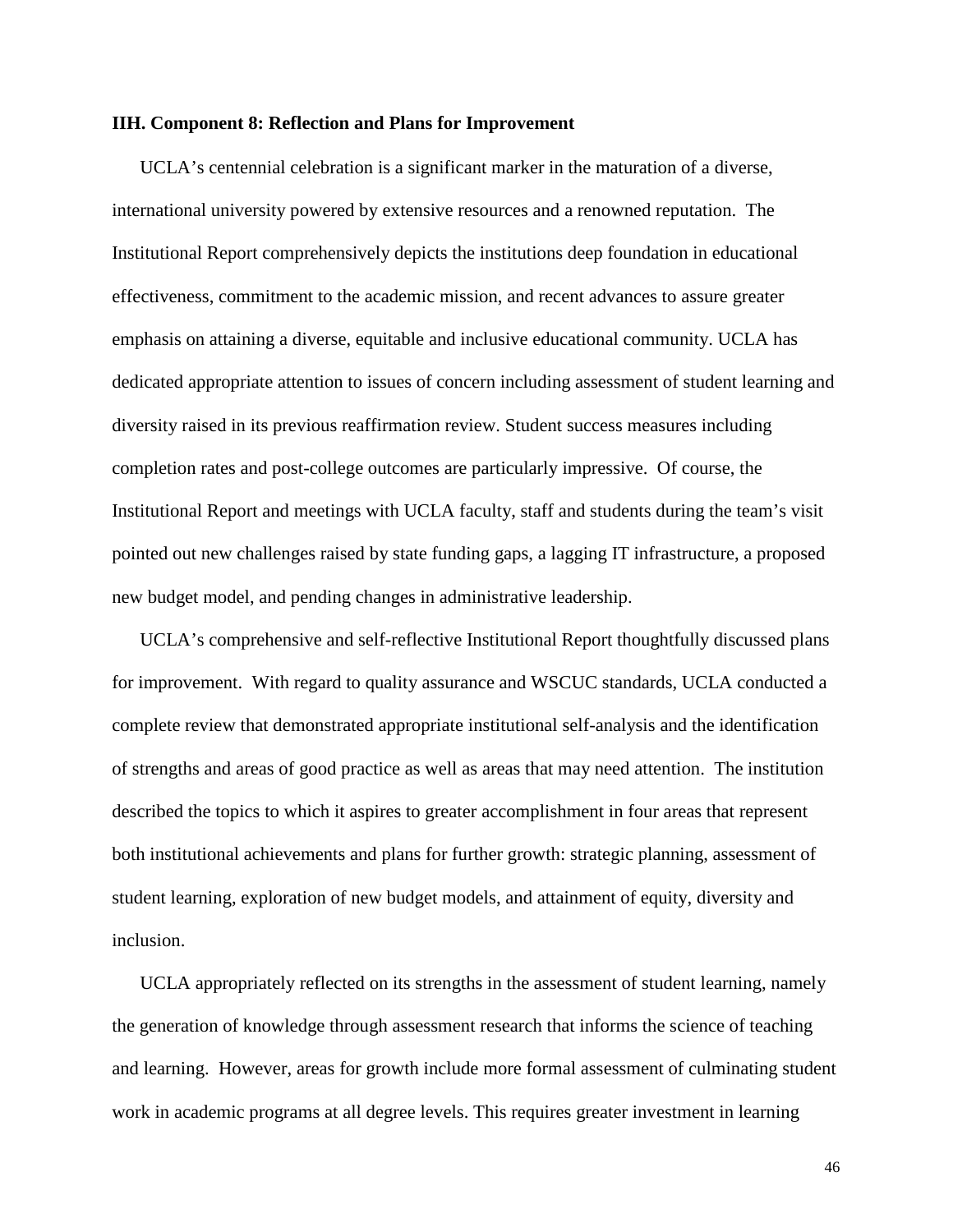### IIH. Component 8: Reflection and Plans for Improvement

UCLA's centennial celebration is a significant marker in the maturation of a diverse, international university powered by extensive resources and a renowned reputation. The Institutional Report comprehensively depicts the institutions deep foundation in educational effectiveness, commitment to the academic mission, and recent advances to assure greater emphasis on attaining a diverse, equitable and inclusive educational community. UCLA has dedicated appropriate attention to issues of concern including assessment of student learning and diversity raised in its previous reaffirmation review. Student success measures including completion rates and post-college outcomes are particularly impressive. Of course, the Institutional Report and meetings with UCLA faculty, staff and students during the team's visit pointed out new challenges raised by state funding gaps, a lagging IT infrastructure, a proposed new budget model, and pending changes in administrative leadership.

UCLA's comprehensive and self-reflective Institutional Report thoughtfully discussed plans for improvement. With regard to quality assurance and WSCUC standards, UCLA conducted a complete review that demonstrated appropriate institutional self-analysis and the identification of strengths and areas of good practice as well as areas that may need attention. The institution described the topics to which it aspires to greater accomplishment in four areas that represent both institutional achievements and plans for further growth: strategic planning, assessment of student learning, exploration of new budget models, and attainment of equity, diversity and inclusion.

UCLA appropriately reflected on its strengths in the assessment of student learning, namely the generation of knowledge through assessment research that informs the science of teaching and learning. However, areas for growth include more formal assessment of culminating student work in academic programs at all degree levels. This requires greater investment in learning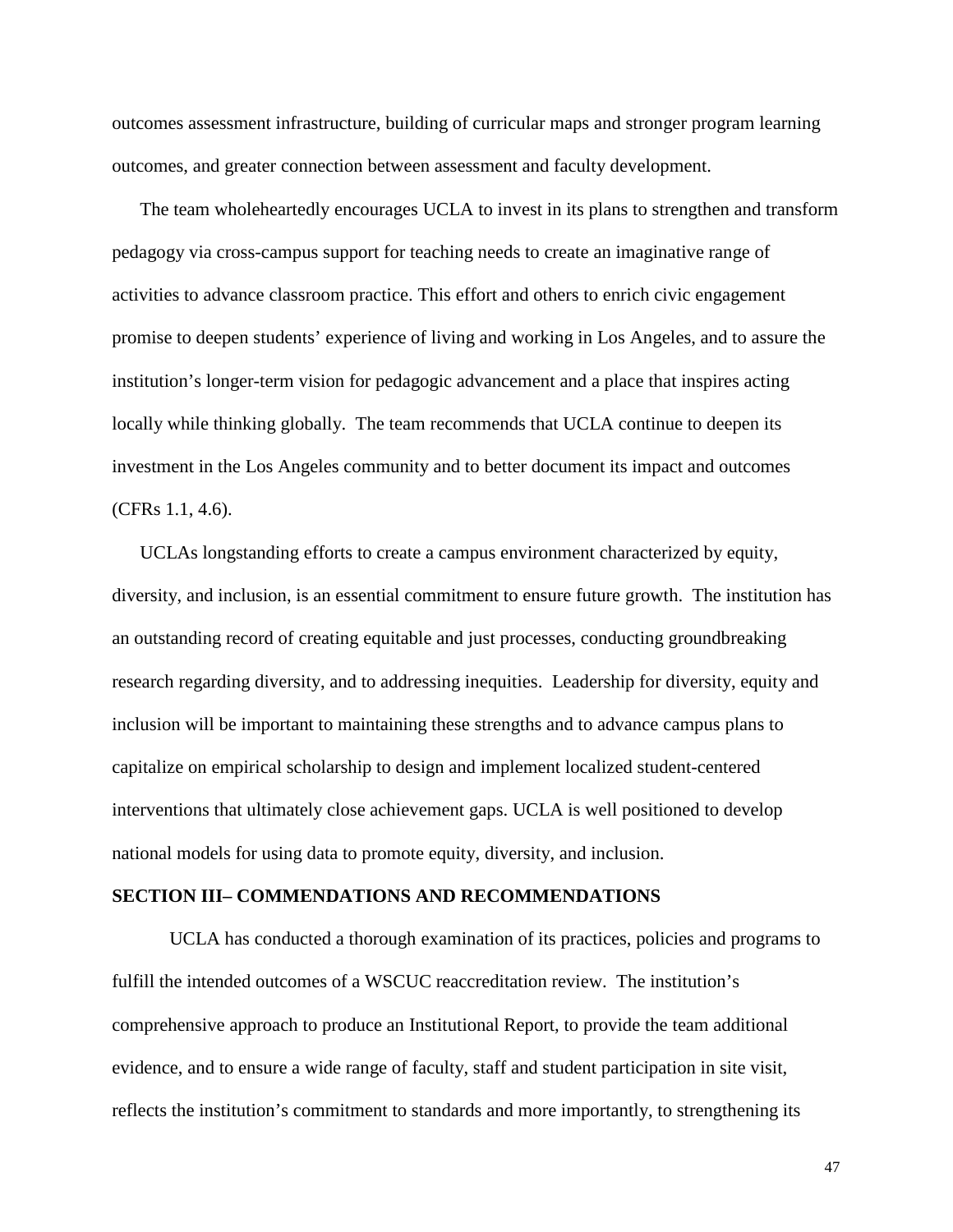outcomes assessment infrastructure, building of curricular maps and stronger program learning outcomes, and greater connection between assessment and faculty development.

The team wholeheartedly encourages UCLA to invest in its plans to strengthen and transform pedagogy via cross-campus support for teaching needs to create an imaginative range of activities to advance classroom practice. This effort and others to enrich civic engagement promise to deepen students' experience of living and working in Los Angeles, and to assure the institution's longer-term vision for pedagogic advancement and a place that inspires acting locally while thinking globally. The team recommends that UCLA continue to deepen its investment in the Los Angeles community and to better document its impact and outcomes (CFRs 1.1, 4.6).

UCLAs longstanding efforts to create a campus environment characterized by equity, diversity, and inclusion, is an essential commitment to ensure future growth. The institution has an outstanding record of creating equitable and just processes, conducting groundbreaking research regarding diversity, and to addressing inequities. Leadership for diversity, equity and inclusion will be important to maintaining these strengths and to advance campus plans to capitalize on empirical scholarship to design and implement localized student-centered interventions that ultimately close achievement gaps. UCLA is well positioned to develop national models for using data to promote equity, diversity, and inclusion.

## SECTION III– COMMENDATIONS AND RECOMMENDATIONS

UCLA has conducted a thorough examination of its practices, policies and programs to fulfill the intended outcomes of a WSCUC reaccreditation review. The institution's comprehensive approach to produce an Institutional Report, to provide the team additional evidence, and to ensure a wide range of faculty, staff and student participation in site visit, reflects the institution's commitment to standards and more importantly, to strengthening its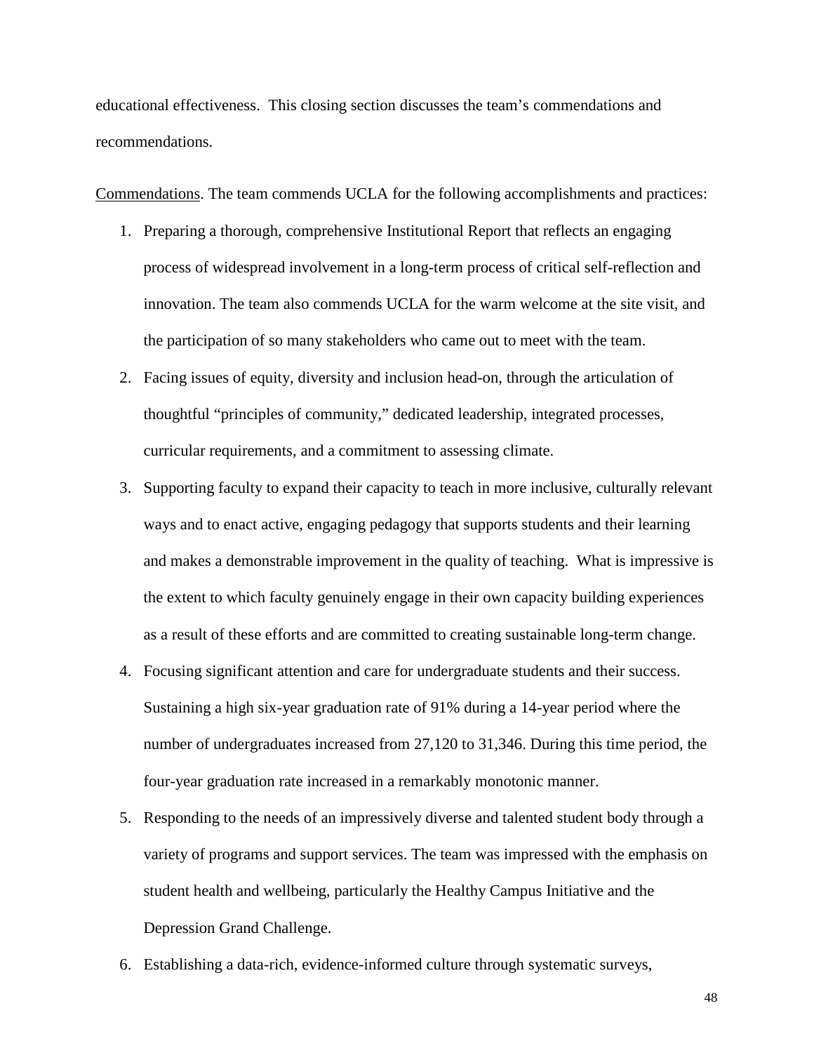educational effectiveness. This closing section discusses the team's commendations and recommendations.

Commendations. The team commends UCLA for the following accomplishments and practices:

1. Preparing a thorough, comprehensive Institutional Report that reflects an engaging process of widespread involvement in a long-term process of critical self-reflection and innovation. The team also commends UCLA for the warm welcome at the site visit, and the participation of so many stakeholders who came out to meet with the team.
2. Facing issues of equity, diversity and inclusion head-on, through the articulation of thoughtful "principles of community," dedicated leadership, integrated processes, curricular requirements, and a commitment to assessing climate.
3. Supporting faculty to expand their capacity to teach in more inclusive, culturally relevant ways and to enact active, engaging pedagogy that supports students and their learning and makes a demonstrable improvement in the quality of teaching. What is impressive is the extent to which faculty genuinely engage in their own capacity building experiences as a result of these efforts and are committed to creating sustainable long-term change.
4. Focusing significant attention and care for undergraduate students and their success. Sustaining a high six-year graduation rate of 91% during a 14-year period where the number of undergraduates increased from 27,120 to 31,346. During this time period, the four-year graduation rate increased in a remarkably monotonic manner.
5. Responding to the needs of an impressively diverse and talented student body through a variety of programs and support services. The team was impressed with the emphasis on student health and wellbeing, particularly the Healthy Campus Initiative and the Depression Grand Challenge.
6. Establishing a data-rich, evidence-informed culture through systematic surveys,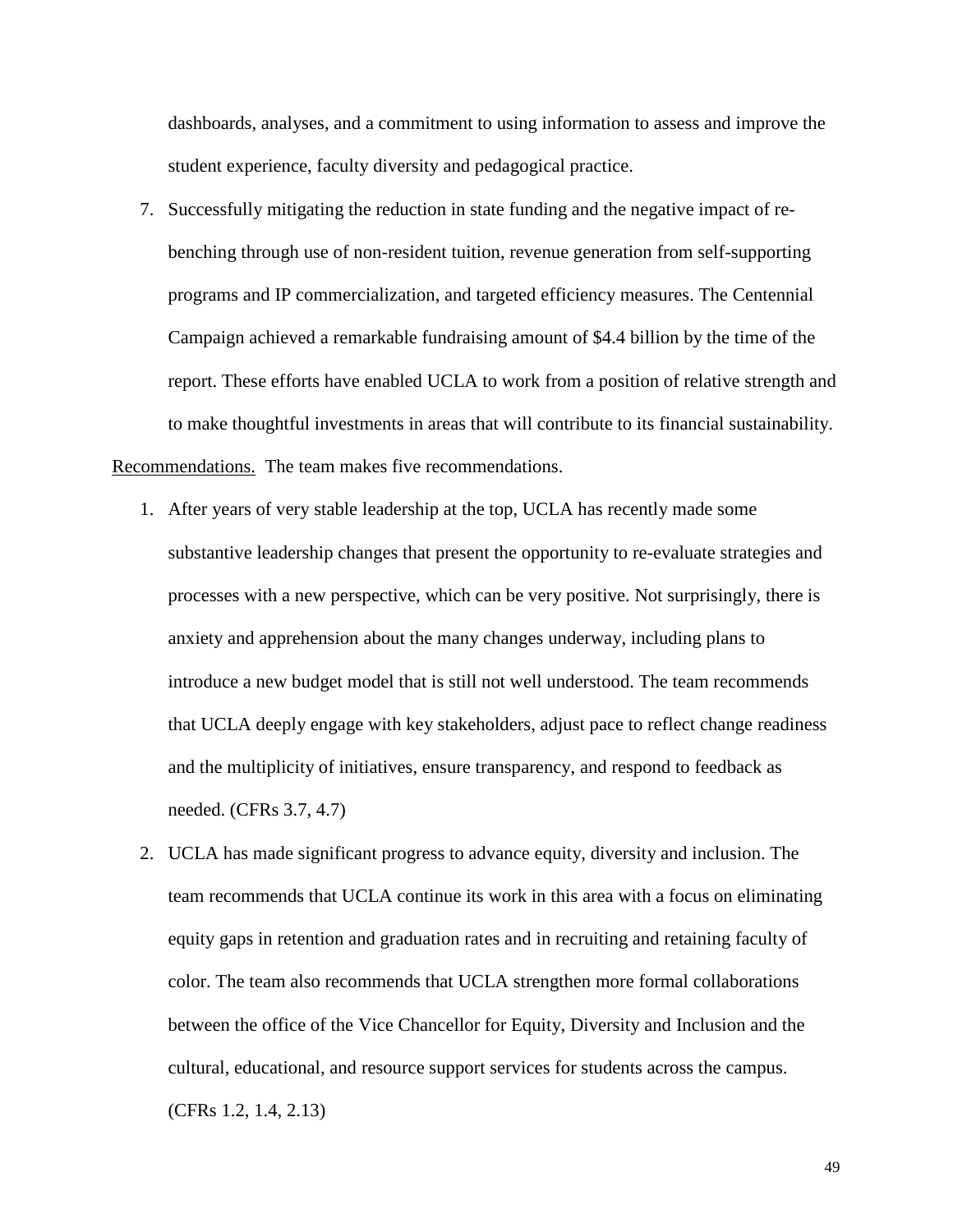dashboards, analyses, and a commitment to using information to assess and improve the student experience, faculty diversity and pedagogical practice.

7. Successfully mitigating the reduction in state funding and the negative impact of re-benching through use of non-resident tuition, revenue generation from self-supporting programs and IP commercialization, and targeted efficiency measures. The Centennial Campaign achieved a remarkable fundraising amount of $4.4 billion by the time of the report. These efforts have enabled UCLA to work from a position of relative strength and to make thoughtful investments in areas that will contribute to its financial sustainability.

Recommendations. The team makes five recommendations.

1. After years of very stable leadership at the top, UCLA has recently made some substantive leadership changes that present the opportunity to re-evaluate strategies and processes with a new perspective, which can be very positive. Not surprisingly, there is anxiety and apprehension about the many changes underway, including plans to introduce a new budget model that is still not well understood. The team recommends that UCLA deeply engage with key stakeholders, adjust pace to reflect change readiness and the multiplicity of initiatives, ensure transparency, and respond to feedback as needed. (CFRs 3.7, 4.7)

2. UCLA has made significant progress to advance equity, diversity and inclusion. The team recommends that UCLA continue its work in this area with a focus on eliminating equity gaps in retention and graduation rates and in recruiting and retaining faculty of color. The team also recommends that UCLA strengthen more formal collaborations between the office of the Vice Chancellor for Equity, Diversity and Inclusion and the cultural, educational, and resource support services for students across the campus. (CFRs 1.2, 1.4, 2.13)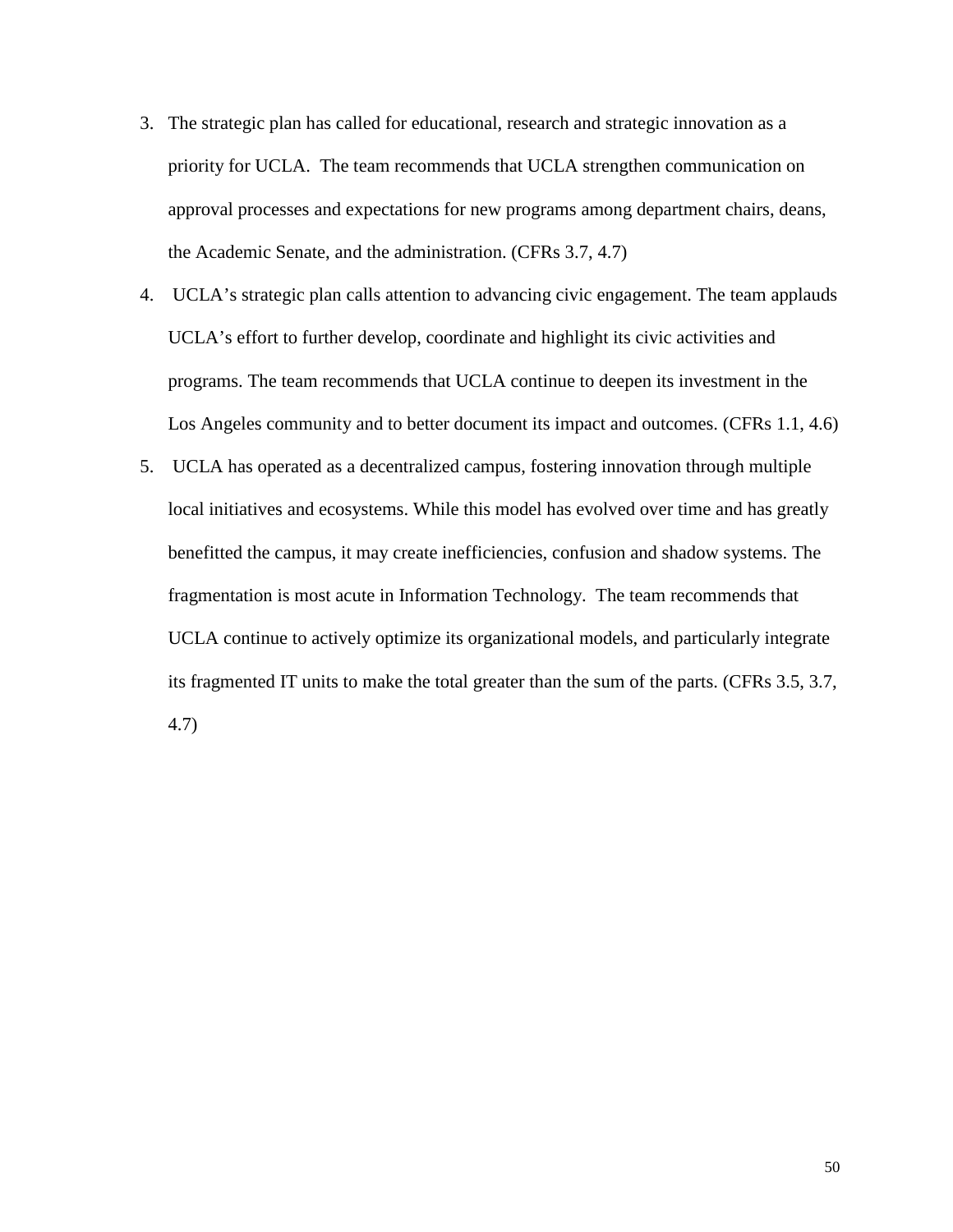3. The strategic plan has called for educational, research and strategic innovation as a priority for UCLA. The team recommends that UCLA strengthen communication on approval processes and expectations for new programs among department chairs, deans, the Academic Senate, and the administration. (CFRs 3.7, 4.7)
4. UCLA's strategic plan calls attention to advancing civic engagement. The team applauds UCLA's effort to further develop, coordinate and highlight its civic activities and programs. The team recommends that UCLA continue to deepen its investment in the Los Angeles community and to better document its impact and outcomes. (CFRs 1.1, 4.6)
5. UCLA has operated as a decentralized campus, fostering innovation through multiple local initiatives and ecosystems. While this model has evolved over time and has greatly benefitted the campus, it may create inefficiencies, confusion and shadow systems. The fragmentation is most acute in Information Technology. The team recommends that UCLA continue to actively optimize its organizational models, and particularly integrate its fragmented IT units to make the total greater than the sum of the parts. (CFRs 3.5, 3.7, 4.7)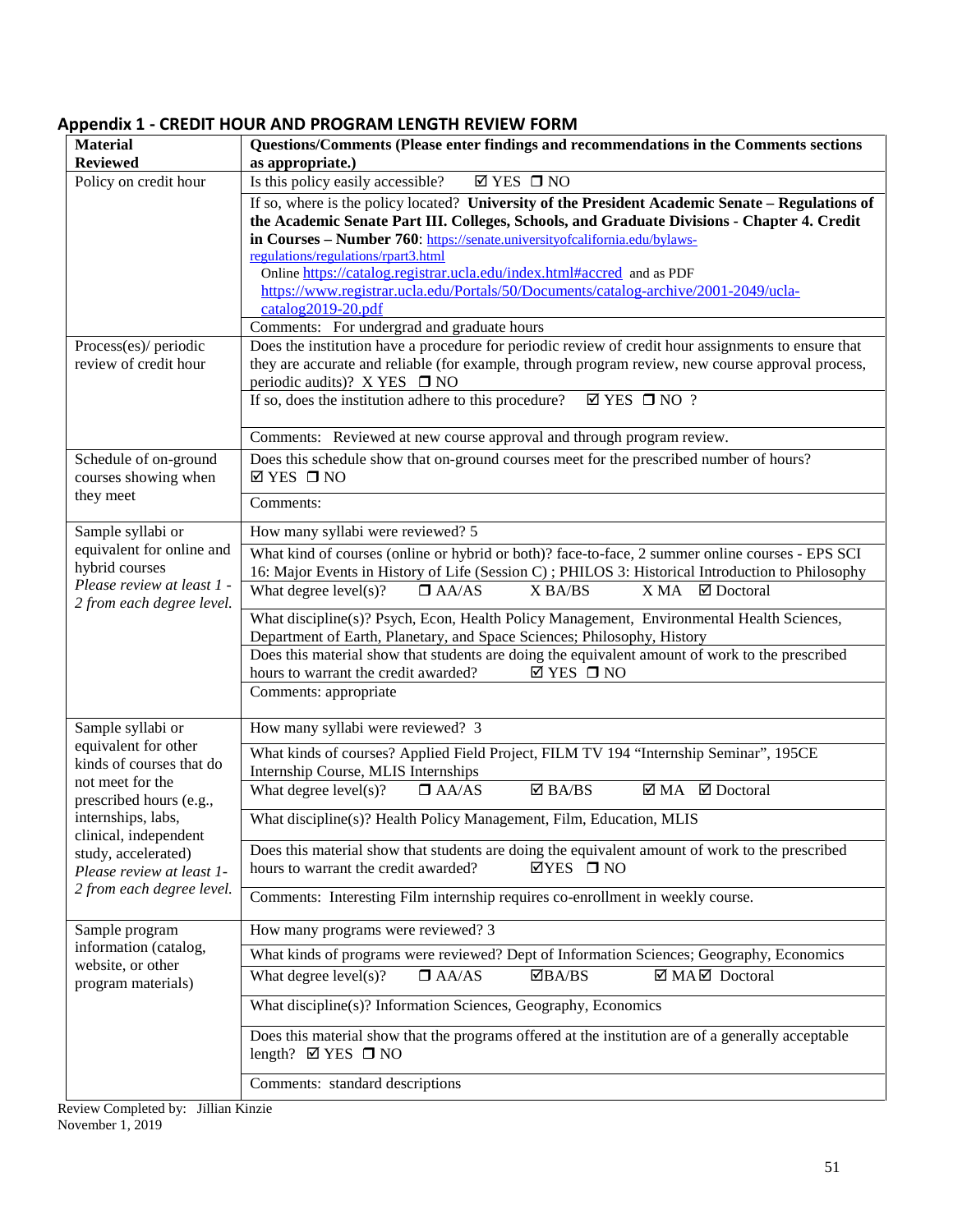## Appendix 1 - CREDIT HOUR AND PROGRAM LENGTH REVIEW FORM

| Material Reviewed | Questions/Comments (Please enter findings and recommendations in the Comments sections as appropriate.) |
|---|---|
| Policy on credit hour | Is this policy easily accessible? ☑ YES ❒ NO |
| | If so, where is the policy located? **University of the President Academic Senate – Regulations of the Academic Senate Part III. Colleges, Schools, and Graduate Divisions - Chapter 4. Credit in Courses – Number 760**: https://senate.universityofcalifornia.edu/bylaws-regulations/regulations/rpart3.html Online https://catalog.registrar.ucla.edu/index.html#accred and as PDF https://www.registrar.ucla.edu/Portals/50/Documents/catalog-archive/2001-2049/ucla-catalog2019-20.pdf |
| | Comments: For undergrad and graduate hours |
| Process(es)/ periodic review of credit hour | Does the institution have a procedure for periodic review of credit hour assignments to ensure that they are accurate and reliable (for example, through program review, new course approval process, periodic audits)? X YES ❒ NO |
| | If so, does the institution adhere to this procedure? ☑ YES ❒ NO ? |
| | Comments: Reviewed at new course approval and through program review. |
| Schedule of on-ground courses showing when they meet | Does this schedule show that on-ground courses meet for the prescribed number of hours? ☑ YES ❒ NO |
| | Comments: |
| Sample syllabi or equivalent for online and hybrid courses *Please review at least 1 - 2 from each degree level.* | How many syllabi were reviewed? 5 |
| | What kind of courses (online or hybrid or both)? face-to-face, 2 summer online courses - EPS SCI 16: Major Events in History of Life (Session C) ; PHILOS 3: Historical Introduction to Philosophy |
| | What degree level(s)? ❒ AA/AS X BA/BS X MA ☑ Doctoral |
| | What discipline(s)? Psych, Econ, Health Policy Management, Environmental Health Sciences, Department of Earth, Planetary, and Space Sciences; Philosophy, History |
| | Does this material show that students are doing the equivalent amount of work to the prescribed hours to warrant the credit awarded? ☑ YES ❒ NO |
| | Comments: appropriate |
| Sample syllabi or equivalent for other kinds of courses that do not meet for the prescribed hours (e.g., internships, labs, clinical, independent study, accelerated) *Please review at least 1-2 from each degree level.* | How many syllabi were reviewed? 3 |
| | What kinds of courses? Applied Field Project, FILM TV 194 "Internship Seminar", 195CE Internship Course, MLIS Internships |
| | What degree level(s)? ❒ AA/AS ☑ BA/BS ☑ MA ☑ Doctoral |
| | What discipline(s)? Health Policy Management, Film, Education, MLIS |
| | Does this material show that students are doing the equivalent amount of work to the prescribed hours to warrant the credit awarded? ☑YES ❒ NO |
| | Comments: Interesting Film internship requires co-enrollment in weekly course. |
| Sample program information (catalog, website, or other program materials) | How many programs were reviewed? 3 |
| | What kinds of programs were reviewed? Dept of Information Sciences; Geography, Economics |
| | What degree level(s)? ❒ AA/AS ☑BA/BS ☑ MA☑ Doctoral |
| | What discipline(s)? Information Sciences, Geography, Economics |
| | Does this material show that the programs offered at the institution are of a generally acceptable length? ☑ YES ❒ NO |
| | Comments: standard descriptions |

Review Completed by: Jillian Kinzie
November 1, 2019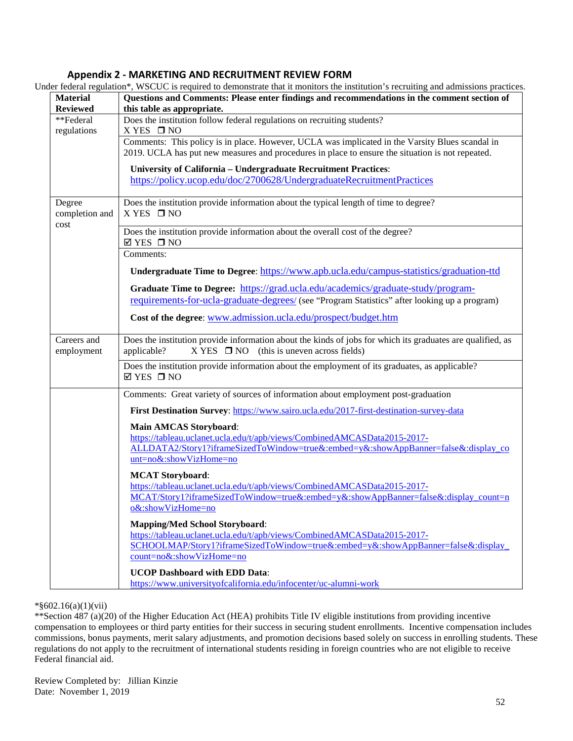## Appendix 2 - MARKETING AND RECRUITMENT REVIEW FORM

Under federal regulation*, WSCUC is required to demonstrate that it monitors the institution's recruiting and admissions practices.

| Material Reviewed | Questions and Comments: Please enter findings and recommendations in the comment section of this table as appropriate. |
|---|---|
| **Federal regulations | Does the institution follow federal regulations on recruiting students?<br>X YES ❐ NO |
| | Comments: This policy is in place. However, UCLA was implicated in the Varsity Blues scandal in 2019. UCLA has put new measures and procedures in place to ensure the situation is not repeated.<br><br>**University of California – Undergraduate Recruitment Practices**: https://policy.ucop.edu/doc/2700628/UndergraduateRecruitmentPractices |
| Degree completion and cost | Does the institution provide information about the typical length of time to degree?<br>X YES ❐ NO |
| | Does the institution provide information about the overall cost of the degree?<br>☑ YES ❐ NO |
| | Comments:<br><br>**Undergraduate Time to Degree**: https://www.apb.ucla.edu/campus-statistics/graduation-ttd<br><br>**Graduate Time to Degree:** https://grad.ucla.edu/academics/graduate-study/program-requirements-for-ucla-graduate-degrees/ (see "Program Statistics" after looking up a program)<br><br>**Cost of the degree**: www.admission.ucla.edu/prospect/budget.htm |
| Careers and employment | Does the institution provide information about the kinds of jobs for which its graduates are qualified, as applicable? X YES ❐ NO (this is uneven across fields) |
| | Does the institution provide information about the employment of its graduates, as applicable?<br>☑ YES ❐ NO |
| | Comments: Great variety of sources of information about employment post-graduation<br><br>**First Destination Survey**: https://www.sairo.ucla.edu/2017-first-destination-survey-data<br><br>**Main AMCAS Storyboard**:<br>https://tableau.uclanet.ucla.edu/t/apb/views/CombinedAMCASData2015-2017-ALLDATA2/Story1?iframeSizedToWindow=true&:embed=y&:showAppBanner=false&:display_count=no&:showVizHome=no<br><br>**MCAT Storyboard**:<br>https://tableau.uclanet.ucla.edu/t/apb/views/CombinedAMCASData2015-2017-MCAT/Story1?iframeSizedToWindow=true&:embed=y&:showAppBanner=false&:display_count=no&:showVizHome=no<br><br>**Mapping/Med School Storyboard**:<br>https://tableau.uclanet.ucla.edu/t/apb/views/CombinedAMCASData2015-2017-SCHOOLMAP/Story1?iframeSizedToWindow=true&:embed=y&:showAppBanner=false&:display_count=no&:showVizHome=no<br><br>**UCOP Dashboard with EDD Data**:<br>https://www.universityofcalifornia.edu/infocenter/uc-alumni-work |

*§602.16(a)(1)(vii)

**Section 487 (a)(20) of the Higher Education Act (HEA) prohibits Title IV eligible institutions from providing incentive compensation to employees or third party entities for their success in securing student enrollments. Incentive compensation includes commissions, bonus payments, merit salary adjustments, and promotion decisions based solely on success in enrolling students. These regulations do not apply to the recruitment of international students residing in foreign countries who are not eligible to receive Federal financial aid.

Review Completed by: Jillian Kinzie
Date: November 1, 2019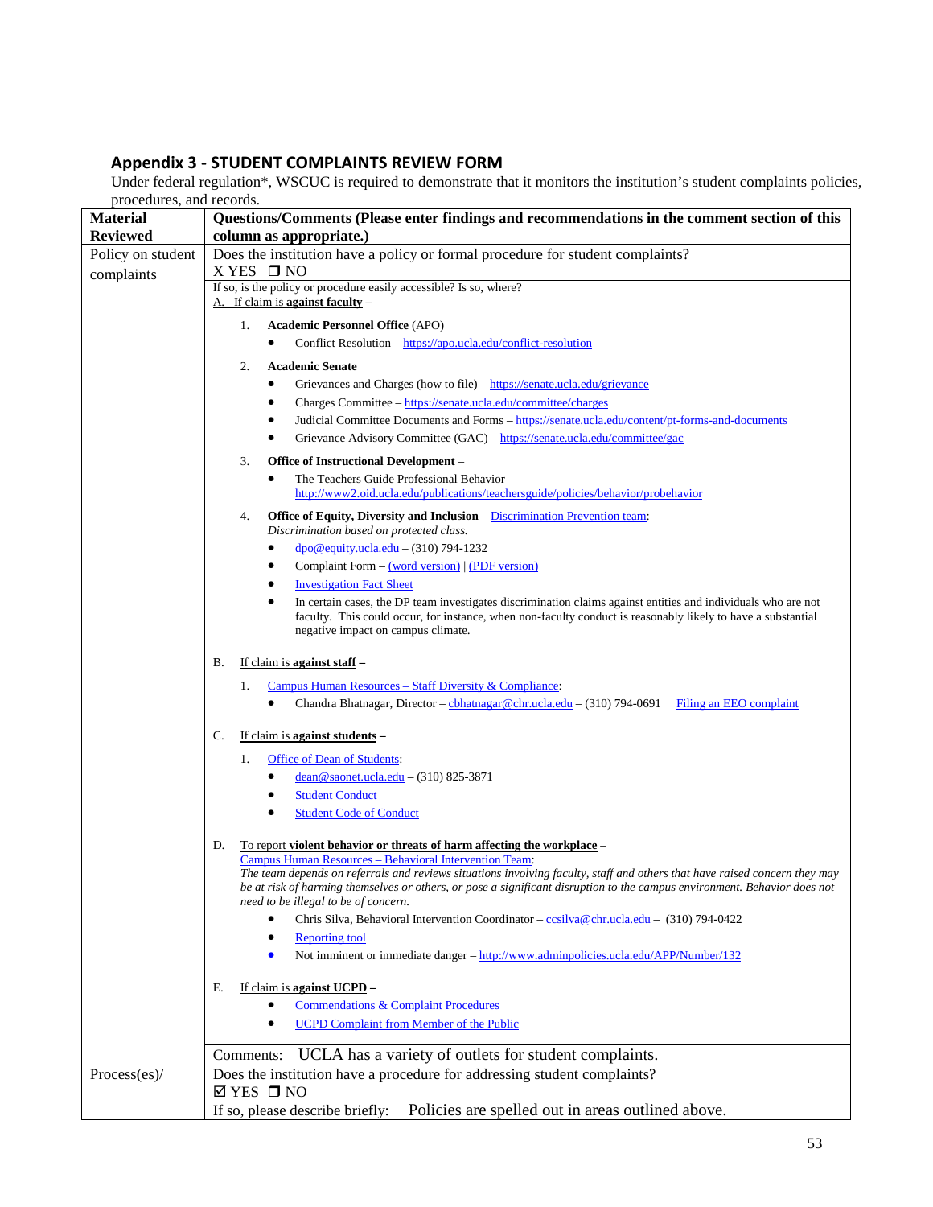## Appendix 3 - STUDENT COMPLAINTS REVIEW FORM

Under federal regulation*, WSCUC is required to demonstrate that it monitors the institution's student complaints policies, procedures, and records.

| Material Reviewed | Questions/Comments (Please enter findings and recommendations in the comment section of this column as appropriate.) |
|---|---|
| Policy on student complaints | Does the institution have a policy or formal procedure for student complaints?<br>X YES ❒ NO |
| | If so, is the policy or procedure easily accessible? Is so, where?<br>A. If claim is **against faculty** –<br>1. **Academic Personnel Office** (APO)<br>• Conflict Resolution – https://apo.ucla.edu/conflict-resolution<br>2. **Academic Senate**<br>• Grievances and Charges (how to file) – https://senate.ucla.edu/grievance<br>• Charges Committee – https://senate.ucla.edu/committee/charges<br>• Judicial Committee Documents and Forms – https://senate.ucla.edu/content/pt-forms-and-documents<br>• Grievance Advisory Committee (GAC) – https://senate.ucla.edu/committee/gac<br>3. **Office of Instructional Development** –<br>• The Teachers Guide Professional Behavior – http://www2.oid.ucla.edu/publications/teachersguide/policies/behavior/probehavior<br>4. **Office of Equity, Diversity and Inclusion** – Discrimination Prevention team: *Discrimination based on protected class.*<br>• dpo@equity.ucla.edu – (310) 794-1232<br>• Complaint Form – (word version) \| (PDF version)<br>• Investigation Fact Sheet<br>• In certain cases, the DP team investigates discrimination claims against entities and individuals who are not faculty. This could occur, for instance, when non-faculty conduct is reasonably likely to have a substantial negative impact on campus climate.<br>B. If claim is **against staff** –<br>1. Campus Human Resources – Staff Diversity & Compliance:<br>• Chandra Bhatnagar, Director – cbhatnagar@chr.ucla.edu – (310) 794-0691 Filing an EEO complaint<br>C. If claim is **against students** –<br>1. Office of Dean of Students:<br>• dean@saonet.ucla.edu – (310) 825-3871<br>• Student Conduct<br>• Student Code of Conduct<br>D. To report **violent behavior or threats of harm affecting the workplace** –<br>Campus Human Resources – Behavioral Intervention Team:<br>*The team depends on referrals and reviews situations involving faculty, staff and others that have raised concern they may be at risk of harming themselves or others, or pose a significant disruption to the campus environment. Behavior does not need to be illegal to be of concern.*<br>• Chris Silva, Behavioral Intervention Coordinator – ccsilva@chr.ucla.edu – (310) 794-0422<br>• Reporting tool<br>• Not imminent or immediate danger – http://www.adminpolicies.ucla.edu/APP/Number/132<br>E. If claim is **against UCPD** –<br>• Commendations & Complaint Procedures<br>• UCPD Complaint from Member of the Public |
| | Comments: UCLA has a variety of outlets for student complaints. |
| Process(es)/ | Does the institution have a procedure for addressing student complaints?<br>☑ YES ❒ NO<br>If so, please describe briefly: Policies are spelled out in areas outlined above. |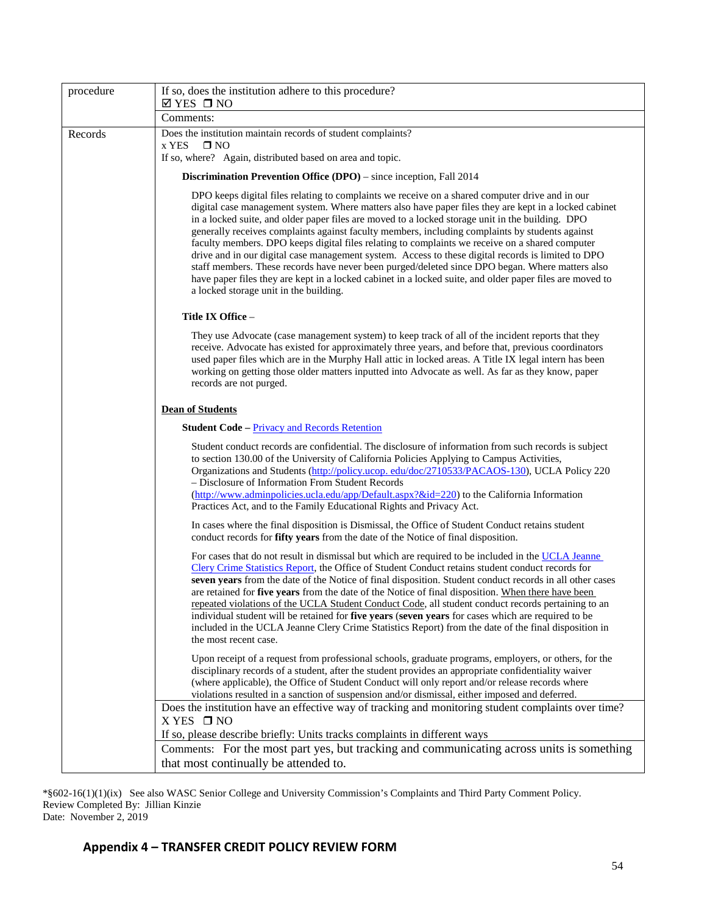| | |
|---|---|
| procedure | If so, does the institution adhere to this procedure?<br>☑ YES ❒ NO |
| | Comments: |
| Records | Does the institution maintain records of student complaints?<br>x YES ❒ NO<br>If so, where? Again, distributed based on area and topic.<br><br>**Discrimination Prevention Office (DPO)** – since inception, Fall 2014<br><br>DPO keeps digital files relating to complaints we receive on a shared computer drive and in our digital case management system. Where matters also have paper files they are kept in a locked cabinet in a locked suite, and older paper files are moved to a locked storage unit in the building. DPO generally receives complaints against faculty members, including complaints by students against faculty members. DPO keeps digital files relating to complaints we receive on a shared computer drive and in our digital case management system. Access to these digital records is limited to DPO staff members. These records have never been purged/deleted since DPO began. Where matters also have paper files they are kept in a locked cabinet in a locked suite, and older paper files are moved to a locked storage unit in the building.<br><br>**Title IX Office** –<br><br>They use Advocate (case management system) to keep track of all of the incident reports that they receive. Advocate has existed for approximately three years, and before that, previous coordinators used paper files which are in the Murphy Hall attic in locked areas. A Title IX legal intern has been working on getting those older matters inputted into Advocate as well. As far as they know, paper records are not purged.<br><br>**Dean of Students**<br><br>**Student Code –** Privacy and Records Retention<br><br>Student conduct records are confidential. The disclosure of information from such records is subject to section 130.00 of the University of California Policies Applying to Campus Activities, Organizations and Students (http://policy.ucop.edu/doc/2710533/PACAOS-130), UCLA Policy 220 – Disclosure of Information From Student Records (http://www.adminpolicies.ucla.edu/app/Default.aspx?&id=220) to the California Information Practices Act, and to the Family Educational Rights and Privacy Act.<br><br>In cases where the final disposition is Dismissal, the Office of Student Conduct retains student conduct records for **fifty years** from the date of the Notice of final disposition.<br><br>For cases that do not result in dismissal but which are required to be included in the UCLA Jeanne Clery Crime Statistics Report, the Office of Student Conduct retains student conduct records for **seven years** from the date of the Notice of final disposition. Student conduct records in all other cases are retained for **five years** from the date of the Notice of final disposition. When there have been repeated violations of the UCLA Student Conduct Code, all student conduct records pertaining to an individual student will be retained for **five years** (**seven years** for cases which are required to be included in the UCLA Jeanne Clery Crime Statistics Report) from the date of the final disposition in the most recent case.<br><br>Upon receipt of a request from professional schools, graduate programs, employers, or others, for the disciplinary records of a student, after the student provides an appropriate confidentiality waiver (where applicable), the Office of Student Conduct will only report and/or release records where violations resulted in a sanction of suspension and/or dismissal, either imposed and deferred. |
| | Does the institution have an effective way of tracking and monitoring student complaints over time?<br>X YES ❒ NO<br>If so, please describe briefly: Units tracks complaints in different ways |
| | Comments: For the most part yes, but tracking and communicating across units is something that most continually be attended to. |

*§602-16(1)(1)(ix) See also WASC Senior College and University Commission's Complaints and Third Party Comment Policy.
Review Completed By: Jillian Kinzie
Date: November 2, 2019

## Appendix 4 – TRANSFER CREDIT POLICY REVIEW FORM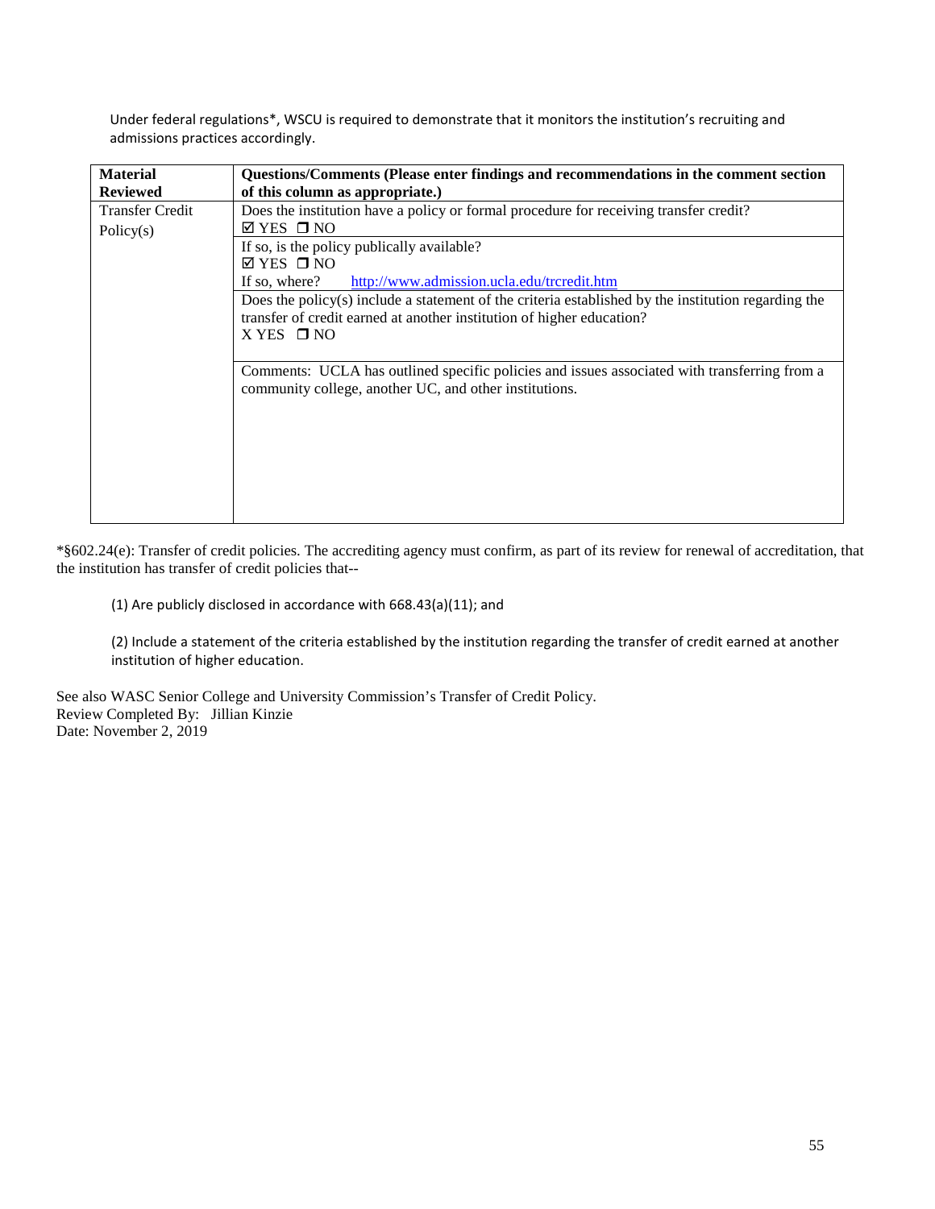Under federal regulations*, WSCU is required to demonstrate that it monitors the institution's recruiting and admissions practices accordingly.

| **Material Reviewed** | **Questions/Comments (Please enter findings and recommendations in the comment section of this column as appropriate.)** |
|---|---|
| Transfer Credit Policy(s) | Does the institution have a policy or formal procedure for receiving transfer credit?<br>☑ YES ❐ NO |
| | If so, is the policy publically available?<br>☑ YES ❐ NO<br>If so, where? http://www.admission.ucla.edu/trcredit.htm |
| | Does the policy(s) include a statement of the criteria established by the institution regarding the transfer of credit earned at another institution of higher education?<br>X YES ❐ NO |
| | Comments: UCLA has outlined specific policies and issues associated with transferring from a community college, another UC, and other institutions. |

*§602.24(e): Transfer of credit policies. The accrediting agency must confirm, as part of its review for renewal of accreditation, that the institution has transfer of credit policies that--

(1) Are publicly disclosed in accordance with 668.43(a)(11); and

(2) Include a statement of the criteria established by the institution regarding the transfer of credit earned at another institution of higher education.

See also WASC Senior College and University Commission's Transfer of Credit Policy.
Review Completed By: Jillian Kinzie
Date: November 2, 2019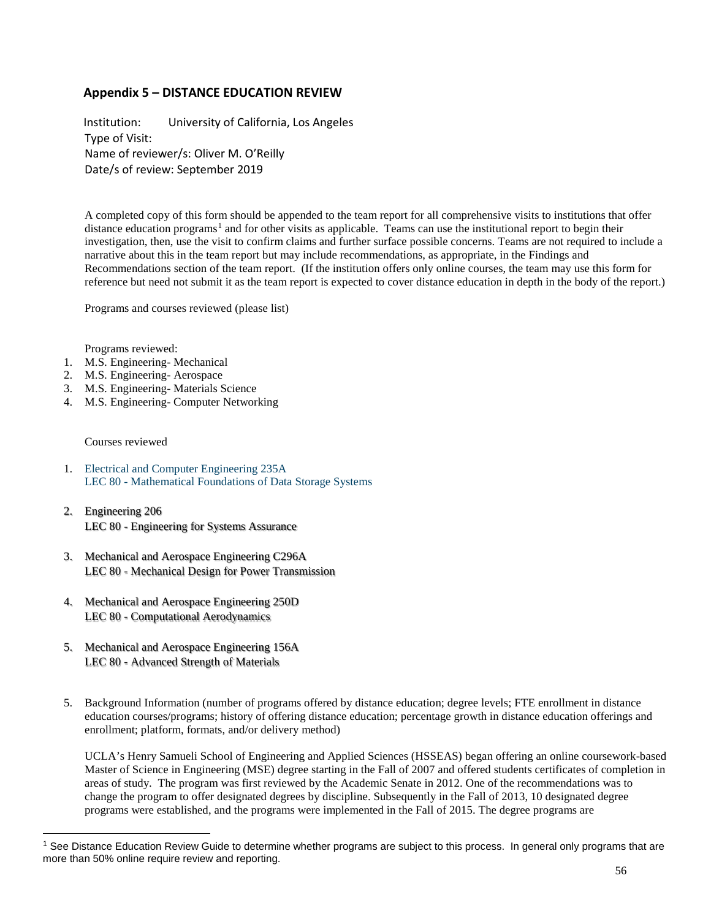## Appendix 5 – DISTANCE EDUCATION REVIEW

Institution: University of California, Los Angeles
Type of Visit:
Name of reviewer/s: Oliver M. O'Reilly
Date/s of review: September 2019

A completed copy of this form should be appended to the team report for all comprehensive visits to institutions that offer distance education programs[1] and for other visits as applicable. Teams can use the institutional report to begin their investigation, then, use the visit to confirm claims and further surface possible concerns. Teams are not required to include a narrative about this in the team report but may include recommendations, as appropriate, in the Findings and Recommendations section of the team report. (If the institution offers only online courses, the team may use this form for reference but need not submit it as the team report is expected to cover distance education in depth in the body of the report.)

Programs and courses reviewed (please list)

Programs reviewed:

1. M.S. Engineering- Mechanical
2. M.S. Engineering- Aerospace
3. M.S. Engineering- Materials Science
4. M.S. Engineering- Computer Networking

Courses reviewed

1. Electrical and Computer Engineering 235A
   LEC 80 - Mathematical Foundations of Data Storage Systems
2. Engineering 206
   LEC 80 - Engineering for Systems Assurance
3. Mechanical and Aerospace Engineering C296A
   LEC 80 - Mechanical Design for Power Transmission
4. Mechanical and Aerospace Engineering 250D
   LEC 80 - Computational Aerodynamics
5. Mechanical and Aerospace Engineering 156A
   LEC 80 - Advanced Strength of Materials

5. Background Information (number of programs offered by distance education; degree levels; FTE enrollment in distance education courses/programs; history of offering distance education; percentage growth in distance education offerings and enrollment; platform, formats, and/or delivery method)

   UCLA's Henry Samueli School of Engineering and Applied Sciences (HSSEAS) began offering an online coursework-based Master of Science in Engineering (MSE) degree starting in the Fall of 2007 and offered students certificates of completion in areas of study. The program was first reviewed by the Academic Senate in 2012. One of the recommendations was to change the program to offer designated degrees by discipline. Subsequently in the Fall of 2013, 10 designated degree programs were established, and the programs were implemented in the Fall of 2015. The degree programs are

[1] See Distance Education Review Guide to determine whether programs are subject to this process. In general only programs that are more than 50% online require review and reporting.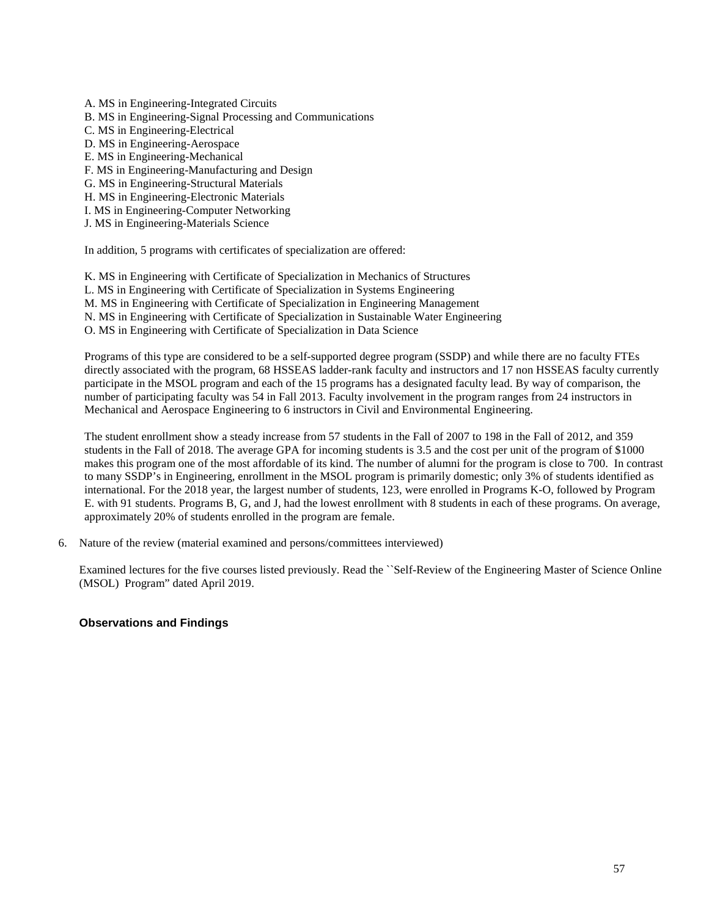A. MS in Engineering-Integrated Circuits
B. MS in Engineering-Signal Processing and Communications
C. MS in Engineering-Electrical
D. MS in Engineering-Aerospace
E. MS in Engineering-Mechanical
F. MS in Engineering-Manufacturing and Design
G. MS in Engineering-Structural Materials
H. MS in Engineering-Electronic Materials
I. MS in Engineering-Computer Networking
J. MS in Engineering-Materials Science

In addition, 5 programs with certificates of specialization are offered:

K. MS in Engineering with Certificate of Specialization in Mechanics of Structures
L. MS in Engineering with Certificate of Specialization in Systems Engineering
M. MS in Engineering with Certificate of Specialization in Engineering Management
N. MS in Engineering with Certificate of Specialization in Sustainable Water Engineering
O. MS in Engineering with Certificate of Specialization in Data Science

Programs of this type are considered to be a self-supported degree program (SSDP) and while there are no faculty FTEs directly associated with the program, 68 HSSEAS ladder-rank faculty and instructors and 17 non HSSEAS faculty currently participate in the MSOL program and each of the 15 programs has a designated faculty lead. By way of comparison, the number of participating faculty was 54 in Fall 2013. Faculty involvement in the program ranges from 24 instructors in Mechanical and Aerospace Engineering to 6 instructors in Civil and Environmental Engineering.

The student enrollment show a steady increase from 57 students in the Fall of 2007 to 198 in the Fall of 2012, and 359 students in the Fall of 2018. The average GPA for incoming students is 3.5 and the cost per unit of the program of $1000 makes this program one of the most affordable of its kind. The number of alumni for the program is close to 700. In contrast to many SSDP's in Engineering, enrollment in the MSOL program is primarily domestic; only 3% of students identified as international. For the 2018 year, the largest number of students, 123, were enrolled in Programs K-O, followed by Program E. with 91 students. Programs B, G, and J, had the lowest enrollment with 8 students in each of these programs. On average, approximately 20% of students enrolled in the program are female.

6. Nature of the review (material examined and persons/committees interviewed)

   Examined lectures for the five courses listed previously. Read the ``Self-Review of the Engineering Master of Science Online (MSOL) Program" dated April 2019.

**Observations and Findings**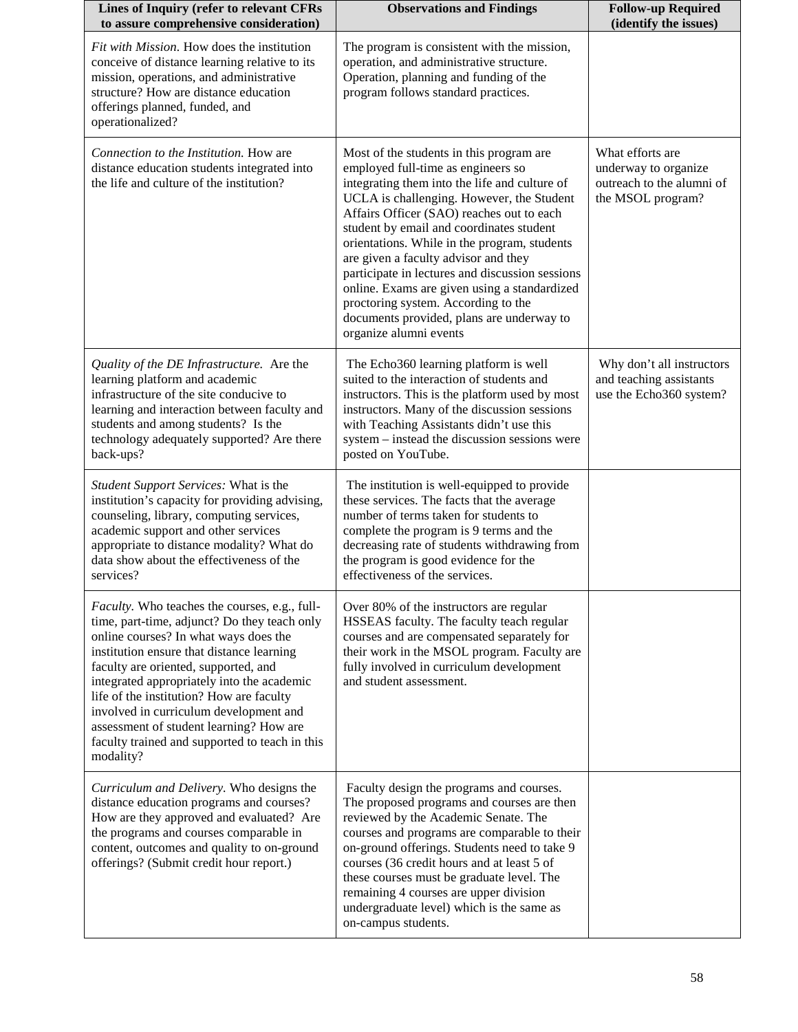| Lines of Inquiry (refer to relevant CFRs to assure comprehensive consideration) | Observations and Findings | Follow-up Required (identify the issues) |
|---|---|---|
| *Fit with Mission.* How does the institution conceive of distance learning relative to its mission, operations, and administrative structure? How are distance education offerings planned, funded, and operationalized? | The program is consistent with the mission, operation, and administrative structure. Operation, planning and funding of the program follows standard practices. | |
| *Connection to the Institution.* How are distance education students integrated into the life and culture of the institution? | Most of the students in this program are employed full-time as engineers so integrating them into the life and culture of UCLA is challenging. However, the Student Affairs Officer (SAO) reaches out to each student by email and coordinates student orientations. While in the program, students are given a faculty advisor and they participate in lectures and discussion sessions online. Exams are given using a standardized proctoring system. According to the documents provided, plans are underway to organize alumni events | What efforts are underway to organize outreach to the alumni of the MSOL program? |
| *Quality of the DE Infrastructure.* Are the learning platform and academic infrastructure of the site conducive to learning and interaction between faculty and students and among students? Is the technology adequately supported? Are there back-ups? | The Echo360 learning platform is well suited to the interaction of students and instructors. This is the platform used by most instructors. Many of the discussion sessions with Teaching Assistants didn't use this system – instead the discussion sessions were posted on YouTube. | Why don't all instructors and teaching assistants use the Echo360 system? |
| *Student Support Services:* What is the institution's capacity for providing advising, counseling, library, computing services, academic support and other services appropriate to distance modality? What do data show about the effectiveness of the services? | The institution is well-equipped to provide these services. The facts that the average number of terms taken for students to complete the program is 9 terms and the decreasing rate of students withdrawing from the program is good evidence for the effectiveness of the services. | |
| *Faculty.* Who teaches the courses, e.g., full-time, part-time, adjunct? Do they teach only online courses? In what ways does the institution ensure that distance learning faculty are oriented, supported, and integrated appropriately into the academic life of the institution? How are faculty involved in curriculum development and assessment of student learning? How are faculty trained and supported to teach in this modality? | Over 80% of the instructors are regular HSSEAS faculty. The faculty teach regular courses and are compensated separately for their work in the MSOL program. Faculty are fully involved in curriculum development and student assessment. | |
| *Curriculum and Delivery.* Who designs the distance education programs and courses? How are they approved and evaluated? Are the programs and courses comparable in content, outcomes and quality to on-ground offerings? (Submit credit hour report.) | Faculty design the programs and courses. The proposed programs and courses are then reviewed by the Academic Senate. The courses and programs are comparable to their on-ground offerings. Students need to take 9 courses (36 credit hours and at least 5 of these courses must be graduate level. The remaining 4 courses are upper division undergraduate level) which is the same as on-campus students. | |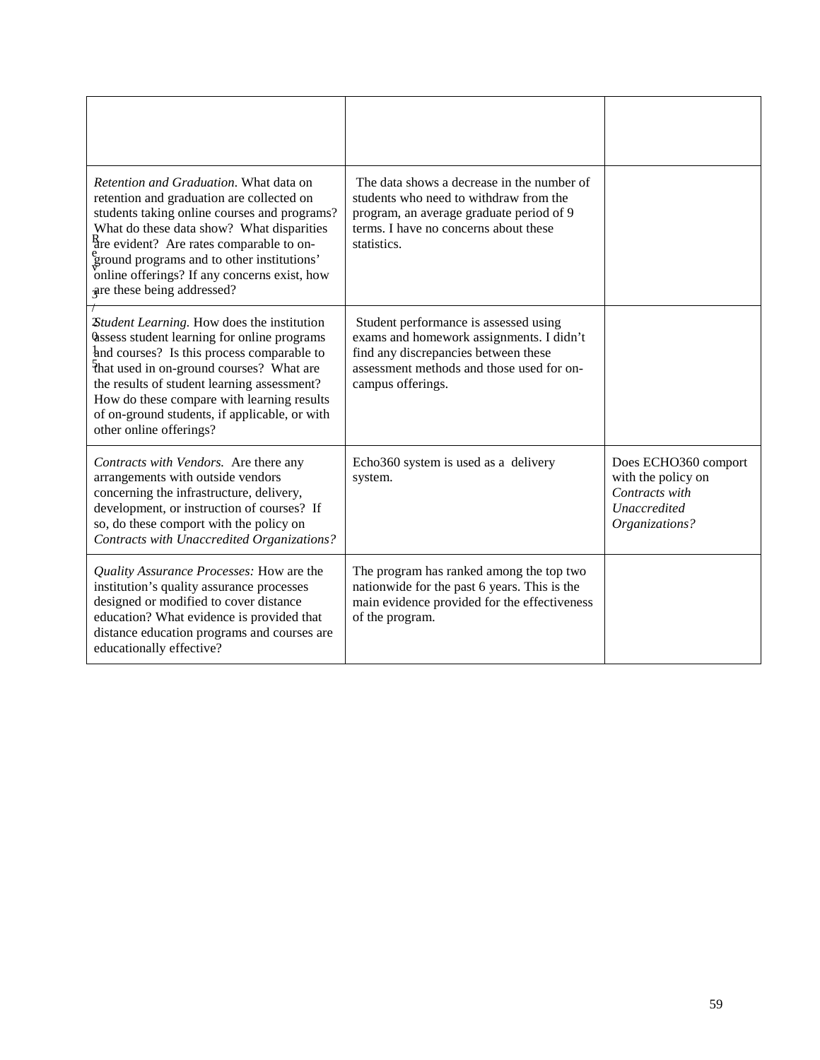| | | |
|---|---|---|
| | | |
| *Retention and Graduation.* What data on retention and graduation are collected on students taking online courses and programs? What do these data show? What disparities are evident? Are rates comparable to on-ground programs and to other institutions' online offerings? If any concerns exist, how are these being addressed? | The data shows a decrease in the number of students who need to withdraw from the program, an average graduate period of 9 terms. I have no concerns about these statistics. | |
| *Student Learning.* How does the institution assess student learning for online programs and courses? Is this process comparable to that used in on-ground courses? What are the results of student learning assessment? How do these compare with learning results of on-ground students, if applicable, or with other online offerings? | Student performance is assessed using exams and homework assignments. I didn't find any discrepancies between these assessment methods and those used for on-campus offerings. | |
| *Contracts with Vendors.* Are there any arrangements with outside vendors concerning the infrastructure, delivery, development, or instruction of courses? If so, do these comport with the policy on *Contracts with Unaccredited Organizations?* | Echo360 system is used as a delivery system. | Does ECHO360 comport with the policy on *Contracts with Unaccredited Organizations?* |
| *Quality Assurance Processes:* How are the institution's quality assurance processes designed or modified to cover distance education? What evidence is provided that distance education programs and courses are educationally effective? | The program has ranked among the top two nationwide for the past 6 years. This is the main evidence provided for the effectiveness of the program. | |

Rev 3/2015